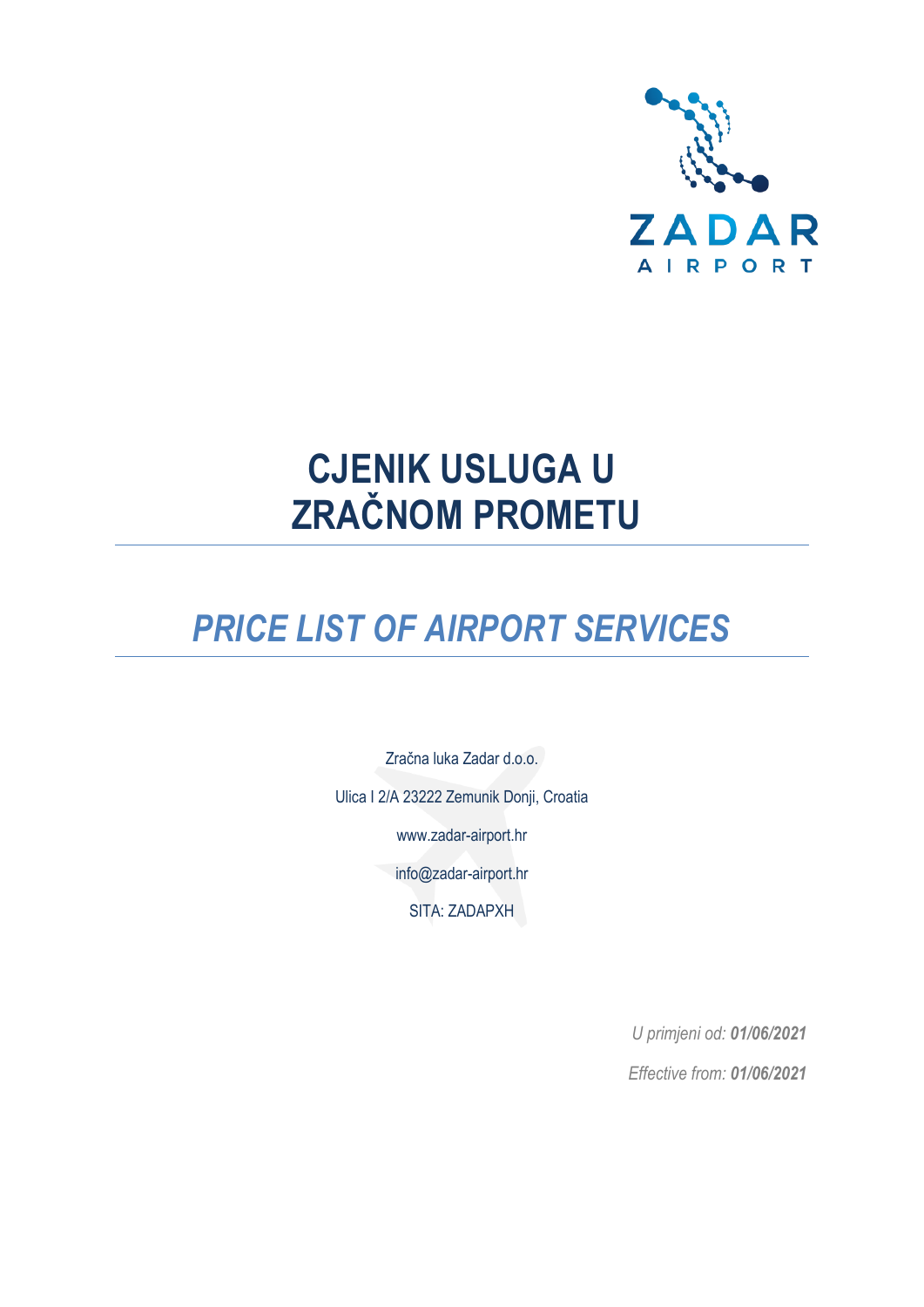ZADAR

AIRPORT

# CJENIK USLUGA U ZRAČNOM PROMETU

## *PRICE LIST OF AIRPORT SERVICES*

Zračna luka Zadar d.o.o.

Ulica I 2/A 23222 Zemunik Donji, Croatia

www.zadar-airport.hr

info@zadar-airport.hr

SITA: ZADAPXH

*U primjeni od:* ***01/06/2021***

*Effective from:* ***01/06/2021***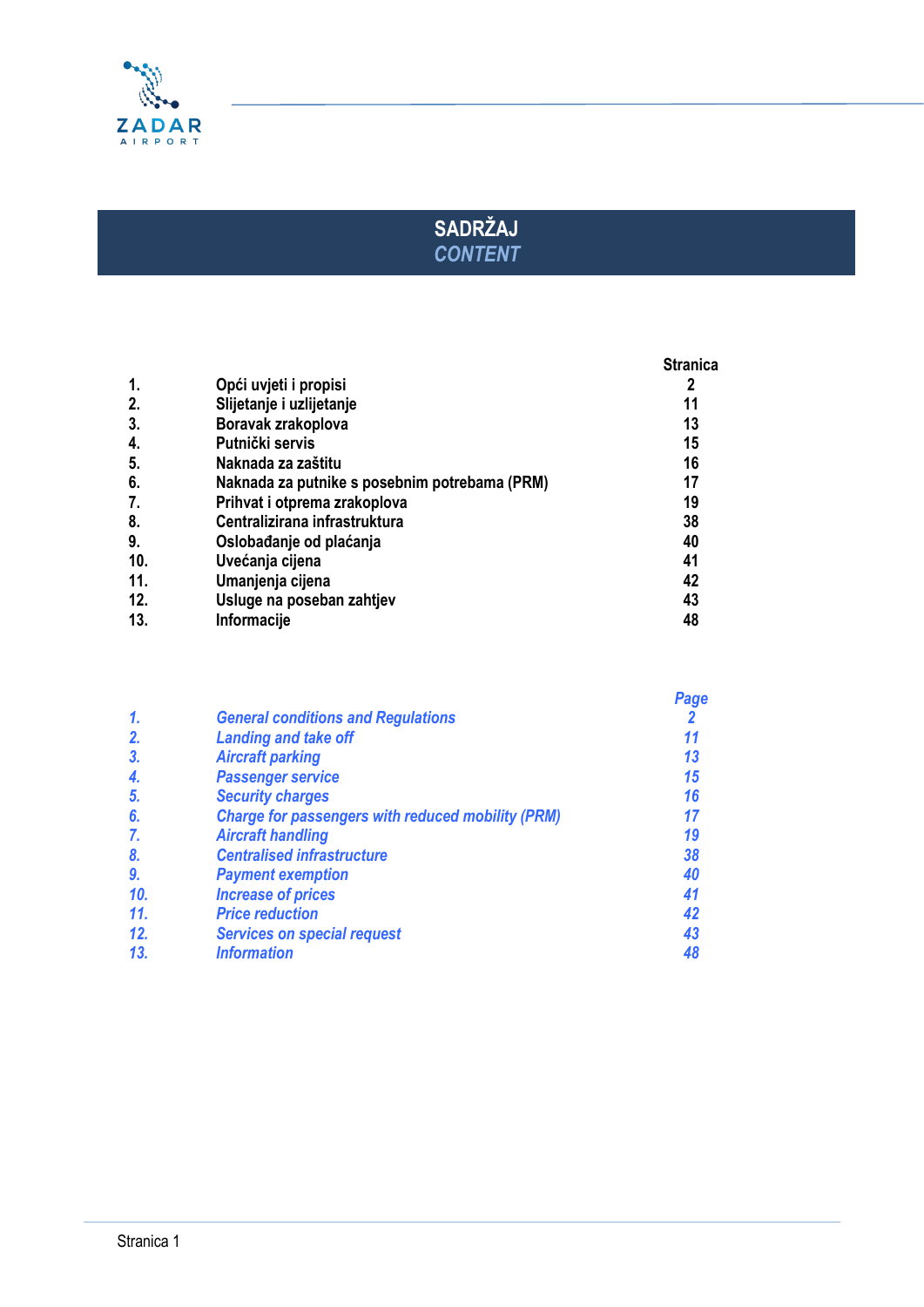# SADRŽAJ

## *CONTENT*

| | | Stranica |
|---|---|---|
| 1. | Opći uvjeti i propisi | 2 |
| 2. | Slijetanje i uzlijetanje | 11 |
| 3. | Boravak zrakoplova | 13 |
| 4. | Putnički servis | 15 |
| 5. | Naknada za zaštitu | 16 |
| 6. | Naknada za putnike s posebnim potrebama (PRM) | 17 |
| 7. | Prihvat i otprema zrakoplova | 19 |
| 8. | Centralizirana infrastruktura | 38 |
| 9. | Oslobađanje od plaćanja | 40 |
| 10. | Uvećanja cijena | 41 |
| 11. | Umanjenja cijena | 42 |
| 12. | Usluge na poseban zahtjev | 43 |
| 13. | Informacije | 48 |

| | | *Page* |
|---|---|---|
| *1.* | *General conditions and Regulations* | *2* |
| *2.* | *Landing and take off* | *11* |
| *3.* | *Aircraft parking* | *13* |
| *4.* | *Passenger service* | *15* |
| *5.* | *Security charges* | *16* |
| *6.* | *Charge for passengers with reduced mobility (PRM)* | *17* |
| *7.* | *Aircraft handling* | *19* |
| *8.* | *Centralised infrastructure* | *38* |
| *9.* | *Payment exemption* | *40* |
| *10.* | *Increase of prices* | *41* |
| *11.* | *Price reduction* | *42* |
| *12.* | *Services on special request* | *43* |
| *13.* | *Information* | *48* |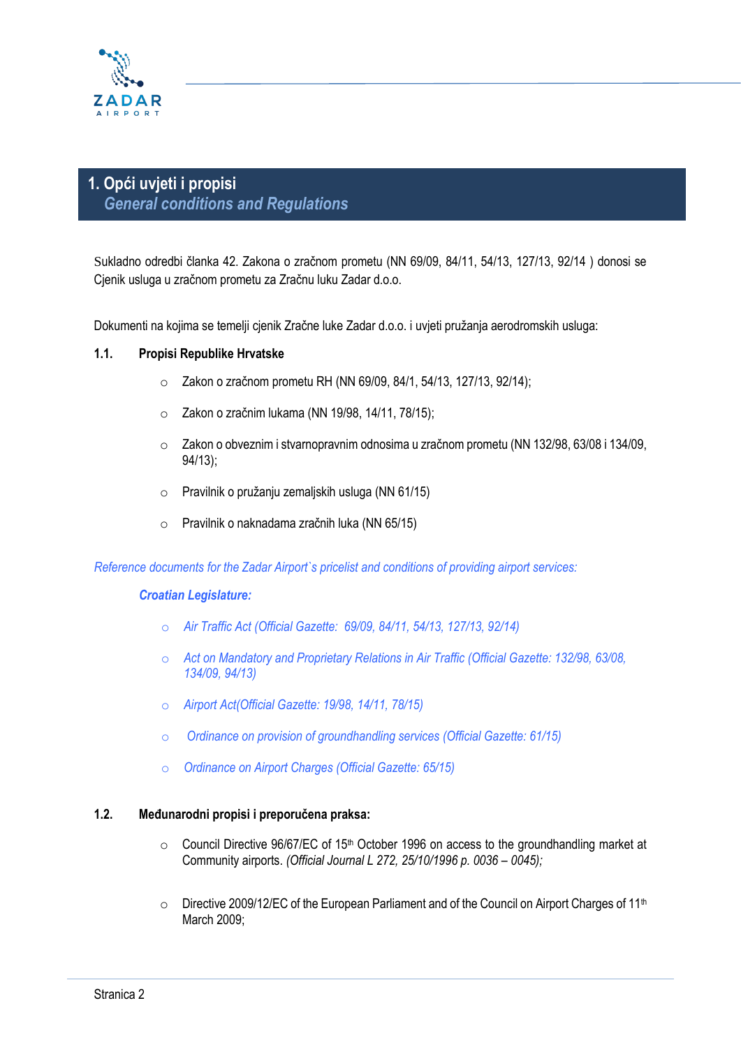# 1. Opći uvjeti i propisi
## *General conditions and Regulations*

Sukladno odredbi članka 42. Zakona o zračnom prometu (NN 69/09, 84/11, 54/13, 127/13, 92/14 ) donosi se Cjenik usluga u zračnom prometu za Zračnu luku Zadar d.o.o.

Dokumenti na kojima se temelji cjenik Zračne luke Zadar d.o.o. i uvjeti pružanja aerodromskih usluga:

### 1.1. Propisi Republike Hrvatske

- Zakon o zračnom prometu RH (NN 69/09, 84/1, 54/13, 127/13, 92/14);
- Zakon o zračnim lukama (NN 19/98, 14/11, 78/15);
- Zakon o obveznim i stvarnopravnim odnosima u zračnom prometu (NN 132/98, 63/08 i 134/09, 94/13);
- Pravilnik o pružanju zemaljskih usluga (NN 61/15)
- Pravilnik o naknadama zračnih luka (NN 65/15)

*Reference documents for the Zadar Airport`s pricelist and conditions of providing airport services:*

***Croatian Legislature:***

- *Air Traffic Act (Official Gazette: 69/09, 84/11, 54/13, 127/13, 92/14)*
- *Act on Mandatory and Proprietary Relations in Air Traffic (Official Gazette: 132/98, 63/08, 134/09, 94/13)*
- *Airport Act(Official Gazette: 19/98, 14/11, 78/15)*
- *Ordinance on provision of groundhandling services (Official Gazette: 61/15)*
- *Ordinance on Airport Charges (Official Gazette: 65/15)*

### 1.2. Međunarodni propisi i preporučena praksa:

- Council Directive 96/67/EC of 15th October 1996 on access to the groundhandling market at Community airports. *(Official Journal L 272, 25/10/1996 p. 0036 – 0045);*
- Directive 2009/12/EC of the European Parliament and of the Council on Airport Charges of 11th March 2009;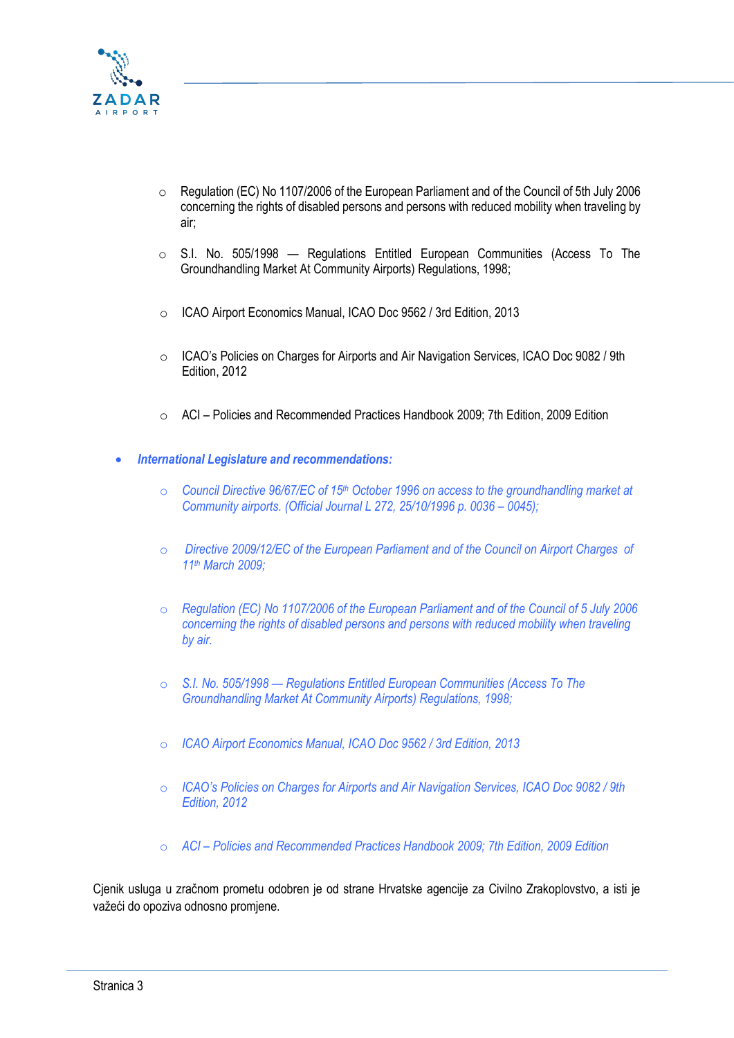- Regulation (EC) No 1107/2006 of the European Parliament and of the Council of 5th July 2006 concerning the rights of disabled persons and persons with reduced mobility when traveling by air;

- S.I. No. 505/1998 — Regulations Entitled European Communities (Access To The Groundhandling Market At Community Airports) Regulations, 1998;

- ICAO Airport Economics Manual, ICAO Doc 9562 / 3rd Edition, 2013

- ICAO's Policies on Charges for Airports and Air Navigation Services, ICAO Doc 9082 / 9th Edition, 2012

- ACI – Policies and Recommended Practices Handbook 2009; 7th Edition, 2009 Edition

- ***International Legislature and recommendations:***

  - *Council Directive 96/67/EC of 15th October 1996 on access to the groundhandling market at Community airports. (Official Journal L 272, 25/10/1996 p. 0036 – 0045);*

  - *Directive 2009/12/EC of the European Parliament and of the Council on Airport Charges of 11th March 2009;*

  - *Regulation (EC) No 1107/2006 of the European Parliament and of the Council of 5 July 2006 concerning the rights of disabled persons and persons with reduced mobility when traveling by air.*

  - *S.I. No. 505/1998 — Regulations Entitled European Communities (Access To The Groundhandling Market At Community Airports) Regulations, 1998;*

  - *ICAO Airport Economics Manual, ICAO Doc 9562 / 3rd Edition, 2013*

  - *ICAO's Policies on Charges for Airports and Air Navigation Services, ICAO Doc 9082 / 9th Edition, 2012*

  - *ACI – Policies and Recommended Practices Handbook 2009; 7th Edition, 2009 Edition*

Cjenik usluga u zračnom prometu odobren je od strane Hrvatske agencije za Civilno Zrakoplovstvo, a isti je važeći do opoziva odnosno promjene.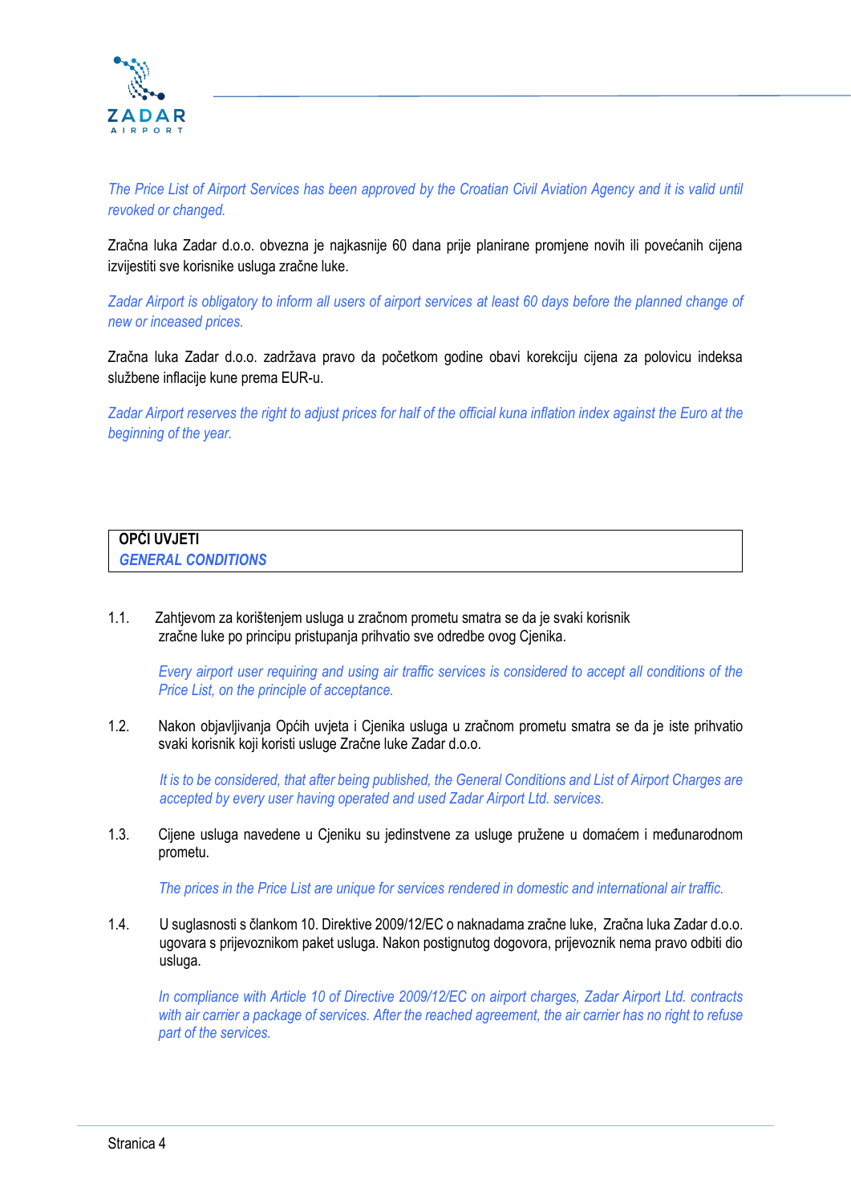*The Price List of Airport Services has been approved by the Croatian Civil Aviation Agency and it is valid until revoked or changed.*

Zračna luka Zadar d.o.o. obvezna je najkasnije 60 dana prije planirane promjene novih ili povećanih cijena izvijestiti sve korisnike usluga zračne luke.

*Zadar Airport is obligatory to inform all users of airport services at least 60 days before the planned change of new or inceased prices.*

Zračna luka Zadar d.o.o. zadržava pravo da početkom godine obavi korekciju cijena za polovicu indeksa službene inflacije kune prema EUR-u.

*Zadar Airport reserves the right to adjust prices for half of the official kuna inflation index against the Euro at the beginning of the year.*

## OPĆI UVJETI
## *GENERAL CONDITIONS*

1.1. Zahtjevom za korištenjem usluga u zračnom prometu smatra se da je svaki korisnik zračne luke po principu pristupanja prihvatio sve odredbe ovog Cjenika.

*Every airport user requiring and using air traffic services is considered to accept all conditions of the Price List, on the principle of acceptance.*

1.2. Nakon objavljivanja Općih uvjeta i Cjenika usluga u zračnom prometu smatra se da je iste prihvatio svaki korisnik koji koristi usluge Zračne luke Zadar d.o.o.

*It is to be considered, that after being published, the General Conditions and List of Airport Charges are accepted by every user having operated and used Zadar Airport Ltd. services.*

1.3. Cijene usluga navedene u Cjeniku su jedinstvene za usluge pružene u domaćem i međunarodnom prometu.

*The prices in the Price List are unique for services rendered in domestic and international air traffic.*

1.4. U suglasnosti s člankom 10. Direktive 2009/12/EC o naknadama zračne luke, Zračna luka Zadar d.o.o. ugovara s prijevoznikom paket usluga. Nakon postignutog dogovora, prijevoznik nema pravo odbiti dio usluga.

*In compliance with Article 10 of Directive 2009/12/EC on airport charges, Zadar Airport Ltd. contracts with air carrier a package of services. After the reached agreement, the air carrier has no right to refuse part of the services.*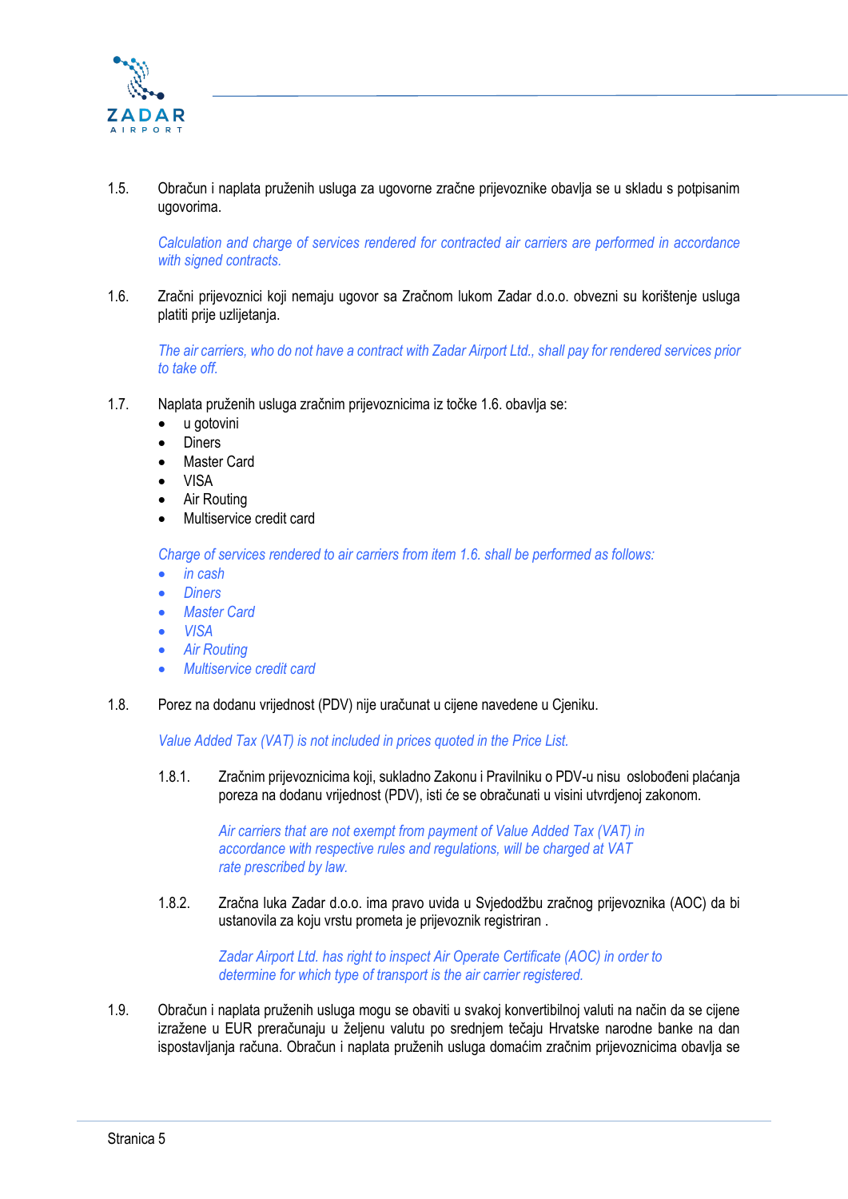1.5. Obračun i naplata pruženih usluga za ugovorne zračne prijevoznike obavlja se u skladu s potpisanim ugovorima.

*Calculation and charge of services rendered for contracted air carriers are performed in accordance with signed contracts.*

1.6. Zračni prijevoznici koji nemaju ugovor sa Zračnom lukom Zadar d.o.o. obvezni su korištenje usluga platiti prije uzlijetanja.

*The air carriers, who do not have a contract with Zadar Airport Ltd., shall pay for rendered services prior to take off.*

1.7. Naplata pruženih usluga zračnim prijevoznicima iz točke 1.6. obavlja se:

- u gotovini
- Diners
- Master Card
- VISA
- Air Routing
- Multiservice credit card

*Charge of services rendered to air carriers from item 1.6. shall be performed as follows:*

- *in cash*
- *Diners*
- *Master Card*
- *VISA*
- *Air Routing*
- *Multiservice credit card*

1.8. Porez na dodanu vrijednost (PDV) nije uračunat u cijene navedene u Cjeniku.

*Value Added Tax (VAT) is not included in prices quoted in the Price List.*

1.8.1. Zračnim prijevoznicima koji, sukladno Zakonu i Pravilniku o PDV-u nisu oslobođeni plaćanja poreza na dodanu vrijednost (PDV), isti će se obračunati u visini utvrdjenoj zakonom.

*Air carriers that are not exempt from payment of Value Added Tax (VAT) in accordance with respective rules and regulations, will be charged at VAT rate prescribed by law.*

1.8.2. Zračna luka Zadar d.o.o. ima pravo uvida u Svjedodžbu zračnog prijevoznika (AOC) da bi ustanovila za koju vrstu prometa je prijevoznik registriran .

*Zadar Airport Ltd. has right to inspect Air Operate Certificate (AOC) in order to determine for which type of transport is the air carrier registered.*

1.9. Obračun i naplata pruženih usluga mogu se obaviti u svakoj konvertibilnoj valuti na način da se cijene izražene u EUR preračunaju u željenu valutu po srednjem tečaju Hrvatske narodne banke na dan ispostavljanja računa. Obračun i naplata pruženih usluga domaćim zračnim prijevoznicima obavlja se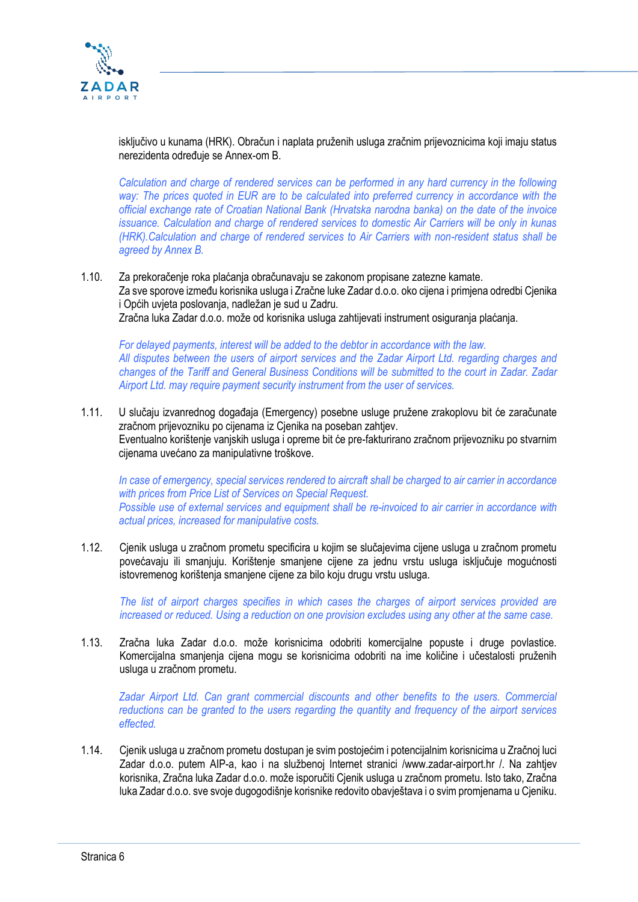isključivo u kunama (HRK). Obračun i naplata pruženih usluga zračnim prijevoznicima koji imaju status nerezidenta određuje se Annex-om B.

*Calculation and charge of rendered services can be performed in any hard currency in the following way: The prices quoted in EUR are to be calculated into preferred currency in accordance with the official exchange rate of Croatian National Bank (Hrvatska narodna banka) on the date of the invoice issuance. Calculation and charge of rendered services to domestic Air Carriers will be only in kunas (HRK).Calculation and charge of rendered services to Air Carriers with non-resident status shall be agreed by Annex B.*

1.10. Za prekoračenje roka plaćanja obračunavaju se zakonom propisane zatezne kamate.
Za sve sporove između korisnika usluga i Zračne luke Zadar d.o.o. oko cijena i primjena odredbi Cjenika i Općih uvjeta poslovanja, nadležan je sud u Zadru.
Zračna luka Zadar d.o.o. može od korisnika usluga zahtijevati instrument osiguranja plaćanja.

*For delayed payments, interest will be added to the debtor in accordance with the law.*
*All disputes between the users of airport services and the Zadar Airport Ltd. regarding charges and changes of the Tariff and General Business Conditions will be submitted to the court in Zadar. Zadar Airport Ltd. may require payment security instrument from the user of services.*

1.11. U slučaju izvanrednog događaja (Emergency) posebne usluge pružene zrakoplovu bit će zaračunate zračnom prijevozniku po cijenama iz Cjenika na poseban zahtjev.
Eventualno korištenje vanjskih usluga i opreme bit će pre-fakturirano zračnom prijevozniku po stvarnim cijenama uvećano za manipulativne troškove.

*In case of emergency, special services rendered to aircraft shall be charged to air carrier in accordance with prices from Price List of Services on Special Request.*
*Possible use of external services and equipment shall be re-invoiced to air carrier in accordance with actual prices, increased for manipulative costs.*

1.12. Cjenik usluga u zračnom prometu specificira u kojim se slučajevima cijene usluga u zračnom prometu povećavaju ili smanjuju. Korištenje smanjene cijene za jednu vrstu usluga isključuje mogućnosti istovremenog korištenja smanjene cijene za bilo koju drugu vrstu usluga.

*The list of airport charges specifies in which cases the charges of airport services provided are increased or reduced. Using a reduction on one provision excludes using any other at the same case.*

1.13. Zračna luka Zadar d.o.o. može korisnicima odobriti komercijalne popuste i druge povlastice. Komercijalna smanjenja cijena mogu se korisnicima odobriti na ime količine i učestalosti pruženih usluga u zračnom prometu.

*Zadar Airport Ltd. Can grant commercial discounts and other benefits to the users. Commercial reductions can be granted to the users regarding the quantity and frequency of the airport services effected.*

1.14. Cjenik usluga u zračnom prometu dostupan je svim postojećim i potencijalnim korisnicima u Zračnoj luci Zadar d.o.o. putem AIP-a, kao i na službenoj Internet stranici /www.zadar-airport.hr /. Na zahtjev korisnika, Zračna luka Zadar d.o.o. može isporučiti Cjenik usluga u zračnom prometu. Isto tako, Zračna luka Zadar d.o.o. sve svoje dugogodišnje korisnike redovito obavještava i o svim promjenama u Cjeniku.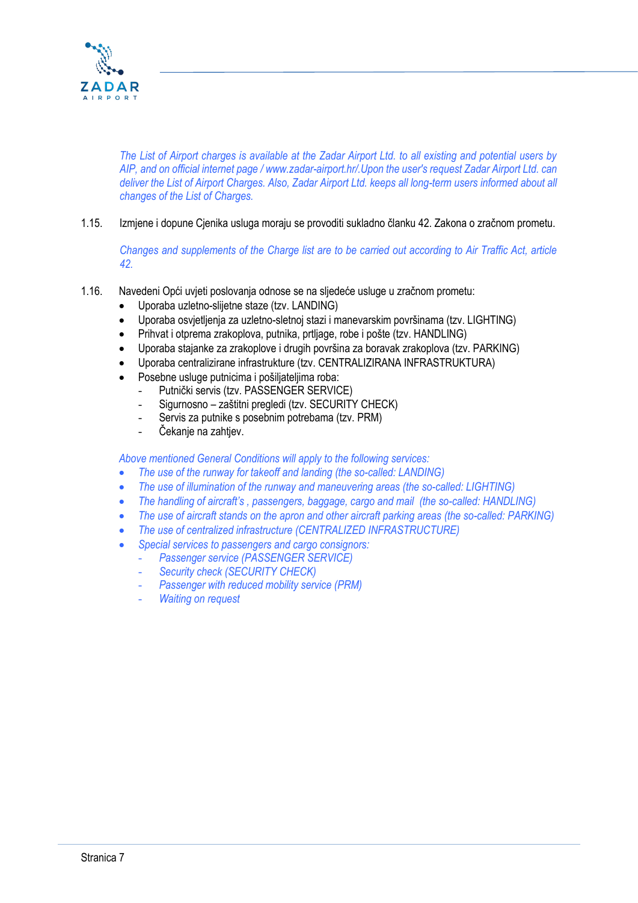*The List of Airport charges is available at the Zadar Airport Ltd. to all existing and potential users by AIP, and on official internet page / www.zadar-airport.hr/.Upon the user's request Zadar Airport Ltd. can deliver the List of Airport Charges. Also, Zadar Airport Ltd. keeps all long-term users informed about all changes of the List of Charges.*

1.15. Izmjene i dopune Cjenika usluga moraju se provoditi sukladno članku 42. Zakona o zračnom prometu.

*Changes and supplements of the Charge list are to be carried out according to Air Traffic Act, article 42.*

1.16. Navedeni Opći uvjeti poslovanja odnose se na sljedeće usluge u zračnom prometu:

- Uporaba uzletno-slijetne staze (tzv. LANDING)
- Uporaba osvjetljenja za uzletno-sletnoj stazi i manevarskim površinama (tzv. LIGHTING)
- Prihvat i otprema zrakoplova, putnika, prtljage, robe i pošte (tzv. HANDLING)
- Uporaba stajanke za zrakoplove i drugih površina za boravak zrakoplova (tzv. PARKING)
- Uporaba centralizirane infrastrukture (tzv. CENTRALIZIRANA INFRASTRUKTURA)
- Posebne usluge putnicima i pošiljateljima roba:
  - Putnički servis (tzv. PASSENGER SERVICE)
  - Sigurnosno – zaštitni pregledi (tzv. SECURITY CHECK)
  - Servis za putnike s posebnim potrebama (tzv. PRM)
  - Čekanje na zahtjev.

*Above mentioned General Conditions will apply to the following services:*

- *The use of the runway for takeoff and landing (the so-called: LANDING)*
- *The use of illumination of the runway and maneuvering areas (the so-called: LIGHTING)*
- *The handling of aircraft's , passengers, baggage, cargo and mail (the so-called: HANDLING)*
- *The use of aircraft stands on the apron and other aircraft parking areas (the so-called: PARKING)*
- *The use of centralized infrastructure (CENTRALIZED INFRASTRUCTURE)*
- *Special services to passengers and cargo consignors:*
  - *Passenger service (PASSENGER SERVICE)*
  - *Security check (SECURITY CHECK)*
  - *Passenger with reduced mobility service (PRM)*
  - *Waiting on request*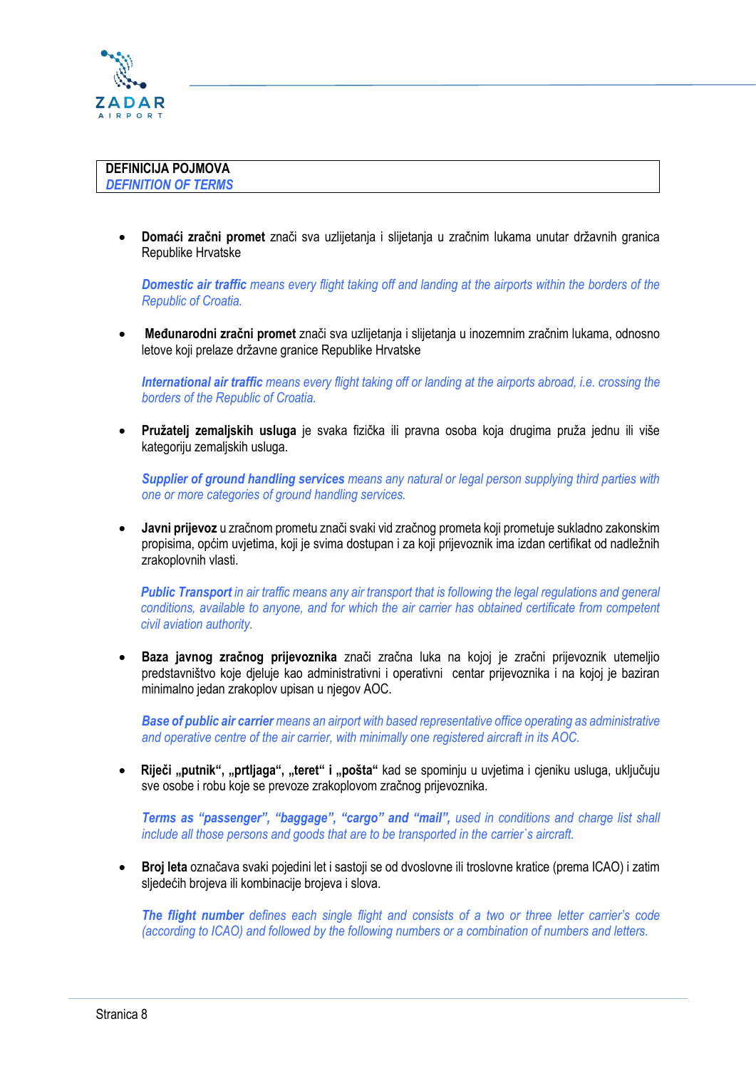**DEFINICIJA POJMOVA**
***DEFINITION OF TERMS***

- **Domaći zračni promet** znači sva uzlijetanja i slijetanja u zračnim lukama unutar državnih granica Republike Hrvatske

  ***Domestic air traffic*** *means every flight taking off and landing at the airports within the borders of the Republic of Croatia.*

- **Međunarodni zračni promet** znači sva uzlijetanja i slijetanja u inozemnim zračnim lukama, odnosno letove koji prelaze državne granice Republike Hrvatske

  ***International air traffic*** *means every flight taking off or landing at the airports abroad, i.e. crossing the borders of the Republic of Croatia.*

- **Pružatelj zemaljskih usluga** je svaka fizička ili pravna osoba koja drugima pruža jednu ili više kategoriju zemaljskih usluga.

  ***Supplier of ground handling services*** *means any natural or legal person supplying third parties with one or more categories of ground handling services.*

- **Javni prijevoz** u zračnom prometu znači svaki vid zračnog prometa koji prometuje sukladno zakonskim propisima, općim uvjetima, koji je svima dostupan i za koji prijevoznik ima izdan certifikat od nadležnih zrakoplovnih vlasti.

  ***Public Transport*** *in air traffic means any air transport that is following the legal regulations and general conditions, available to anyone, and for which the air carrier has obtained certificate from competent civil aviation authority.*

- **Baza javnog zračnog prijevoznika** znači zračna luka na kojoj je zračni prijevoznik utemeljio predstavništvo koje djeluje kao administrativni i operativni centar prijevoznika i na kojoj je baziran minimalno jedan zrakoplov upisan u njegov AOC.

  ***Base of public air carrier*** *means an airport with based representative office operating as administrative and operative centre of the air carrier, with minimally one registered aircraft in its AOC.*

- **Riječi „putnik", „prtljaga", „teret" i „pošta"** kad se spominju u uvjetima i cjeniku usluga, uključuju sve osobe i robu koje se prevoze zrakoplovom zračnog prijevoznika.

  ***Terms as "passenger", "baggage", "cargo" and "mail",*** *used in conditions and charge list shall include all those persons and goods that are to be transported in the carrier`s aircraft.*

- **Broj leta** označava svaki pojedini let i sastoji se od dvoslovne ili troslovne kratice (prema ICAO) i zatim sljedećih brojeva ili kombinacije brojeva i slova.

  ***The flight number*** *defines each single flight and consists of a two or three letter carrier's code (according to ICAO) and followed by the following numbers or a combination of numbers and letters.*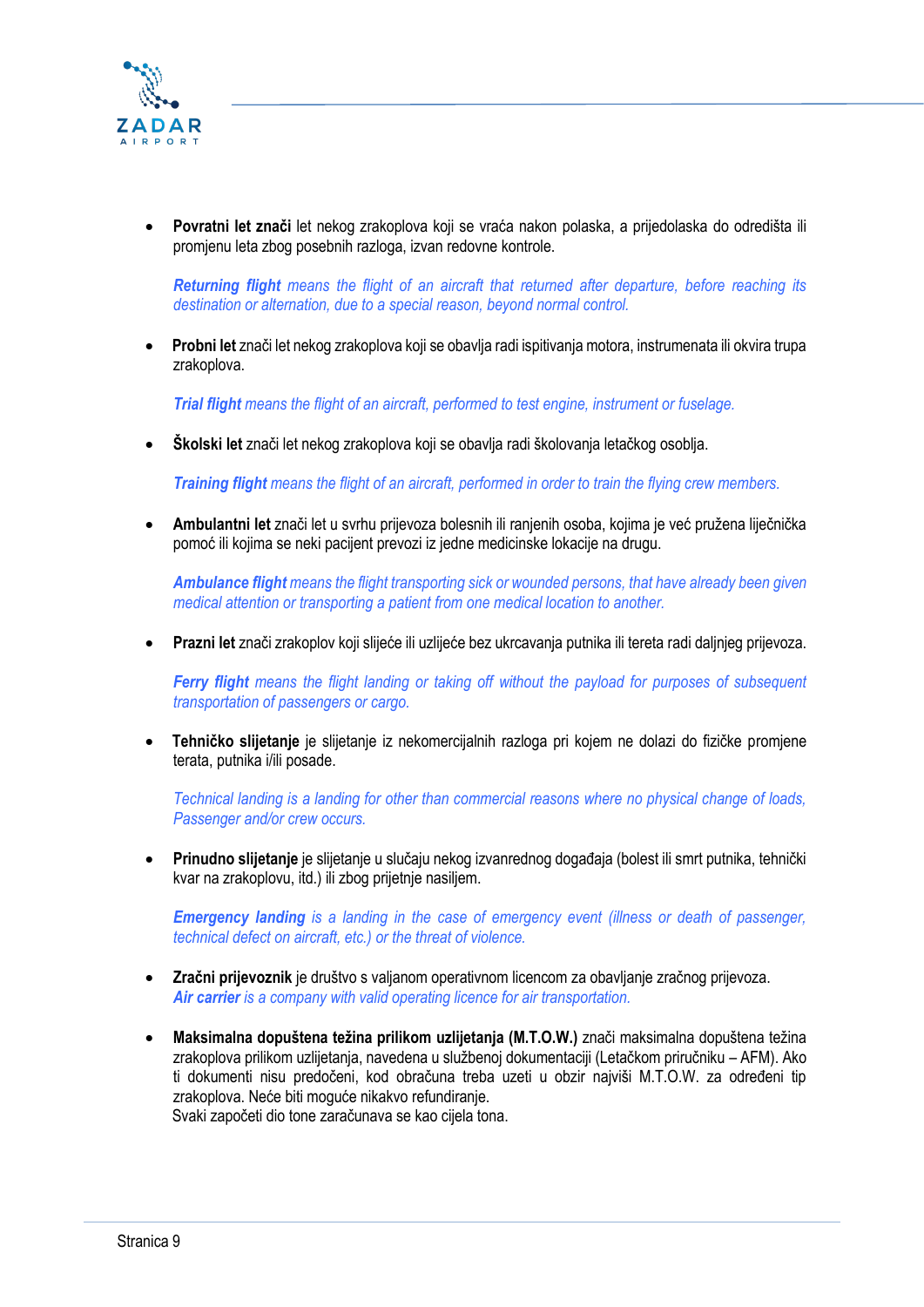- **Povratni let znači** let nekog zrakoplova koji se vraća nakon polaska, a prijedolaska do odredišta ili promjenu leta zbog posebnih razloga, izvan redovne kontrole.

  ***Returning flight*** *means the flight of an aircraft that returned after departure, before reaching its destination or alternation, due to a special reason, beyond normal control.*

- **Probni let** znači let nekog zrakoplova koji se obavlja radi ispitivanja motora, instrumenata ili okvira trupa zrakoplova.

  ***Trial flight*** *means the flight of an aircraft, performed to test engine, instrument or fuselage.*

- **Školski let** znači let nekog zrakoplova koji se obavlja radi školovanja letačkog osoblja.

  ***Training flight*** *means the flight of an aircraft, performed in order to train the flying crew members.*

- **Ambulantni let** znači let u svrhu prijevoza bolesnih ili ranjenih osoba, kojima je već pružena liječnička pomoć ili kojima se neki pacijent prevozi iz jedne medicinske lokacije na drugu.

  ***Ambulance flight*** *means the flight transporting sick or wounded persons, that have already been given medical attention or transporting a patient from one medical location to another.*

- **Prazni let** znači zrakoplov koji slijeće ili uzlijeće bez ukrcavanja putnika ili tereta radi daljnjeg prijevoza.

  ***Ferry flight*** *means the flight landing or taking off without the payload for purposes of subsequent transportation of passengers or cargo.*

- **Tehničko slijetanje** je slijetanje iz nekomercijalnih razloga pri kojem ne dolazi do fizičke promjene terata, putnika i/ili posade.

  *Technical landing is a landing for other than commercial reasons where no physical change of loads, Passenger and/or crew occurs.*

- **Prinudno slijetanje** je slijetanje u slučaju nekog izvanrednog događaja (bolest ili smrt putnika, tehnički kvar na zrakoplovu, itd.) ili zbog prijetnje nasiljem.

  ***Emergency landing*** *is a landing in the case of emergency event (illness or death of passenger, technical defect on aircraft, etc.) or the threat of violence.*

- **Zračni prijevoznik** je društvo s valjanom operativnom licencom za obavljanje zračnog prijevoza.
  ***Air carrier*** *is a company with valid operating licence for air transportation.*

- **Maksimalna dopuštena težina prilikom uzlijetanja (M.T.O.W.)** znači maksimalna dopuštena težina zrakoplova prilikom uzlijetanja, navedena u službenoj dokumentaciji (Letačkom priručniku – AFM). Ako ti dokumenti nisu predočeni, kod obračuna treba uzeti u obzir najviši M.T.O.W. za određeni tip zrakoplova. Neće biti moguće nikakvo refundiranje.
  Svaki započeti dio tone zaračunava se kao cijela tona.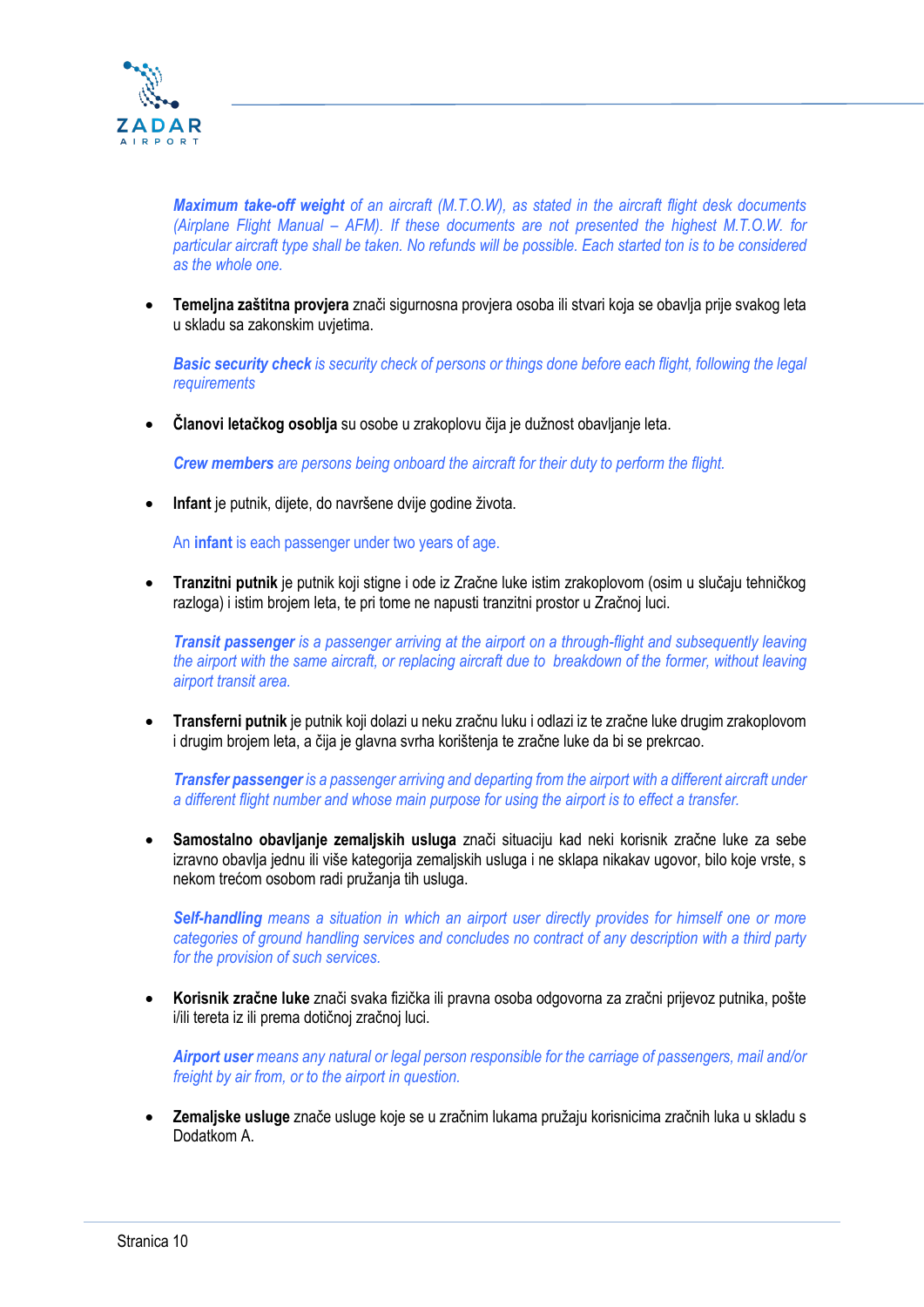***Maximum take-off weight** of an aircraft (M.T.O.W), as stated in the aircraft flight desk documents (Airplane Flight Manual – AFM). If these documents are not presented the highest M.T.O.W. for particular aircraft type shall be taken. No refunds will be possible. Each started ton is to be considered as the whole one.*

- **Temeljna zaštitna provjera** znači sigurnosna provjera osoba ili stvari koja se obavlja prije svakog leta u skladu sa zakonskim uvjetima.

  ***Basic security check** is security check of persons or things done before each flight, following the legal requirements*

- **Članovi letačkog osoblja** su osobe u zrakoplovu čija je dužnost obavljanje leta.

  ***Crew members** are persons being onboard the aircraft for their duty to perform the flight.*

- **Infant** je putnik, dijete, do navršene dvije godine života.

  An **infant** is each passenger under two years of age.

- **Tranzitni putnik** je putnik koji stigne i ode iz Zračne luke istim zrakoplovom (osim u slučaju tehničkog razloga) i istim brojem leta, te pri tome ne napusti tranzitni prostor u Zračnoj luci.

  ***Transit passenger** is a passenger arriving at the airport on a through-flight and subsequently leaving the airport with the same aircraft, or replacing aircraft due to breakdown of the former, without leaving airport transit area.*

- **Transferni putnik** je putnik koji dolazi u neku zračnu luku i odlazi iz te zračne luke drugim zrakoplovom i drugim brojem leta, a čija je glavna svrha korištenja te zračne luke da bi se prekrcao.

  ***Transfer passenger** is a passenger arriving and departing from the airport with a different aircraft under a different flight number and whose main purpose for using the airport is to effect a transfer.*

- **Samostalno obavljanje zemaljskih usluga** znači situaciju kad neki korisnik zračne luke za sebe izravno obavlja jednu ili više kategorija zemaljskih usluga i ne sklapa nikakav ugovor, bilo koje vrste, s nekom trećom osobom radi pružanja tih usluga.

  ***Self-handling** means a situation in which an airport user directly provides for himself one or more categories of ground handling services and concludes no contract of any description with a third party for the provision of such services.*

- **Korisnik zračne luke** znači svaka fizička ili pravna osoba odgovorna za zračni prijevoz putnika, pošte i/ili tereta iz ili prema dotičnoj zračnoj luci.

  ***Airport user** means any natural or legal person responsible for the carriage of passengers, mail and/or freight by air from, or to the airport in question.*

- **Zemaljske usluge** znače usluge koje se u zračnim lukama pružaju korisnicima zračnih luka u skladu s Dodatkom A.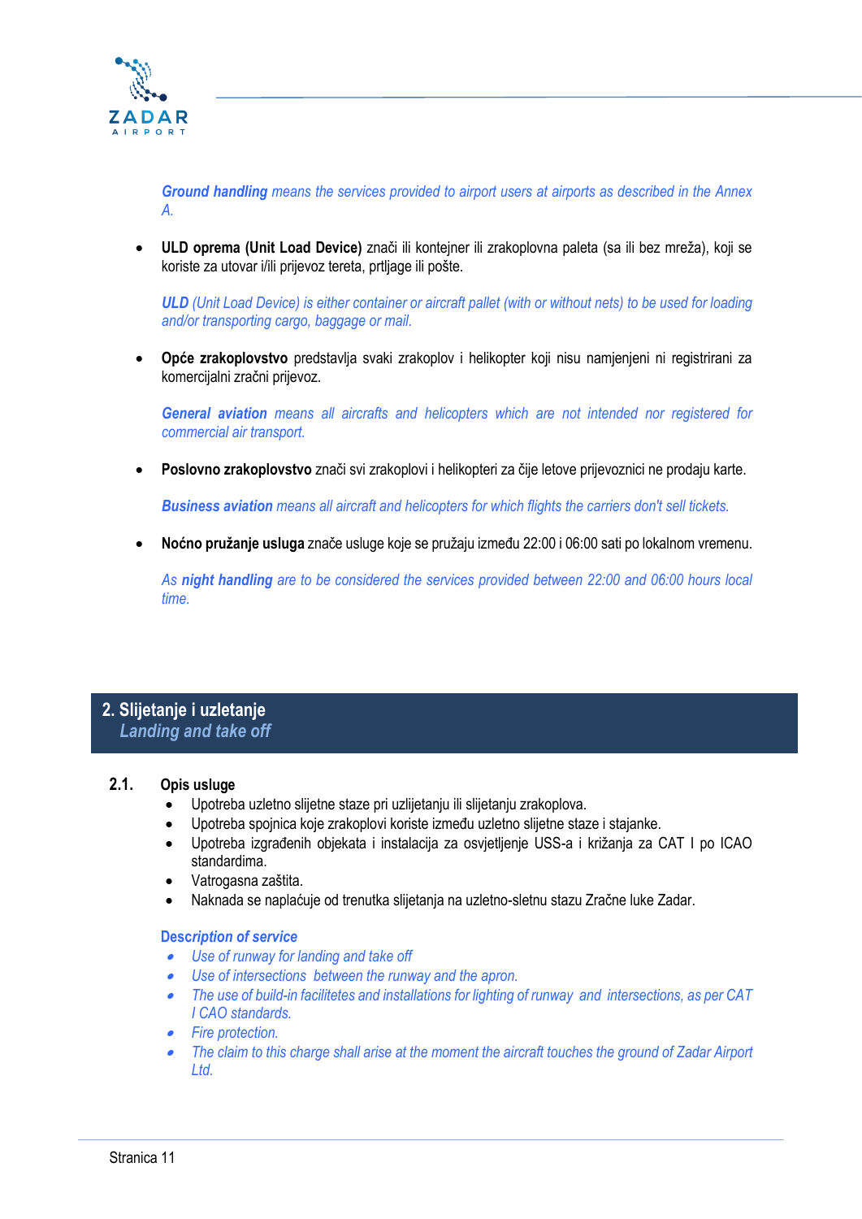***Ground handling** means the services provided to airport users at airports as described in the Annex A.*

- **ULD oprema (Unit Load Device)** znači ili kontejner ili zrakoplovna paleta (sa ili bez mreža), koji se koriste za utovar i/ili prijevoz tereta, prtljage ili pošte.

  ***ULD** (Unit Load Device) is either container or aircraft pallet (with or without nets) to be used for loading and/or transporting cargo, baggage or mail.*

- **Opće zrakoplovstvo** predstavlja svaki zrakoplov i helikopter koji nisu namjenjeni ni registrirani za komercijalni zračni prijevoz.

  ***General aviation** means all aircrafts and helicopters which are not intended nor registered for commercial air transport.*

- **Poslovno zrakoplovstvo** znači svi zrakoplovi i helikopteri za čije letove prijevoznici ne prodaju karte.

  ***Business aviation** means all aircraft and helicopters for which flights the carriers don't sell tickets.*

- **Noćno pružanje usluga** znače usluge koje se pružaju između 22:00 i 06:00 sati po lokalnom vremenu.

  *As **night handling** are to be considered the services provided between 22:00 and 06:00 hours local time.*

## 2. Slijetanje i uzletanje
## *Landing and take off*

### 2.1. Opis usluge

- Upotreba uzletno slijetne staze pri uzlijetanju ili slijetanju zrakoplova.
- Upotreba spojnica koje zrakoplovi koriste između uzletno slijetne staze i stajanke.
- Upotreba izgrađenih objekata i instalacija za osvjetljenje USS-a i križanja za CAT I po ICAO standardima.
- Vatrogasna zaštita.
- Naknada se naplaćuje od trenutka slijetanja na uzletno-sletnu stazu Zračne luke Zadar.

***Description of service***

- *Use of runway for landing and take off*
- *Use of intersections between the runway and the apron.*
- *The use of build-in facilitetes and installations for lighting of runway and intersections, as per CAT I CAO standards.*
- *Fire protection.*
- *The claim to this charge shall arise at the moment the aircraft touches the ground of Zadar Airport Ltd.*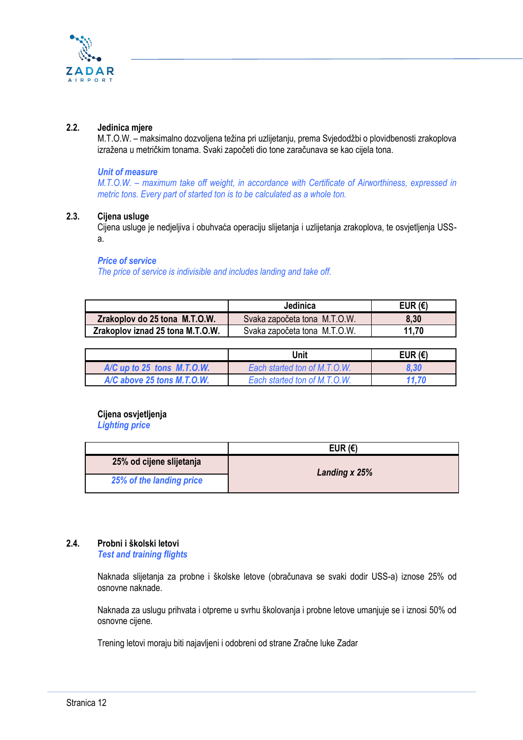### 2.2. Jedinica mjere

M.T.O.W. – maksimalno dozvoljena težina pri uzlijetanju, prema Svjedodžbi o plovidbenosti zrakoplova izražena u metričkim tonama. Svaki započeti dio tone zaračunava se kao cijela tona.

***Unit of measure***

*M.T.O.W. – maximum take off weight, in accordance with Certificate of Airworthiness, expressed in metric tons. Every part of started ton is to be calculated as a whole ton.*

### 2.3. Cijena usluge

Cijena usluge je nedjeljiva i obuhvaća operaciju slijetanja i uzlijetanja zrakoplova, te osvjetljenja USS-a.

***Price of service***

*The price of service is indivisible and includes landing and take off.*

| | Jedinica | EUR (€) |
|---|---|---|
| **Zrakoplov do 25 tona M.T.O.W.** | Svaka započeta tona M.T.O.W. | **8,30** |
| **Zrakoplov iznad 25 tona M.T.O.W.** | Svaka započeta tona M.T.O.W. | **11,70** |

| | Unit | EUR (€) |
|---|---|---|
| ***A/C up to 25 tons M.T.O.W.*** | *Each started ton of M.T.O.W.* | ***8,30*** |
| ***A/C above 25 tons M.T.O.W.*** | *Each started ton of M.T.O.W.* | ***11,70*** |

**Cijena osvjetljenja**
***Lighting price***

| | EUR (€) |
|---|---|
| **25% od cijene slijetanja** / ***25% of the landing price*** | ***Landing x 25%*** |

### 2.4. Probni i školski letovi

***Test and training flights***

Naknada slijetanja za probne i školske letove (obračunava se svaki dodir USS-a) iznose 25% od osnovne naknade.

Naknada za uslugu prihvata i otpreme u svrhu školovanja i probne letove umanjuje se i iznosi 50% od osnovne cijene.

Trening letovi moraju biti najavljeni i odobreni od strane Zračne luke Zadar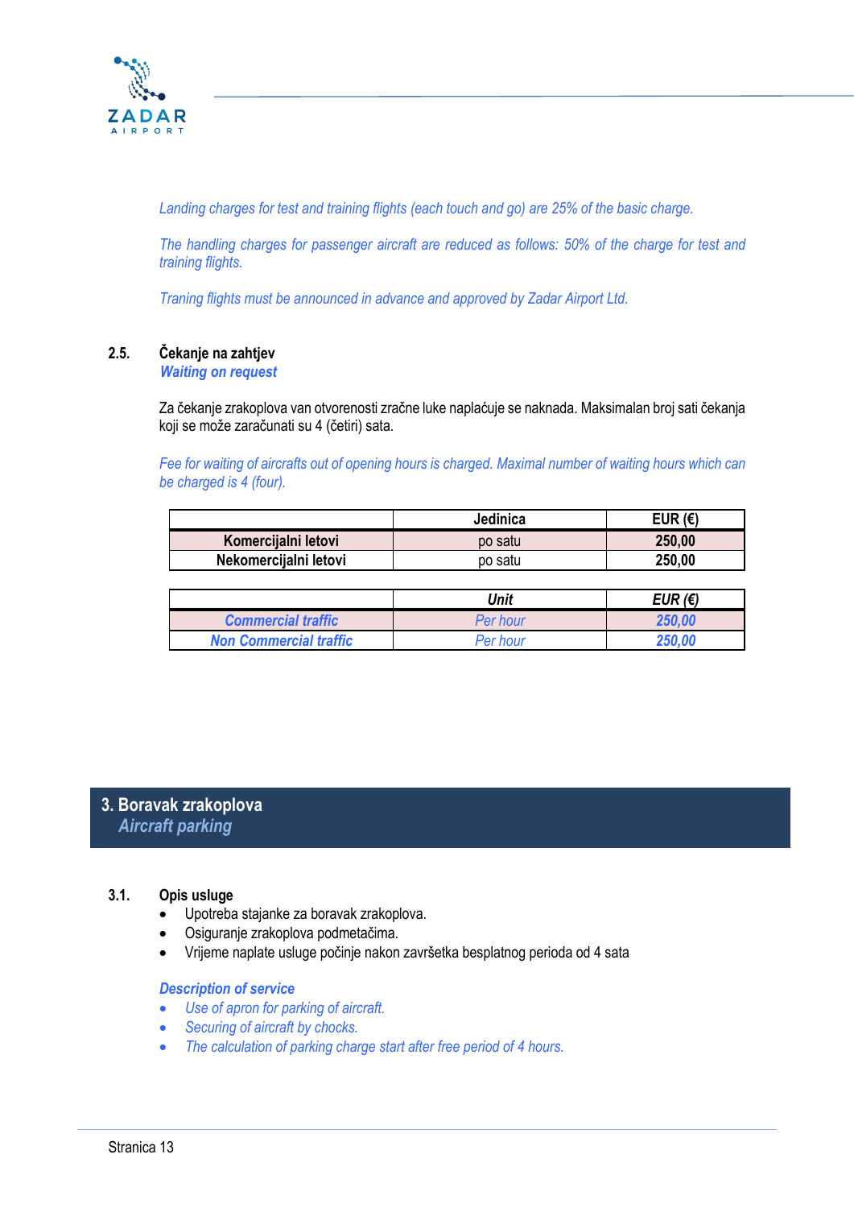*Landing charges for test and training flights (each touch and go) are 25% of the basic charge.*

*The handling charges for passenger aircraft are reduced as follows: 50% of the charge for test and training flights.*

*Traning flights must be announced in advance and approved by Zadar Airport Ltd.*

### 2.5. Čekanje na zahtjev
***Waiting on request***

Za čekanje zrakoplova van otvorenosti zračne luke naplaćuje se naknada. Maksimalan broj sati čekanja koji se može zaračunati su 4 (četiri) sata.

*Fee for waiting of aircrafts out of opening hours is charged. Maximal number of waiting hours which can be charged is 4 (four).*

| | Jedinica | EUR (€) |
|---|---|---|
| **Komercijalni letovi** | po satu | **250,00** |
| **Nekomercijalni letovi** | po satu | **250,00** |

| | *Unit* | *EUR (€)* |
|---|---|---|
| ***Commercial traffic*** | *Per hour* | ***250,00*** |
| ***Non Commercial traffic*** | *Per hour* | ***250,00*** |

## 3. Boravak zrakoplova
## *Aircraft parking*

### 3.1. Opis usluge

- Upotreba stajanke za boravak zrakoplova.
- Osiguranje zrakoplova podmetačima.
- Vrijeme naplate usluge počinje nakon završetka besplatnog perioda od 4 sata

***Description of service***

- *Use of apron for parking of aircraft.*
- *Securing of aircraft by chocks.*
- *The calculation of parking charge start after free period of 4 hours.*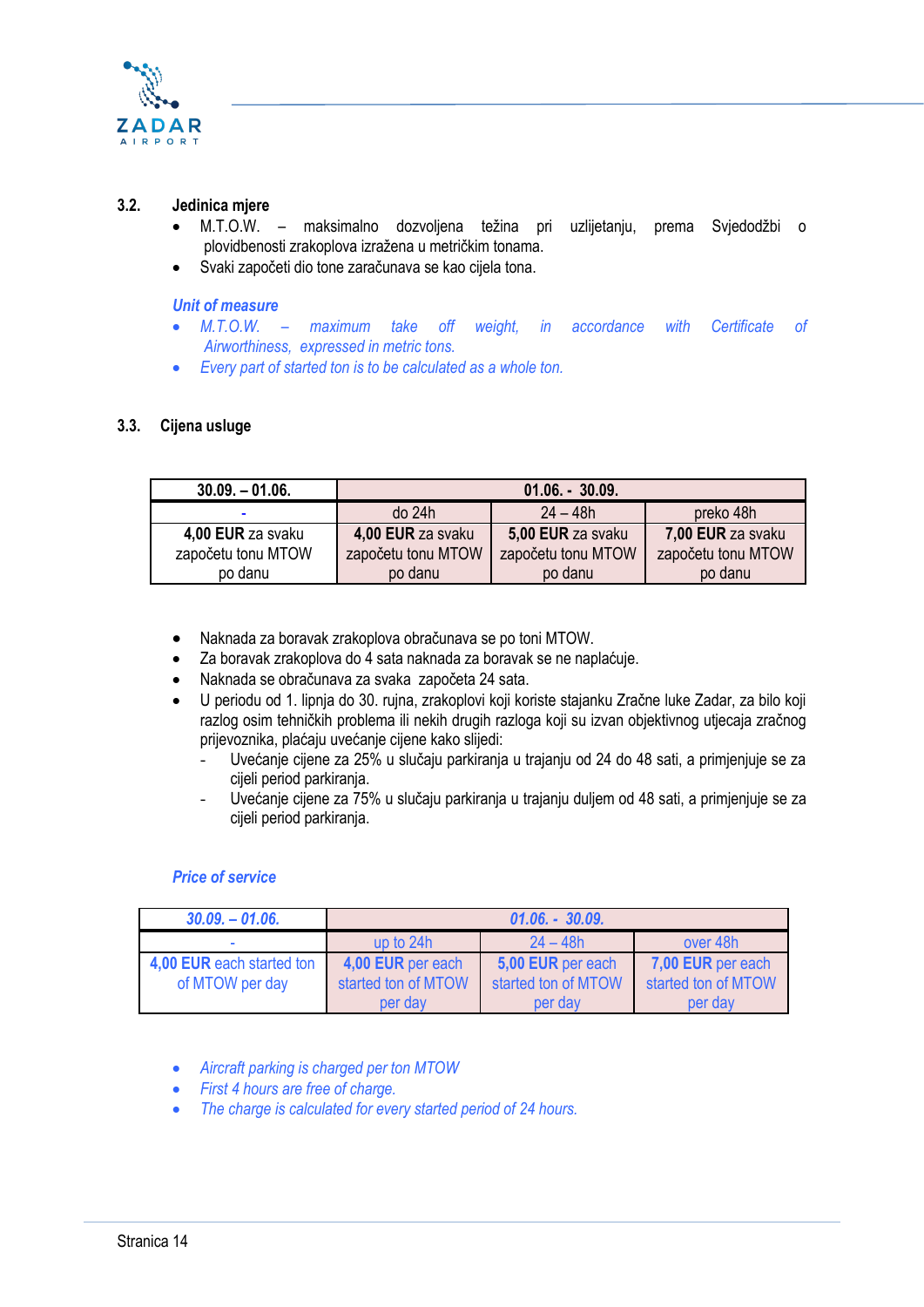### 3.2. Jedinica mjere

- M.T.O.W. – maksimalno dozvoljena težina pri uzlijetanju, prema Svjedodžbi o plovidbenosti zrakoplova izražena u metričkim tonama.
- Svaki započeti dio tone zaračunava se kao cijela tona.

***Unit of measure***

- *M.T.O.W. – maximum take off weight, in accordance with Certificate of Airworthiness, expressed in metric tons.*
- *Every part of started ton is to be calculated as a whole ton.*

### 3.3. Cijena usluge

| **30.09. – 01.06.** | **01.06. - 30.09.** | | |
|---|---|---|---|
| - | do 24h | 24 – 48h | preko 48h |
| **4,00 EUR** za svaku započetu tonu MTOW po danu | **4,00 EUR** za svaku započetu tonu MTOW po danu | **5,00 EUR** za svaku započetu tonu MTOW po danu | **7,00 EUR** za svaku započetu tonu MTOW po danu |

- Naknada za boravak zrakoplova obračunava se po toni MTOW.
- Za boravak zrakoplova do 4 sata naknada za boravak se ne naplaćuje.
- Naknada se obračunava za svaka započeta 24 sata.
- U periodu od 1. lipnja do 30. rujna, zrakoplovi koji koriste stajanku Zračne luke Zadar, za bilo koji razlog osim tehničkih problema ili nekih drugih razloga koji su izvan objektivnog utjecaja zračnog prijevoznika, plaćaju uvećanje cijene kako slijedi:
  - Uvećanje cijene za 25% u slučaju parkiranja u trajanju od 24 do 48 sati, a primjenjuje se za cijeli period parkiranja.
  - Uvećanje cijene za 75% u slučaju parkiranja u trajanju duljem od 48 sati, a primjenjuje se za cijeli period parkiranja.

***Price of service***

| ***30.09. – 01.06.*** | ***01.06. - 30.09.*** | | |
|---|---|---|---|
| - | up to 24h | 24 – 48h | over 48h |
| **4,00 EUR** each started ton of MTOW per day | **4,00 EUR** per each started ton of MTOW per day | **5,00 EUR** per each started ton of MTOW per day | **7,00 EUR** per each started ton of MTOW per day |

- *Aircraft parking is charged per ton MTOW*
- *First 4 hours are free of charge.*
- *The charge is calculated for every started period of 24 hours.*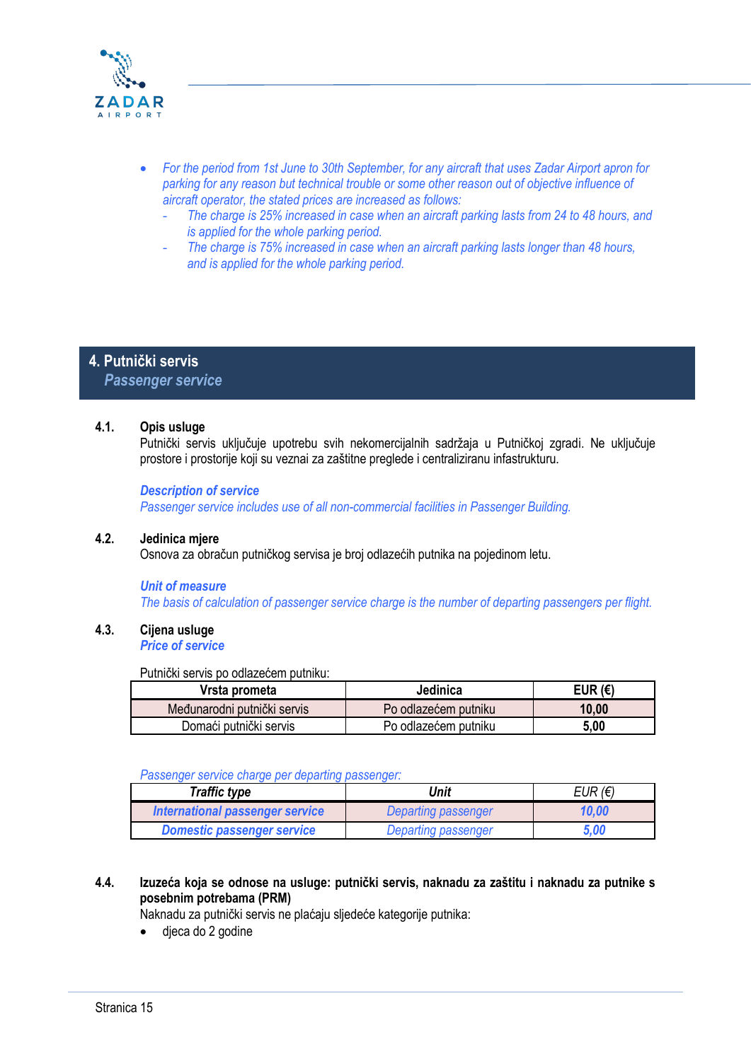- *For the period from 1st June to 30th September, for any aircraft that uses Zadar Airport apron for parking for any reason but technical trouble or some other reason out of objective influence of aircraft operator, the stated prices are increased as follows:*
  - *The charge is 25% increased in case when an aircraft parking lasts from 24 to 48 hours, and is applied for the whole parking period.*
  - *The charge is 75% increased in case when an aircraft parking lasts longer than 48 hours, and is applied for the whole parking period.*

## 4. Putnički servis
## *Passenger service*

**4.1. Opis usluge**

Putnički servis uključuje upotrebu svih nekomercijalnih sadržaja u Putničkoj zgradi. Ne uključuje prostore i prostorije koji su veznai za zaštitne preglede i centraliziranu infastrukturu.

***Description of service***

*Passenger service includes use of all non-commercial facilities in Passenger Building.*

**4.2. Jedinica mjere**

Osnova za obračun putničkog servisa je broj odlazećih putnika na pojedinom letu.

***Unit of measure***

*The basis of calculation of passenger service charge is the number of departing passengers per flight.*

**4.3. Cijena usluge**

***Price of service***

Putnički servis po odlazećem putniku:

| Vrsta prometa | Jedinica | EUR (€) |
|---|---|---|
| Međunarodni putnički servis | Po odlazećem putniku | **10,00** |
| Domaći putnički servis | Po odlazećem putniku | **5,00** |

*Passenger service charge per departing passenger:*

| *Traffic type* | *Unit* | *EUR (€)* |
|---|---|---|
| ***International passenger service*** | *Departing passenger* | ***10,00*** |
| ***Domestic passenger service*** | *Departing passenger* | ***5,00*** |

**4.4. Izuzeća koja se odnose na usluge: putnički servis, naknadu za zaštitu i naknadu za putnike s posebnim potrebama (PRM)**

Naknadu za putnički servis ne plaćaju sljedeće kategorije putnika:

- djeca do 2 godine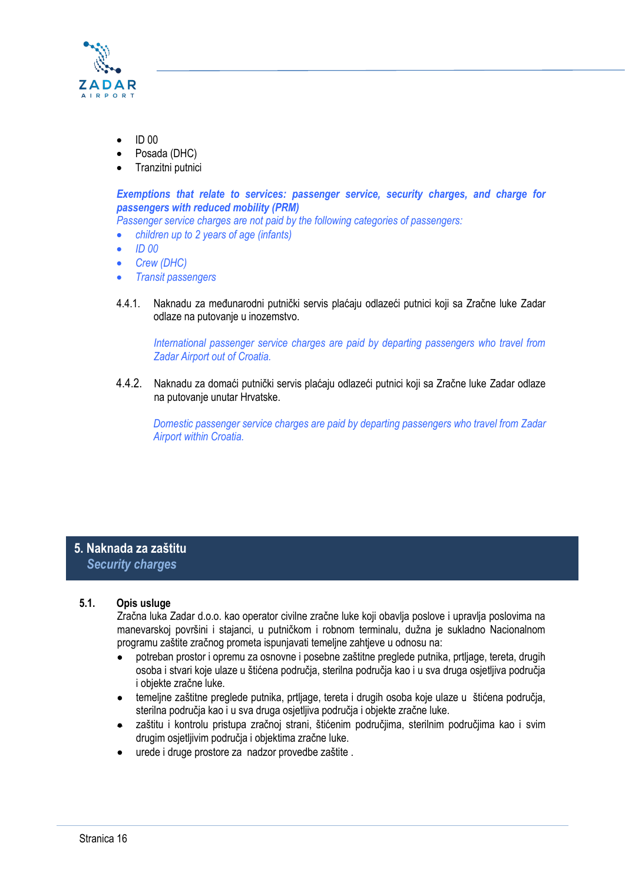- ID 00
- Posada (DHC)
- Tranzitni putnici

***Exemptions that relate to services: passenger service, security charges, and charge for passengers with reduced mobility (PRM)***

*Passenger service charges are not paid by the following categories of passengers:*

- *children up to 2 years of age (infants)*
- *ID 00*
- *Crew (DHC)*
- *Transit passengers*

4.4.1. Naknadu za međunarodni putnički servis plaćaju odlazeći putnici koji sa Zračne luke Zadar odlaze na putovanje u inozemstvo.

*International passenger service charges are paid by departing passengers who travel from Zadar Airport out of Croatia.*

4.4.2. Naknadu za domaći putnički servis plaćaju odlazeći putnici koji sa Zračne luke Zadar odlaze na putovanje unutar Hrvatske.

*Domestic passenger service charges are paid by departing passengers who travel from Zadar Airport within Croatia.*

# 5. Naknada za zaštitu
## *Security charges*

### 5.1. Opis usluge

Zračna luka Zadar d.o.o. kao operator civilne zračne luke koji obavlja poslove i upravlja poslovima na manevarskoj površini i stajanci, u putničkom i robnom terminalu, dužna je sukladno Nacionalnom programu zaštite zračnog prometa ispunjavati temeljne zahtjeve u odnosu na:

- potreban prostor i opremu za osnovne i posebne zaštitne preglede putnika, prtljage, tereta, drugih osoba i stvari koje ulaze u štićena područja, sterilna područja kao i u sva druga osjetljiva područja i objekte zračne luke.
- temeljne zaštitne preglede putnika, prtljage, tereta i drugih osoba koje ulaze u štićena područja, sterilna područja kao i u sva druga osjetljiva područja i objekte zračne luke.
- zaštitu i kontrolu pristupa zračnoj strani, štićenim područjima, sterilnim područjima kao i svim drugim osjetljivim područja i objektima zračne luke.
- urede i druge prostore za nadzor provedbe zaštite .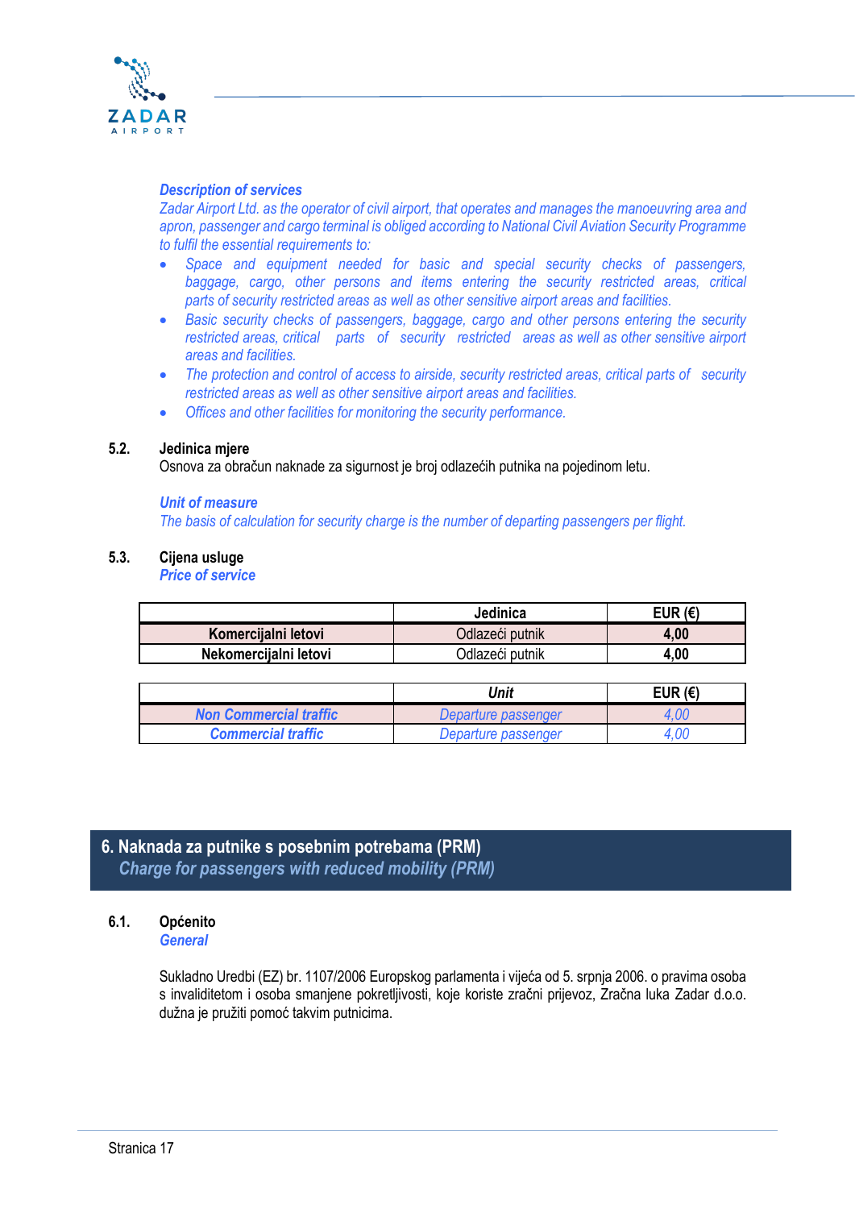*Description of services*

*Zadar Airport Ltd. as the operator of civil airport, that operates and manages the manoeuvring area and apron, passenger and cargo terminal is obliged according to National Civil Aviation Security Programme to fulfil the essential requirements to:*

- *Space and equipment needed for basic and special security checks of passengers, baggage, cargo, other persons and items entering the security restricted areas, critical parts of security restricted areas as well as other sensitive airport areas and facilities.*
- *Basic security checks of passengers, baggage, cargo and other persons entering the security restricted areas, critical parts of security restricted areas as well as other sensitive airport areas and facilities.*
- *The protection and control of access to airside, security restricted areas, critical parts of security restricted areas as well as other sensitive airport areas and facilities.*
- *Offices and other facilities for monitoring the security performance.*

### 5.2. Jedinica mjere

Osnova za obračun naknade za sigurnost je broj odlazećih putnika na pojedinom letu.

***Unit of measure***

*The basis of calculation for security charge is the number of departing passengers per flight.*

### 5.3. Cijena usluge
***Price of service***

| | Jedinica | EUR (€) |
|---|---|---|
| **Komercijalni letovi** | Odlazeći putnik | **4,00** |
| **Nekomercijalni letovi** | Odlazeći putnik | **4,00** |

| | *Unit* | EUR (€) |
|---|---|---|
| ***Non Commercial traffic*** | *Departure passenger* | *4,00* |
| ***Commercial traffic*** | *Departure passenger* | *4,00* |

## 6. Naknada za putnike s posebnim potrebama (PRM)
## *Charge for passengers with reduced mobility (PRM)*

### 6.1. Općenito
***General***

Sukladno Uredbi (EZ) br. 1107/2006 Europskog parlamenta i vijeća od 5. srpnja 2006. o pravima osoba s invaliditetom i osoba smanjene pokretljivosti, koje koriste zračni prijevoz, Zračna luka Zadar d.o.o. dužna je pružiti pomoć takvim putnicima.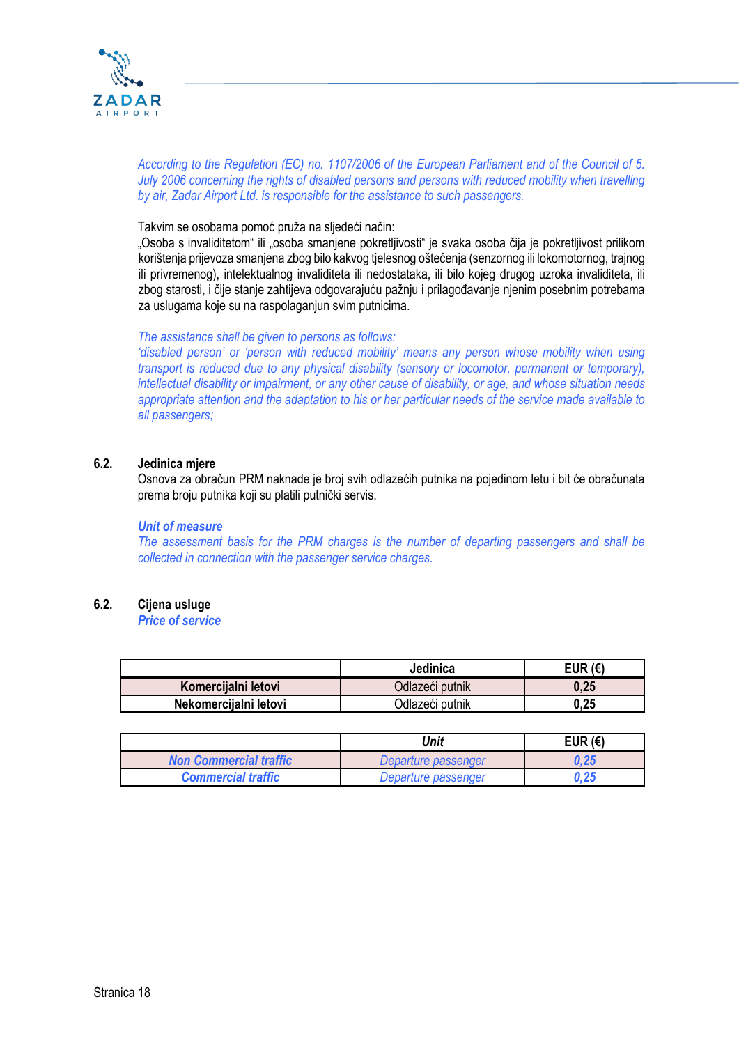*According to the Regulation (EC) no. 1107/2006 of the European Parliament and of the Council of 5. July 2006 concerning the rights of disabled persons and persons with reduced mobility when travelling by air, Zadar Airport Ltd. is responsible for the assistance to such passengers.*

Takvim se osobama pomoć pruža na sljedeći način:
„Osoba s invaliditetom“ ili „osoba smanjene pokretljivosti“ je svaka osoba čija je pokretljivost prilikom korištenja prijevoza smanjena zbog bilo kakvog tjelesnog oštećenja (senzornog ili lokomotornog, trajnog ili privremenog), intelektualnog invaliditeta ili nedostataka, ili bilo kojeg drugog uzroka invaliditeta, ili zbog starosti, i čije stanje zahtijeva odgovarajuću pažnju i prilagođavanje njenim posebnim potrebama za uslugama koje su na raspolaganjun svim putnicima.

*The assistance shall be given to persons as follows:*
*'disabled person' or 'person with reduced mobility' means any person whose mobility when using transport is reduced due to any physical disability (sensory or locomotor, permanent or temporary), intellectual disability or impairment, or any other cause of disability, or age, and whose situation needs appropriate attention and the adaptation to his or her particular needs of the service made available to all passengers;*

## 6.2. Jedinica mjere

Osnova za obračun PRM naknade je broj svih odlazećih putnika na pojedinom letu i bit će obračunata prema broju putnika koji su platili putnički servis.

***Unit of measure***

*The assessment basis for the PRM charges is the number of departing passengers and shall be collected in connection with the passenger service charges.*

## 6.2. Cijena usluge

***Price of service***

| | Jedinica | EUR (€) |
|---|---|---|
| **Komercijalni letovi** | Odlazeći putnik | **0,25** |
| **Nekomercijalni letovi** | Odlazeći putnik | **0,25** |

| | *Unit* | EUR (€) |
|---|---|---|
| ***Non Commercial traffic*** | *Departure passenger* | ***0,25*** |
| ***Commercial traffic*** | *Departure passenger* | ***0,25*** |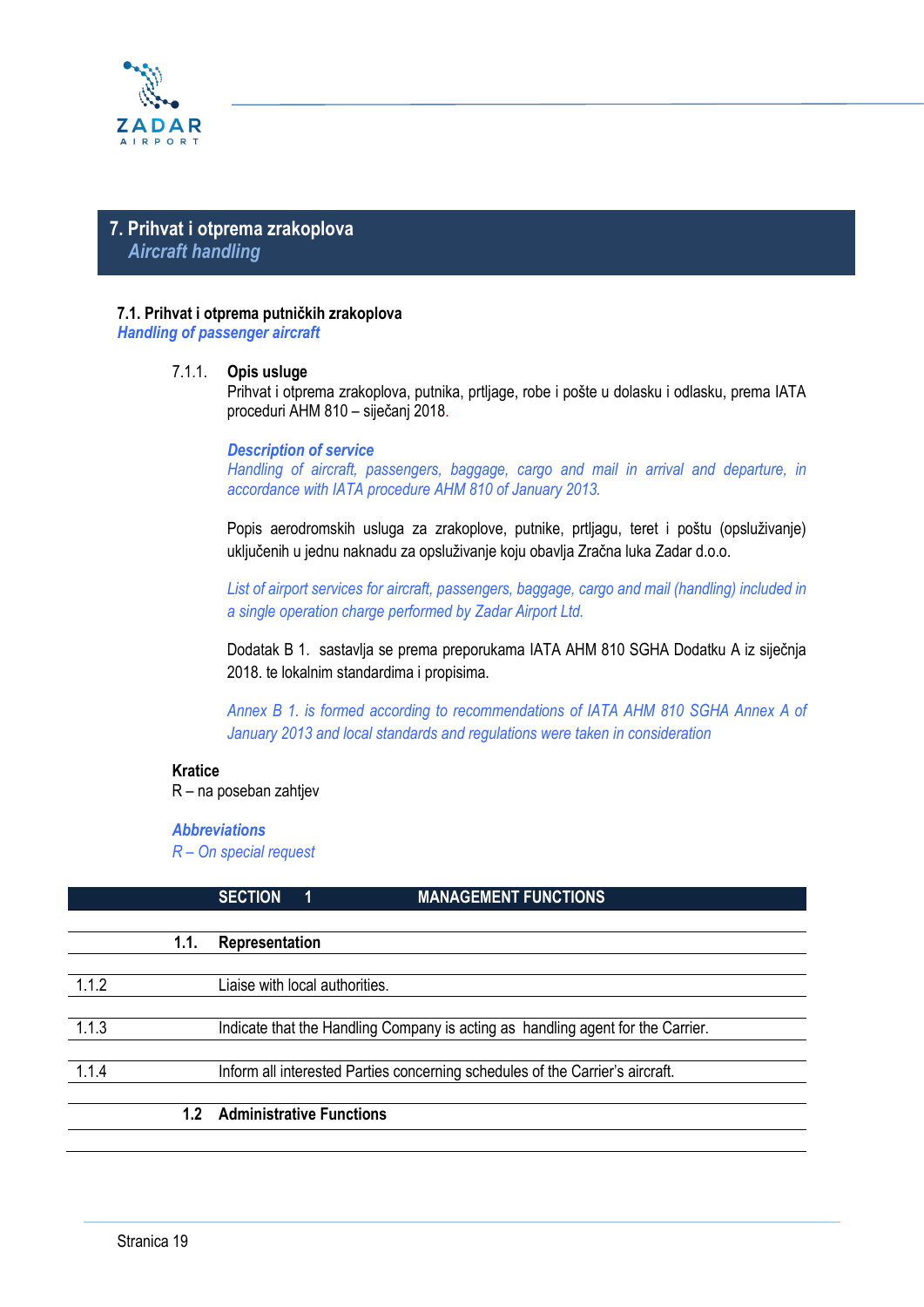# 7. Prihvat i otprema zrakoplova
*Aircraft handling*

## 7.1. Prihvat i otprema putničkih zrakoplova
*Handling of passenger aircraft*

### 7.1.1. Opis usluge

Prihvat i otprema zrakoplova, putnika, prtljage, robe i pošte u dolasku i odlasku, prema IATA proceduri AHM 810 – siječanj 2018.

***Description of service***
*Handling of aircraft, passengers, baggage, cargo and mail in arrival and departure, in accordance with IATA procedure AHM 810 of January 2013.*

Popis aerodromskih usluga za zrakoplove, putnike, prtljagu, teret i poštu (opsluživanje) uključenih u jednu naknadu za opsluživanje koju obavlja Zračna luka Zadar d.o.o.

*List of airport services for aircraft, passengers, baggage, cargo and mail (handling) included in a single operation charge performed by Zadar Airport Ltd.*

Dodatak B 1. sastavlja se prema preporukama IATA AHM 810 SGHA Dodatku A iz siječnja 2018. te lokalnim standardima i propisima.

*Annex B 1. is formed according to recommendations of IATA AHM 810 SGHA Annex A of January 2013 and local standards and regulations were taken in consideration*

**Kratice**
R – na poseban zahtjev

***Abbreviations***
*R – On special request*

| | SECTION 1 | MANAGEMENT FUNCTIONS |
|---|---|---|
| **1.1.** | **Representation** | |
| 1.1.2 | Liaise with local authorities. | |
| 1.1.3 | Indicate that the Handling Company is acting as handling agent for the Carrier. | |
| 1.1.4 | Inform all interested Parties concerning schedules of the Carrier's aircraft. | |
| **1.2** | **Administrative Functions** | |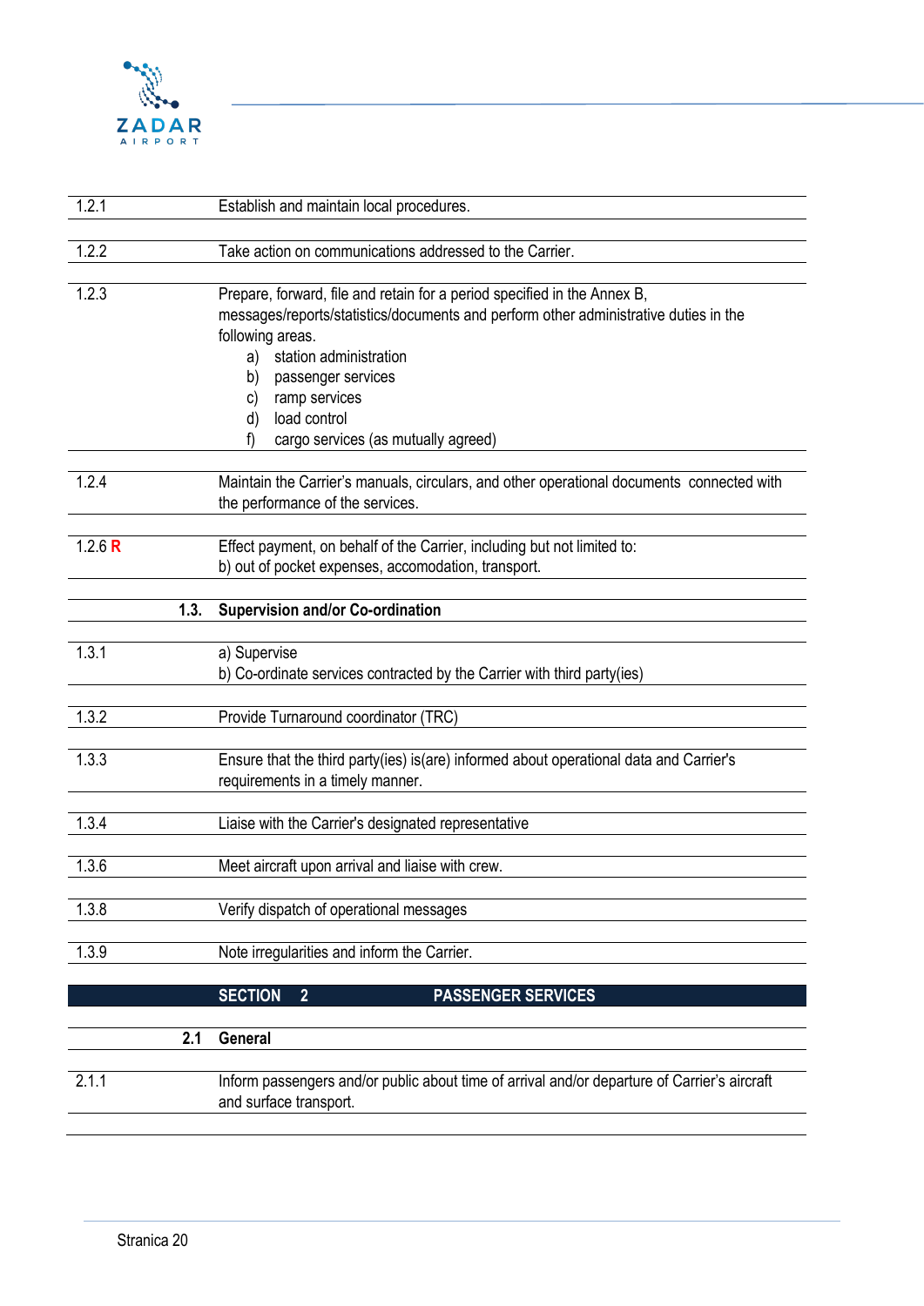| | |
|---|---|
| 1.2.1 | Establish and maintain local procedures. |
| 1.2.2 | Take action on communications addressed to the Carrier. |
| 1.2.3 | Prepare, forward, file and retain for a period specified in the Annex B, messages/reports/statistics/documents and perform other administrative duties in the following areas.<br>a) station administration<br>b) passenger services<br>c) ramp services<br>d) load control<br>f) cargo services (as mutually agreed) |
| 1.2.4 | Maintain the Carrier's manuals, circulars, and other operational documents connected with the performance of the services. |
| 1.2.6 **R** | Effect payment, on behalf of the Carrier, including but not limited to:<br>b) out of pocket expenses, accomodation, transport. |
| **1.3.** | **Supervision and/or Co-ordination** |
| 1.3.1 | a) Supervise<br>b) Co-ordinate services contracted by the Carrier with third party(ies) |
| 1.3.2 | Provide Turnaround coordinator (TRC) |
| 1.3.3 | Ensure that the third party(ies) is(are) informed about operational data and Carrier's requirements in a timely manner. |
| 1.3.4 | Liaise with the Carrier's designated representative |
| 1.3.6 | Meet aircraft upon arrival and liaise with crew. |
| 1.3.8 | Verify dispatch of operational messages |
| 1.3.9 | Note irregularities and inform the Carrier. |
| **SECTION 2** | **PASSENGER SERVICES** |
| **2.1** | **General** |
| 2.1.1 | Inform passengers and/or public about time of arrival and/or departure of Carrier's aircraft and surface transport. |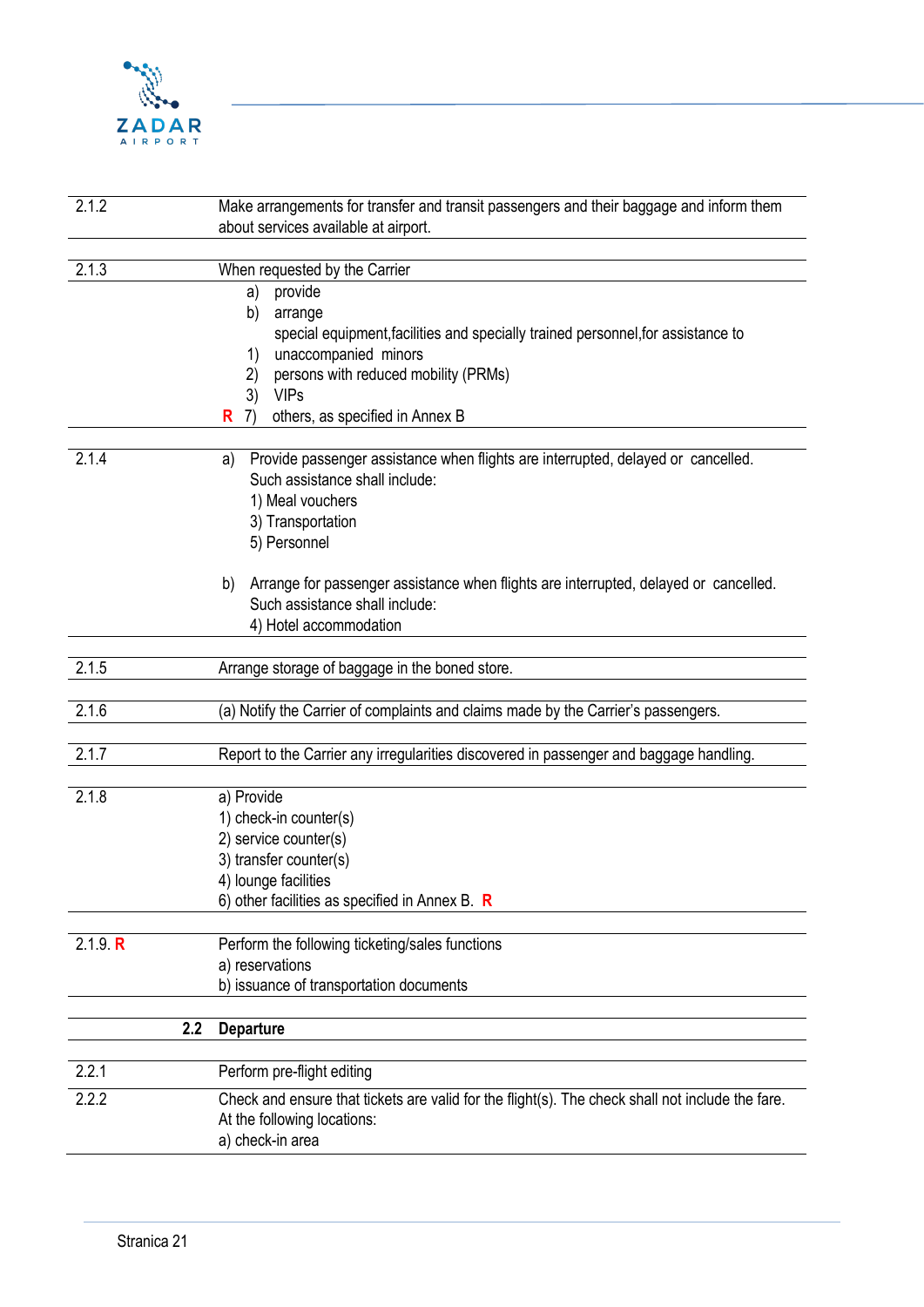| | |
|---|---|
| 2.1.2 | Make arrangements for transfer and transit passengers and their baggage and inform them about services available at airport. |
| 2.1.3 | When requested by the Carrier<br>a) provide<br>b) arrange<br>special equipment,facilities and specially trained personnel,for assistance to<br>1) unaccompanied minors<br>2) persons with reduced mobility (PRMs)<br>3) VIPs<br>**R** 7) others, as specified in Annex B |
| 2.1.4 | a) Provide passenger assistance when flights are interrupted, delayed or cancelled. Such assistance shall include:<br>1) Meal vouchers<br>3) Transportation<br>5) Personnel<br><br>b) Arrange for passenger assistance when flights are interrupted, delayed or cancelled. Such assistance shall include:<br>4) Hotel accommodation |
| 2.1.5 | Arrange storage of baggage in the boned store. |
| 2.1.6 | (a) Notify the Carrier of complaints and claims made by the Carrier's passengers. |
| 2.1.7 | Report to the Carrier any irregularities discovered in passenger and baggage handling. |
| 2.1.8 | a) Provide<br>1) check-in counter(s)<br>2) service counter(s)<br>3) transfer counter(s)<br>4) lounge facilities<br>6) other facilities as specified in Annex B. **R** |
| 2.1.9. **R** | Perform the following ticketing/sales functions<br>a) reservations<br>b) issuance of transportation documents |
| **2.2** | **Departure** |
| 2.2.1 | Perform pre-flight editing |
| 2.2.2 | Check and ensure that tickets are valid for the flight(s). The check shall not include the fare. At the following locations:<br>a) check-in area |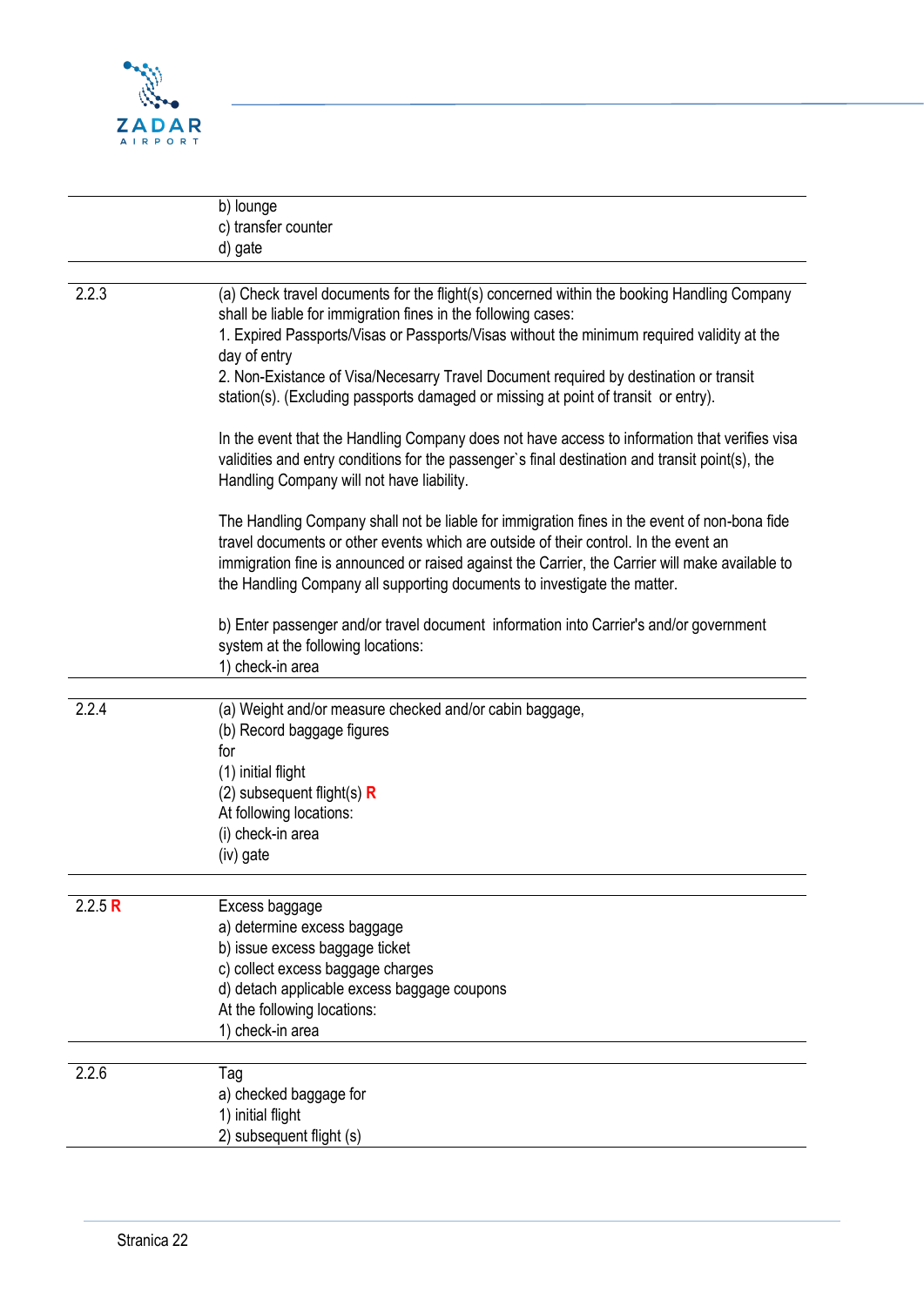| | |
|---|---|
| | b) lounge<br>c) transfer counter<br>d) gate |
| 2.2.3 | (a) Check travel documents for the flight(s) concerned within the booking Handling Company shall be liable for immigration fines in the following cases:<br>1. Expired Passports/Visas or Passports/Visas without the minimum required validity at the day of entry<br>2. Non-Existance of Visa/Necesarry Travel Document required by destination or transit station(s). (Excluding passports damaged or missing at point of transit or entry).<br><br>In the event that the Handling Company does not have access to information that verifies visa validities and entry conditions for the passenger`s final destination and transit point(s), the Handling Company will not have liability.<br><br>The Handling Company shall not be liable for immigration fines in the event of non-bona fide travel documents or other events which are outside of their control. In the event an immigration fine is announced or raised against the Carrier, the Carrier will make available to the Handling Company all supporting documents to investigate the matter.<br><br>b) Enter passenger and/or travel document information into Carrier's and/or government system at the following locations:<br>1) check-in area |
| 2.2.4 | (a) Weight and/or measure checked and/or cabin baggage,<br>(b) Record baggage figures<br>for<br>(1) initial flight<br>(2) subsequent flight(s) **R**<br>At following locations:<br>(i) check-in area<br>(iv) gate |
| 2.2.5 **R** | Excess baggage<br>a) determine excess baggage<br>b) issue excess baggage ticket<br>c) collect excess baggage charges<br>d) detach applicable excess baggage coupons<br>At the following locations:<br>1) check-in area |
| 2.2.6 | Tag<br>a) checked baggage for<br>1) initial flight<br>2) subsequent flight (s) |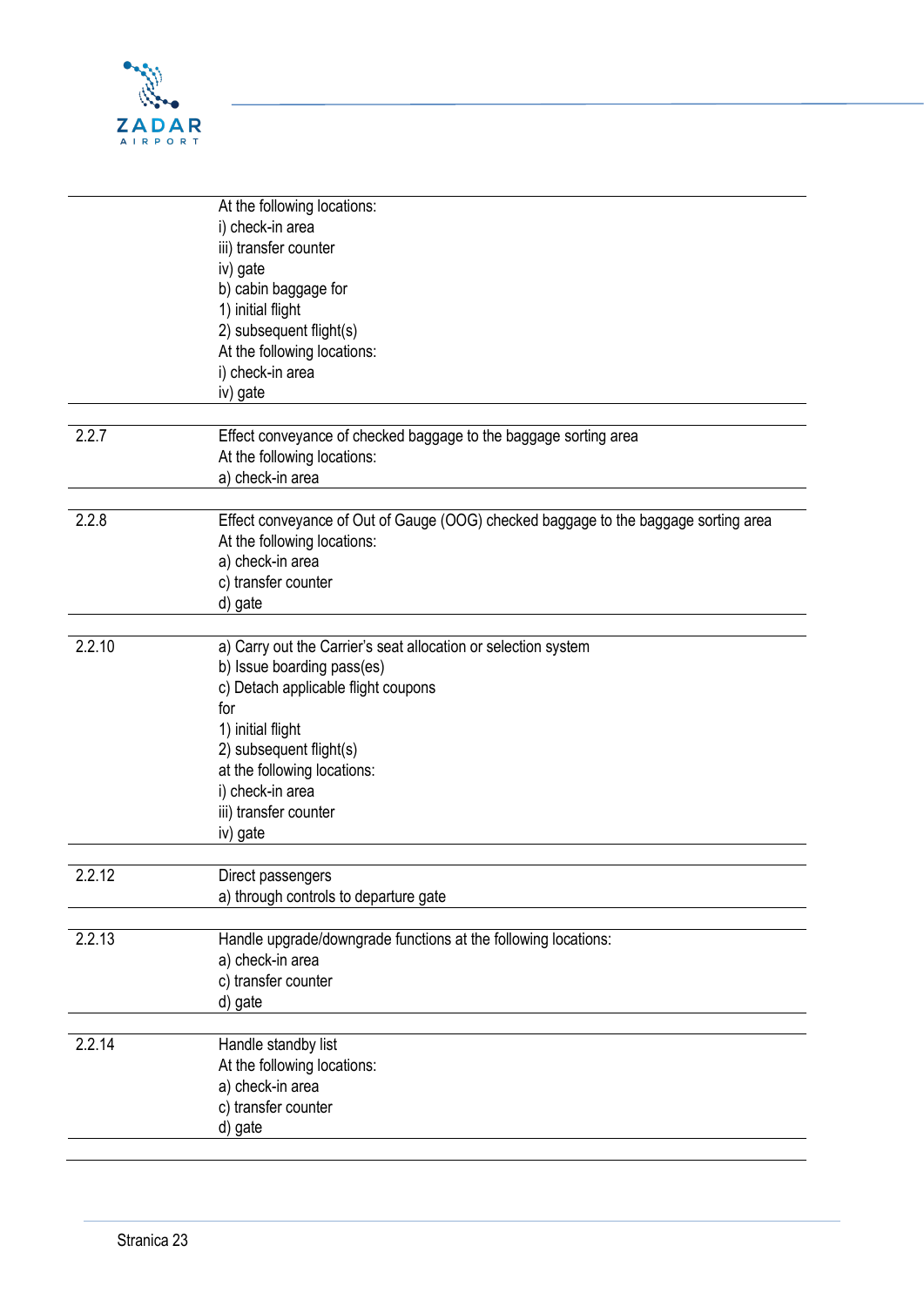| | |
|---|---|
| | At the following locations:<br>i) check-in area<br>iii) transfer counter<br>iv) gate<br>b) cabin baggage for<br>1) initial flight<br>2) subsequent flight(s)<br>At the following locations:<br>i) check-in area<br>iv) gate |
| 2.2.7 | Effect conveyance of checked baggage to the baggage sorting area<br>At the following locations:<br>a) check-in area |
| 2.2.8 | Effect conveyance of Out of Gauge (OOG) checked baggage to the baggage sorting area<br>At the following locations:<br>a) check-in area<br>c) transfer counter<br>d) gate |
| 2.2.10 | a) Carry out the Carrier's seat allocation or selection system<br>b) Issue boarding pass(es)<br>c) Detach applicable flight coupons<br>for<br>1) initial flight<br>2) subsequent flight(s)<br>at the following locations:<br>i) check-in area<br>iii) transfer counter<br>iv) gate |
| 2.2.12 | Direct passengers<br>a) through controls to departure gate |
| 2.2.13 | Handle upgrade/downgrade functions at the following locations:<br>a) check-in area<br>c) transfer counter<br>d) gate |
| 2.2.14 | Handle standby list<br>At the following locations:<br>a) check-in area<br>c) transfer counter<br>d) gate |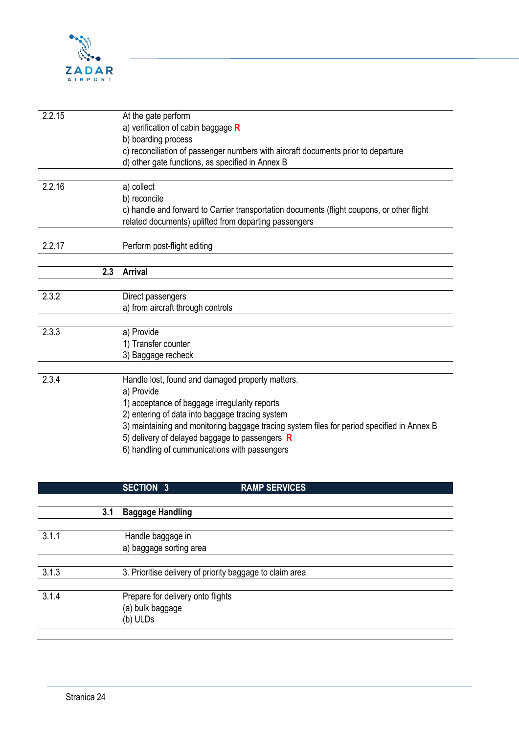| | |
|---|---|
| 2.2.15 | At the gate perform<br>a) verification of cabin baggage **R**<br>b) boarding process<br>c) reconciliation of passenger numbers with aircraft documents prior to departure<br>d) other gate functions, as specified in Annex B |
| 2.2.16 | a) collect<br>b) reconcile<br>c) handle and forward to Carrier transportation documents (flight coupons, or other flight related documents) uplifted from departing passengers |
| 2.2.17 | Perform post-flight editing |
| **2.3** | **Arrival** |
| 2.3.2 | Direct passengers<br>a) from aircraft through controls |
| 2.3.3 | a) Provide<br>1) Transfer counter<br>3) Baggage recheck |
| 2.3.4 | Handle lost, found and damaged property matters.<br>a) Provide<br>1) acceptance of baggage irregularity reports<br>2) entering of data into baggage tracing system<br>3) maintaining and monitoring baggage tracing system files for period specified in Annex B<br>5) delivery of delayed baggage to passengers **R**<br>6) handling of cummunications with passengers |

## SECTION 3 RAMP SERVICES

| | |
|---|---|
| **3.1** | **Baggage Handling** |
| 3.1.1 | Handle baggage in<br>a) baggage sorting area |
| 3.1.3 | 3. Prioritise delivery of priority baggage to claim area |
| 3.1.4 | Prepare for delivery onto flights<br>(a) bulk baggage<br>(b) ULDs |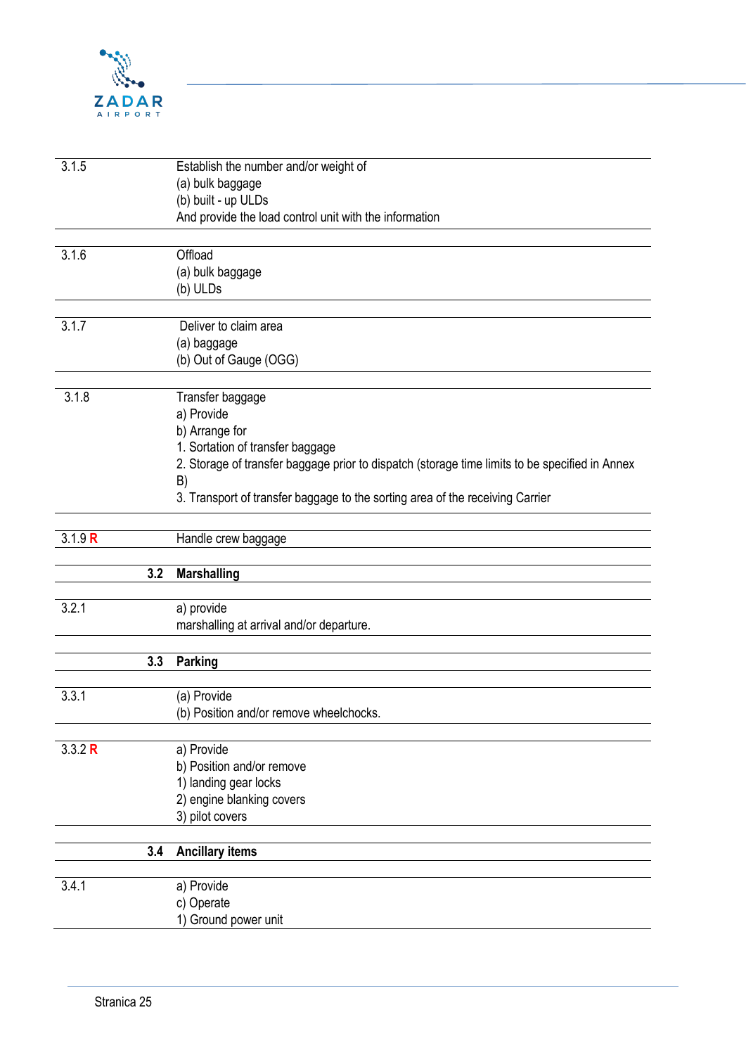| | |
|---|---|
| 3.1.5 | Establish the number and/or weight of<br>(a) bulk baggage<br>(b) built - up ULDs<br>And provide the load control unit with the information |
| 3.1.6 | Offload<br>(a) bulk baggage<br>(b) ULDs |
| 3.1.7 | Deliver to claim area<br>(a) baggage<br>(b) Out of Gauge (OGG) |
| 3.1.8 | Transfer baggage<br>a) Provide<br>b) Arrange for<br>1. Sortation of transfer baggage<br>2. Storage of transfer baggage prior to dispatch (storage time limits to be specified in Annex B)<br>3. Transport of transfer baggage to the sorting area of the receiving Carrier |
| 3.1.9 **R** | Handle crew baggage |
| **3.2** | **Marshalling** |
| 3.2.1 | a) provide<br>marshalling at arrival and/or departure. |
| **3.3** | **Parking** |
| 3.3.1 | (a) Provide<br>(b) Position and/or remove wheelchocks. |
| 3.3.2 **R** | a) Provide<br>b) Position and/or remove<br>1) landing gear locks<br>2) engine blanking covers<br>3) pilot covers |
| **3.4** | **Ancillary items** |
| 3.4.1 | a) Provide<br>c) Operate<br>1) Ground power unit |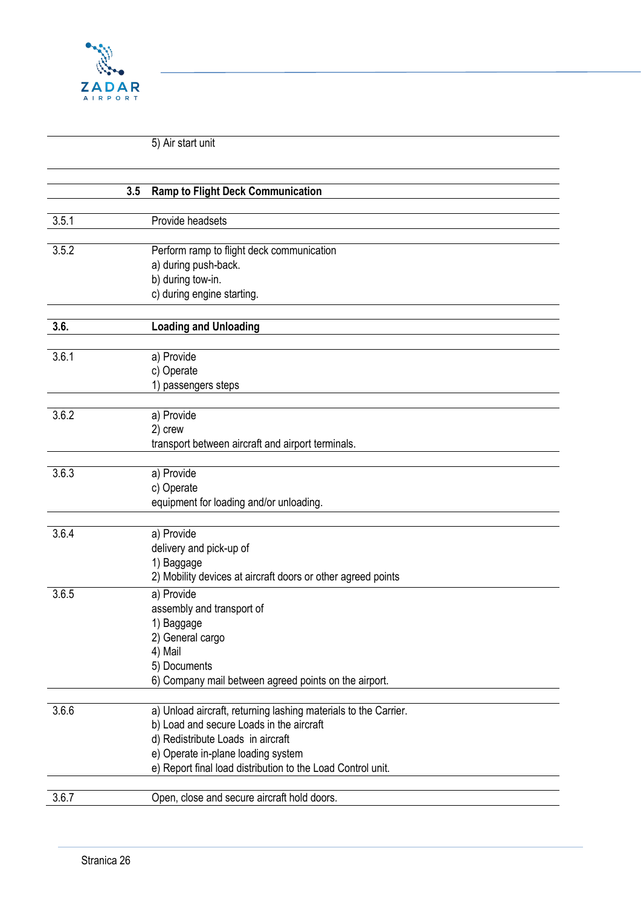| | |
|---|---|
| | 5) Air start unit |

| | |
|---|---|
| **3.5** | **Ramp to Flight Deck Communication** |
| 3.5.1 | Provide headsets |
| 3.5.2 | Perform ramp to flight deck communication<br>a) during push-back.<br>b) during tow-in.<br>c) during engine starting. |

| | |
|---|---|
| **3.6.** | **Loading and Unloading** |
| 3.6.1 | a) Provide<br>c) Operate<br>1) passengers steps |
| 3.6.2 | a) Provide<br>2) crew<br>transport between aircraft and airport terminals. |
| 3.6.3 | a) Provide<br>c) Operate<br>equipment for loading and/or unloading. |
| 3.6.4 | a) Provide<br>delivery and pick-up of<br>1) Baggage<br>2) Mobility devices at aircraft doors or other agreed points |
| 3.6.5 | a) Provide<br>assembly and transport of<br>1) Baggage<br>2) General cargo<br>4) Mail<br>5) Documents<br>6) Company mail between agreed points on the airport. |
| 3.6.6 | a) Unload aircraft, returning lashing materials to the Carrier.<br>b) Load and secure Loads in the aircraft<br>d) Redistribute Loads in aircraft<br>e) Operate in-plane loading system<br>e) Report final load distribution to the Load Control unit. |
| 3.6.7 | Open, close and secure aircraft hold doors. |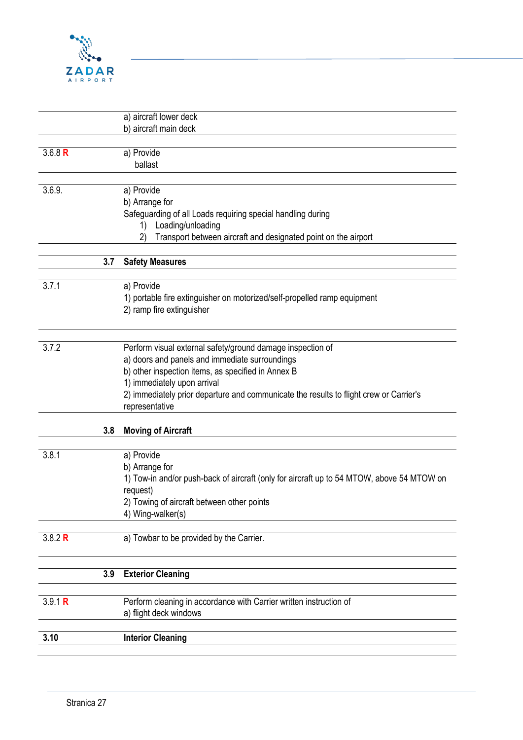| | |
|---|---|
| | a) aircraft lower deck<br>b) aircraft main deck |
| 3.6.8 **R** | a) Provide<br>ballast |
| 3.6.9. | a) Provide<br>b) Arrange for<br>Safeguarding of all Loads requiring special handling during<br>1) Loading/unloading<br>2) Transport between aircraft and designated point on the airport |
| **3.7** | **Safety Measures** |
| 3.7.1 | a) Provide<br>1) portable fire extinguisher on motorized/self-propelled ramp equipment<br>2) ramp fire extinguisher |
| 3.7.2 | Perform visual external safety/ground damage inspection of<br>a) doors and panels and immediate surroundings<br>b) other inspection items, as specified in Annex B<br>1) immediately upon arrival<br>2) immediately prior departure and communicate the results to flight crew or Carrier's representative |
| **3.8** | **Moving of Aircraft** |
| 3.8.1 | a) Provide<br>b) Arrange for<br>1) Tow-in and/or push-back of aircraft (only for aircraft up to 54 MTOW, above 54 MTOW on request)<br>2) Towing of aircraft between other points<br>4) Wing-walker(s) |
| 3.8.2 **R** | a) Towbar to be provided by the Carrier. |
| **3.9** | **Exterior Cleaning** |
| 3.9.1 **R** | Perform cleaning in accordance with Carrier written instruction of<br>a) flight deck windows |
| **3.10** | **Interior Cleaning** |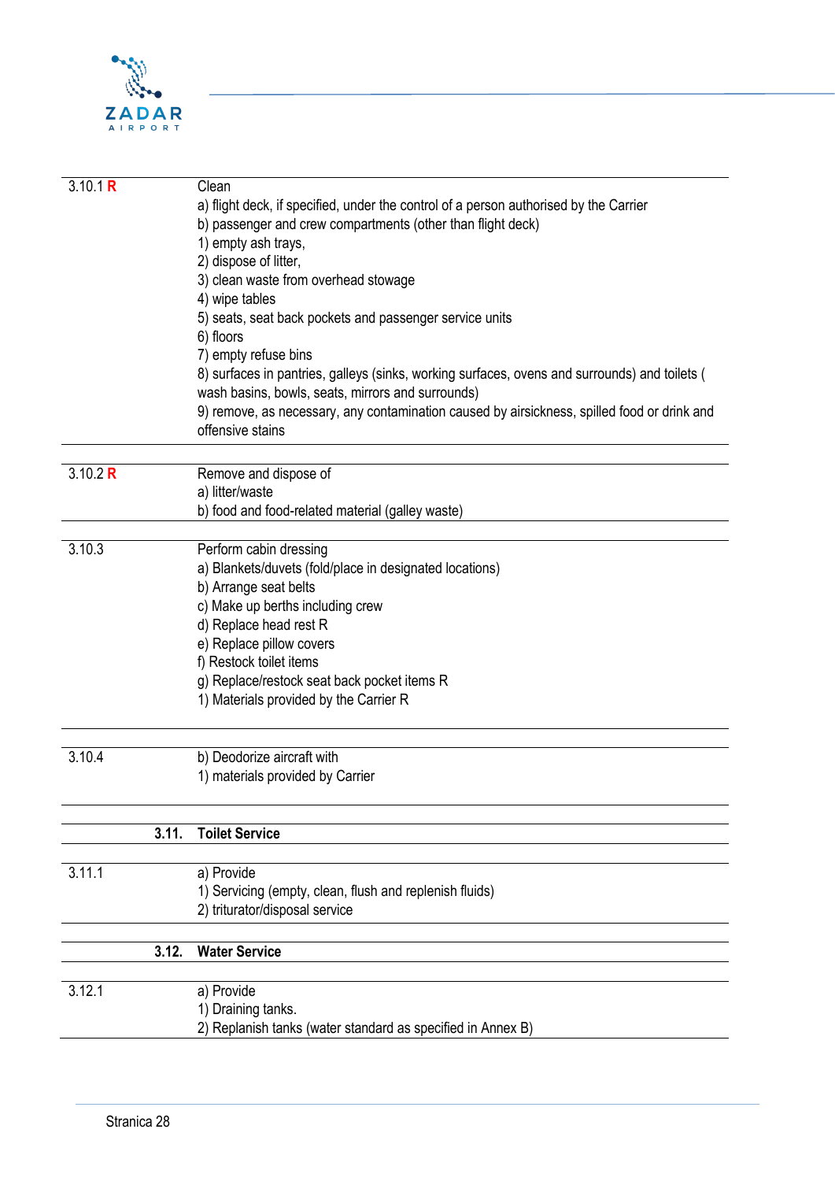| | |
|---|---|
| 3.10.1 **R** | Clean<br>a) flight deck, if specified, under the control of a person authorised by the Carrier<br>b) passenger and crew compartments (other than flight deck)<br>1) empty ash trays,<br>2) dispose of litter,<br>3) clean waste from overhead stowage<br>4) wipe tables<br>5) seats, seat back pockets and passenger service units<br>6) floors<br>7) empty refuse bins<br>8) surfaces in pantries, galleys (sinks, working surfaces, ovens and surrounds) and toilets ( wash basins, bowls, seats, mirrors and surrounds)<br>9) remove, as necessary, any contamination caused by airsickness, spilled food or drink and offensive stains |
| 3.10.2 **R** | Remove and dispose of<br>a) litter/waste<br>b) food and food-related material (galley waste) |
| 3.10.3 | Perform cabin dressing<br>a) Blankets/duvets (fold/place in designated locations)<br>b) Arrange seat belts<br>c) Make up berths including crew<br>d) Replace head rest R<br>e) Replace pillow covers<br>f) Restock toilet items<br>g) Replace/restock seat back pocket items R<br>1) Materials provided by the Carrier R |
| 3.10.4 | b) Deodorize aircraft with<br>1) materials provided by Carrier |
| **3.11.** | **Toilet Service** |
| 3.11.1 | a) Provide<br>1) Servicing (empty, clean, flush and replenish fluids)<br>2) triturator/disposal service |
| **3.12.** | **Water Service** |
| 3.12.1 | a) Provide<br>1) Draining tanks.<br>2) Replanish tanks (water standard as specified in Annex B) |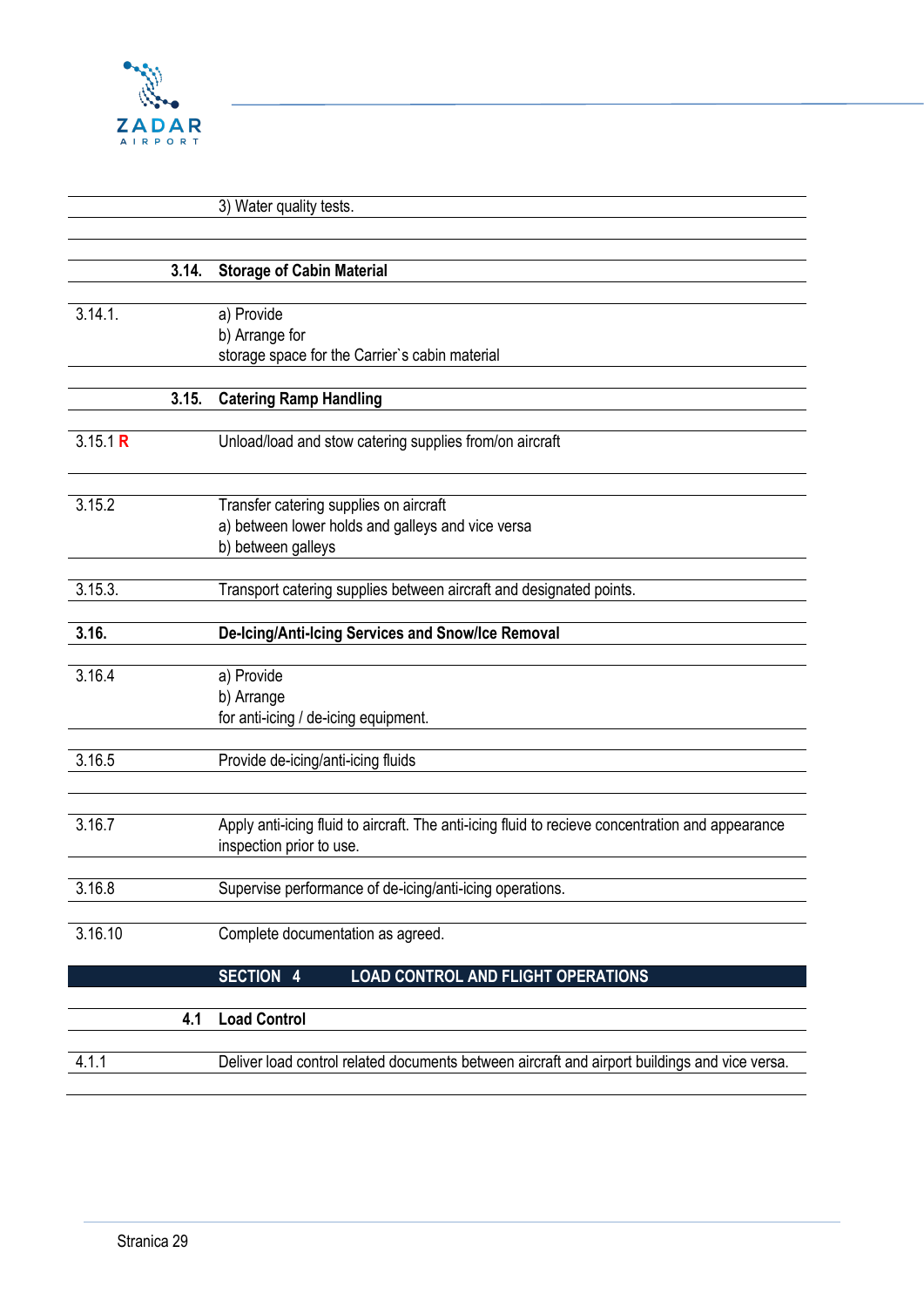| | |
|---|---|
| | 3) Water quality tests. |
| | |
| **3.14.** | **Storage of Cabin Material** |
| 3.14.1. | a) Provide<br>b) Arrange for<br>storage space for the Carrier`s cabin material |
| **3.15.** | **Catering Ramp Handling** |
| 3.15.1 **R** | Unload/load and stow catering supplies from/on aircraft |
| 3.15.2 | Transfer catering supplies on aircraft<br>a) between lower holds and galleys and vice versa<br>b) between galleys |
| 3.15.3. | Transport catering supplies between aircraft and designated points. |
| **3.16.** | **De-Icing/Anti-Icing Services and Snow/Ice Removal** |
| 3.16.4 | a) Provide<br>b) Arrange<br>for anti-icing / de-icing equipment. |
| 3.16.5 | Provide de-icing/anti-icing fluids |
| | |
| 3.16.7 | Apply anti-icing fluid to aircraft. The anti-icing fluid to recieve concentration and appearance inspection prior to use. |
| 3.16.8 | Supervise performance of de-icing/anti-icing operations. |
| 3.16.10 | Complete documentation as agreed. |

## SECTION 4 LOAD CONTROL AND FLIGHT OPERATIONS

| | |
|---|---|
| **4.1** | **Load Control** |
| 4.1.1 | Deliver load control related documents between aircraft and airport buildings and vice versa. |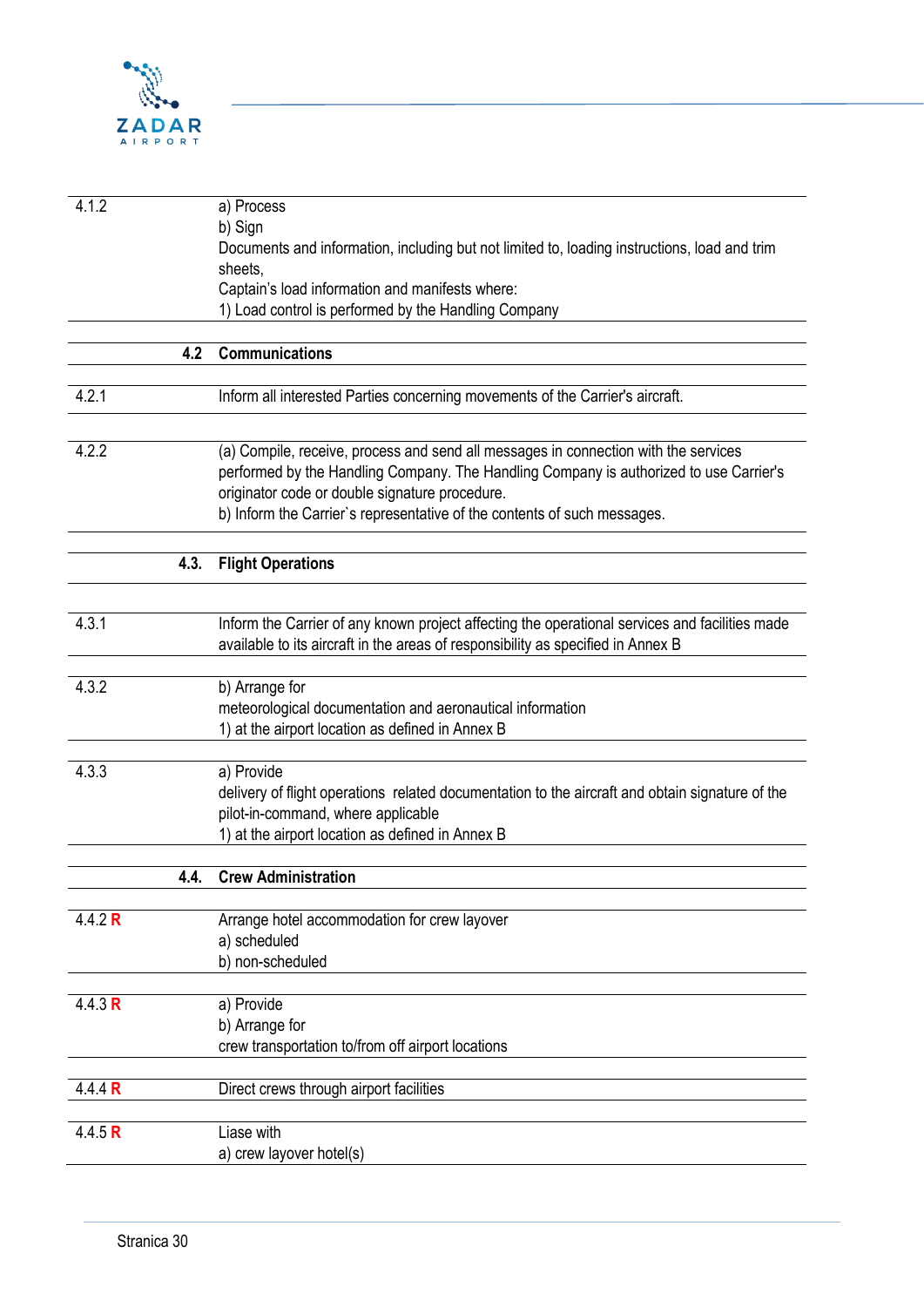| | |
|---|---|
| 4.1.2 | a) Process<br>b) Sign<br>Documents and information, including but not limited to, loading instructions, load and trim sheets,<br>Captain's load information and manifests where:<br>1) Load control is performed by the Handling Company |
| **4.2** | **Communications** |
| 4.2.1 | Inform all interested Parties concerning movements of the Carrier's aircraft. |
| 4.2.2 | (a) Compile, receive, process and send all messages in connection with the services performed by the Handling Company. The Handling Company is authorized to use Carrier's originator code or double signature procedure.<br>b) Inform the Carrier`s representative of the contents of such messages. |
| **4.3.** | **Flight Operations** |
| 4.3.1 | Inform the Carrier of any known project affecting the operational services and facilities made available to its aircraft in the areas of responsibility as specified in Annex B |
| 4.3.2 | b) Arrange for<br>meteorological documentation and aeronautical information<br>1) at the airport location as defined in Annex B |
| 4.3.3 | a) Provide<br>delivery of flight operations related documentation to the aircraft and obtain signature of the pilot-in-command, where applicable<br>1) at the airport location as defined in Annex B |
| **4.4.** | **Crew Administration** |
| 4.4.2 **R** | Arrange hotel accommodation for crew layover<br>a) scheduled<br>b) non-scheduled |
| 4.4.3 **R** | a) Provide<br>b) Arrange for<br>crew transportation to/from off airport locations |
| 4.4.4 **R** | Direct crews through airport facilities |
| 4.4.5 **R** | Liase with<br>a) crew layover hotel(s) |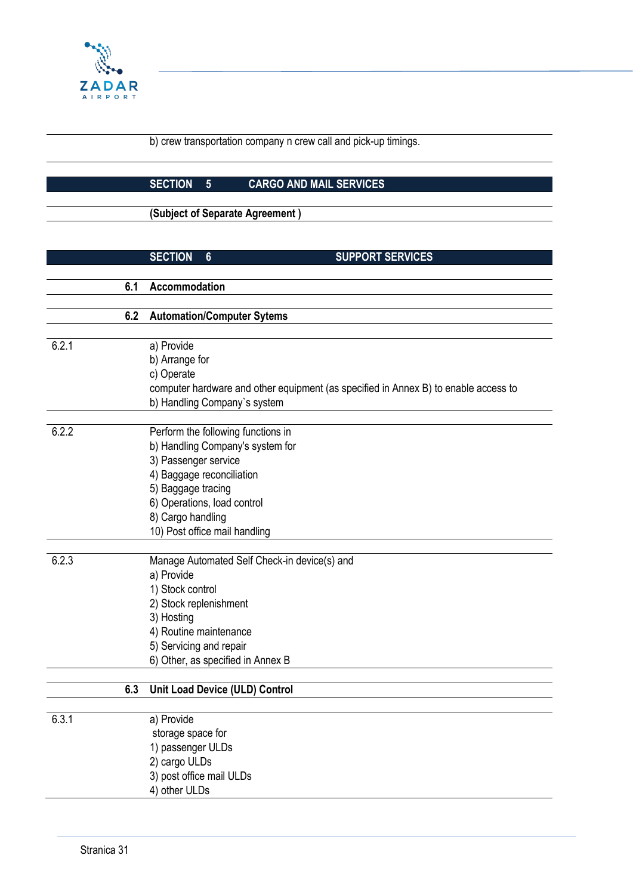b) crew transportation company n crew call and pick-up timings.

## SECTION 5 CARGO AND MAIL SERVICES

**(Subject of Separate Agreement )**

## SECTION 6 SUPPORT SERVICES

### 6.1 Accommodation

### 6.2 Automation/Computer Sytems

6.2.1

a) Provide
b) Arrange for
c) Operate
computer hardware and other equipment (as specified in Annex B) to enable access to
b) Handling Company`s system

6.2.2

Perform the following functions in
b) Handling Company's system for
3) Passenger service
4) Baggage reconciliation
5) Baggage tracing
6) Operations, load control
8) Cargo handling
10) Post office mail handling

6.2.3

Manage Automated Self Check-in device(s) and
a) Provide
1) Stock control
2) Stock replenishment
3) Hosting
4) Routine maintenance
5) Servicing and repair
6) Other, as specified in Annex B

### 6.3 Unit Load Device (ULD) Control

6.3.1

a) Provide
storage space for
1) passenger ULDs
2) cargo ULDs
3) post office mail ULDs
4) other ULDs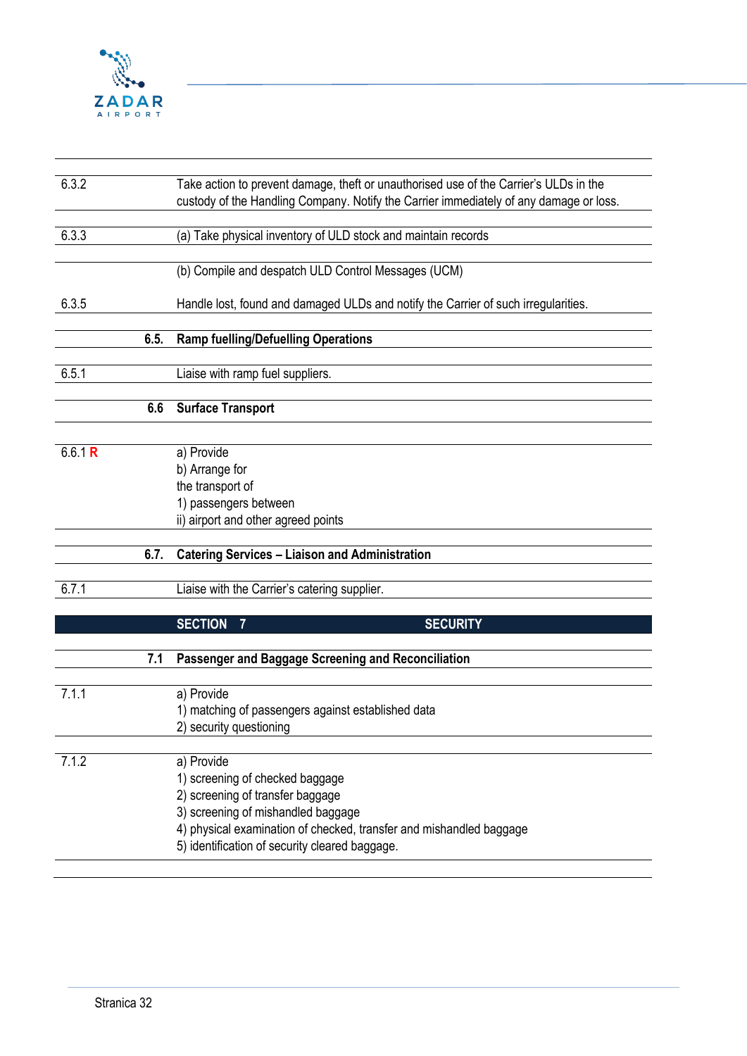| | |
|---|---|
| 6.3.2 | Take action to prevent damage, theft or unauthorised use of the Carrier's ULDs in the custody of the Handling Company. Notify the Carrier immediately of any damage or loss. |
| 6.3.3 | (a) Take physical inventory of ULD stock and maintain records |
| | (b) Compile and despatch ULD Control Messages (UCM) |
| 6.3.5 | Handle lost, found and damaged ULDs and notify the Carrier of such irregularities. |
| **6.5.** | **Ramp fuelling/Defuelling Operations** |
| 6.5.1 | Liaise with ramp fuel suppliers. |
| **6.6** | **Surface Transport** |
| 6.6.1 **R** | a) Provide<br>b) Arrange for<br>the transport of<br>1) passengers between<br>ii) airport and other agreed points |
| **6.7.** | **Catering Services – Liaison and Administration** |
| 6.7.1 | Liaise with the Carrier's catering supplier. |
| **SECTION 7** | **SECURITY** |
| **7.1** | **Passenger and Baggage Screening and Reconciliation** |
| 7.1.1 | a) Provide<br>1) matching of passengers against established data<br>2) security questioning |
| 7.1.2 | a) Provide<br>1) screening of checked baggage<br>2) screening of transfer baggage<br>3) screening of mishandled baggage<br>4) physical examination of checked, transfer and mishandled baggage<br>5) identification of security cleared baggage. |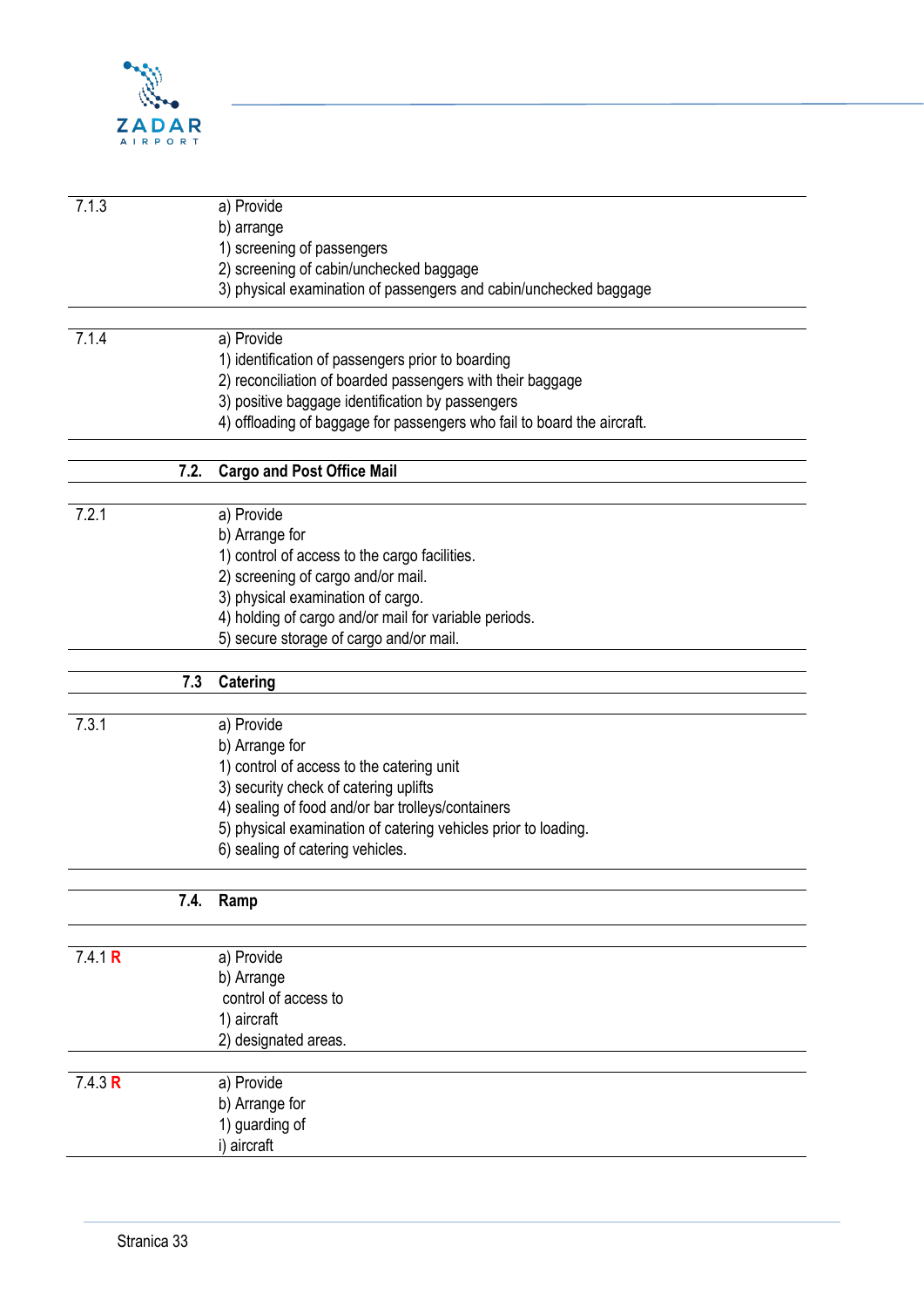| | |
|---|---|
| 7.1.3 | a) Provide<br>b) arrange<br>1) screening of passengers<br>2) screening of cabin/unchecked baggage<br>3) physical examination of passengers and cabin/unchecked baggage |
| 7.1.4 | a) Provide<br>1) identification of passengers prior to boarding<br>2) reconciliation of boarded passengers with their baggage<br>3) positive baggage identification by passengers<br>4) offloading of baggage for passengers who fail to board the aircraft. |
| **7.2.** | **Cargo and Post Office Mail** |
| 7.2.1 | a) Provide<br>b) Arrange for<br>1) control of access to the cargo facilities.<br>2) screening of cargo and/or mail.<br>3) physical examination of cargo.<br>4) holding of cargo and/or mail for variable periods.<br>5) secure storage of cargo and/or mail. |
| **7.3** | **Catering** |
| 7.3.1 | a) Provide<br>b) Arrange for<br>1) control of access to the catering unit<br>3) security check of catering uplifts<br>4) sealing of food and/or bar trolleys/containers<br>5) physical examination of catering vehicles prior to loading.<br>6) sealing of catering vehicles. |
| **7.4.** | **Ramp** |
| 7.4.1 **R** | a) Provide<br>b) Arrange<br>control of access to<br>1) aircraft<br>2) designated areas. |
| 7.4.3 **R** | a) Provide<br>b) Arrange for<br>1) guarding of<br>i) aircraft |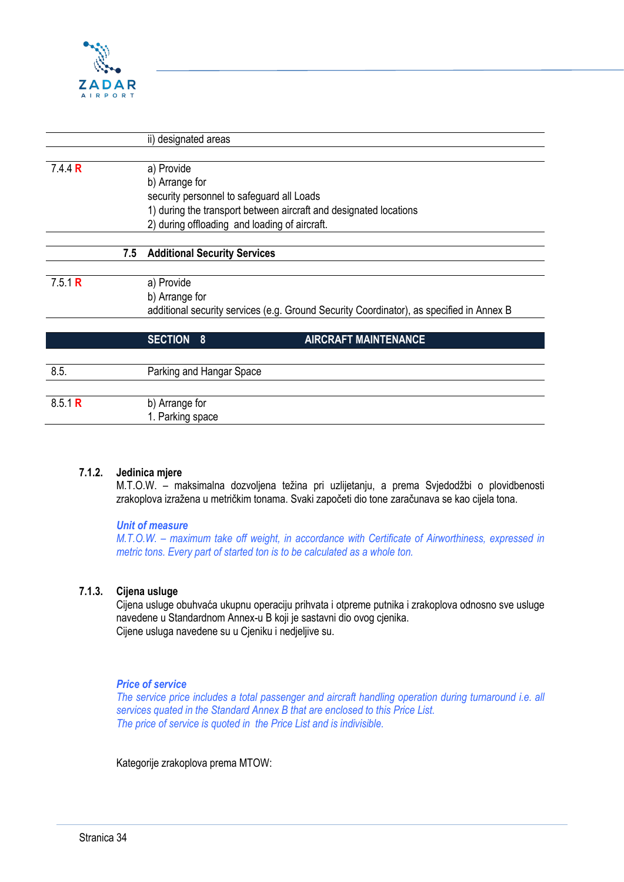| | |
|---|---|
| | ii) designated areas |
| 7.4.4 **R** | a) Provide<br>b) Arrange for<br>security personnel to safeguard all Loads<br>1) during the transport between aircraft and designated locations<br>2) during offloading and loading of aircraft. |
| 7.5 | **Additional Security Services** |
| 7.5.1 **R** | a) Provide<br>b) Arrange for<br>additional security services (e.g. Ground Security Coordinator), as specified in Annex B |
| | **SECTION 8 AIRCRAFT MAINTENANCE** |
| 8.5. | Parking and Hangar Space |
| 8.5.1 **R** | b) Arrange for<br>1. Parking space |

**7.1.2. Jedinica mjere**

M.T.O.W. – maksimalna dozvoljena težina pri uzlijetanju, a prema Svjedodžbi o plovidbenosti zrakoplova izražena u metričkim tonama. Svaki započeti dio tone zaračunava se kao cijela tona.

***Unit of measure***

*M.T.O.W. – maximum take off weight, in accordance with Certificate of Airworthiness, expressed in metric tons. Every part of started ton is to be calculated as a whole ton.*

**7.1.3. Cijena usluge**

Cijena usluge obuhvaća ukupnu operaciju prihvata i otpreme putnika i zrakoplova odnosno sve usluge navedene u Standardnom Annex-u B koji je sastavni dio ovog cjenika.

Cijene usluga navedene su u Cjeniku i nedjeljive su.

***Price of service***

*The service price includes a total passenger and aircraft handling operation during turnaround i.e. all services quated in the Standard Annex B that are enclosed to this Price List.*

*The price of service is quoted in the Price List and is indivisible.*

Kategorije zrakoplova prema MTOW: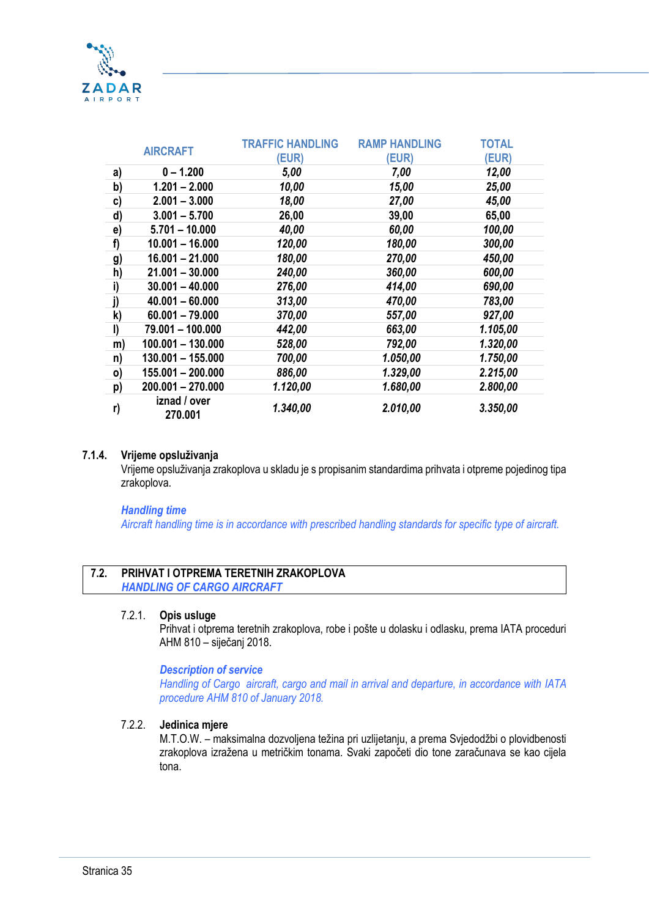| | AIRCRAFT | TRAFFIC HANDLING (EUR) | RAMP HANDLING (EUR) | TOTAL (EUR) |
|---|---|---|---|---|
| a) | 0 – 1.200 | *5,00* | *7,00* | *12,00* |
| b) | 1.201 – 2.000 | *10,00* | *15,00* | *25,00* |
| c) | 2.001 – 3.000 | *18,00* | *27,00* | *45,00* |
| d) | 3.001 – 5.700 | 26,00 | 39,00 | 65,00 |
| e) | 5.701 – 10.000 | *40,00* | *60,00* | *100,00* |
| f) | 10.001 – 16.000 | *120,00* | *180,00* | *300,00* |
| g) | 16.001 – 21.000 | *180,00* | *270,00* | *450,00* |
| h) | 21.001 – 30.000 | *240,00* | *360,00* | *600,00* |
| i) | 30.001 – 40.000 | *276,00* | *414,00* | *690,00* |
| j) | 40.001 – 60.000 | *313,00* | *470,00* | *783,00* |
| k) | 60.001 – 79.000 | *370,00* | *557,00* | *927,00* |
| l) | 79.001 – 100.000 | *442,00* | *663,00* | *1.105,00* |
| m) | 100.001 – 130.000 | *528,00* | *792,00* | *1.320,00* |
| n) | 130.001 – 155.000 | *700,00* | *1.050,00* | *1.750,00* |
| o) | 155.001 – 200.000 | *886,00* | *1.329,00* | *2.215,00* |
| p) | 200.001 – 270.000 | *1.120,00* | *1.680,00* | *2.800,00* |
| r) | iznad / over 270.001 | *1.340,00* | *2.010,00* | *3.350,00* |

#### 7.1.4. Vrijeme opsluživanja

Vrijeme opsluživanja zrakoplova u skladu je s propisanim standardima prihvata i otpreme pojedinog tipa zrakoplova.

***Handling time***

*Aircraft handling time is in accordance with prescribed handling standards for specific type of aircraft.*

## 7.2. PRIHVAT I OTPREMA TERETNIH ZRAKOPLOVA
***HANDLING OF CARGO AIRCRAFT***

#### 7.2.1. Opis usluge

Prihvat i otprema teretnih zrakoplova, robe i pošte u dolasku i odlasku, prema IATA proceduri AHM 810 – siječanj 2018.

***Description of service***

*Handling of Cargo aircraft, cargo and mail in arrival and departure, in accordance with IATA procedure AHM 810 of January 2018.*

#### 7.2.2. Jedinica mjere

M.T.O.W. – maksimalna dozvoljena težina pri uzlijetanju, a prema Svjedodžbi o plovidbenosti zrakoplova izražena u metričkim tonama. Svaki započeti dio tone zaračunava se kao cijela tona.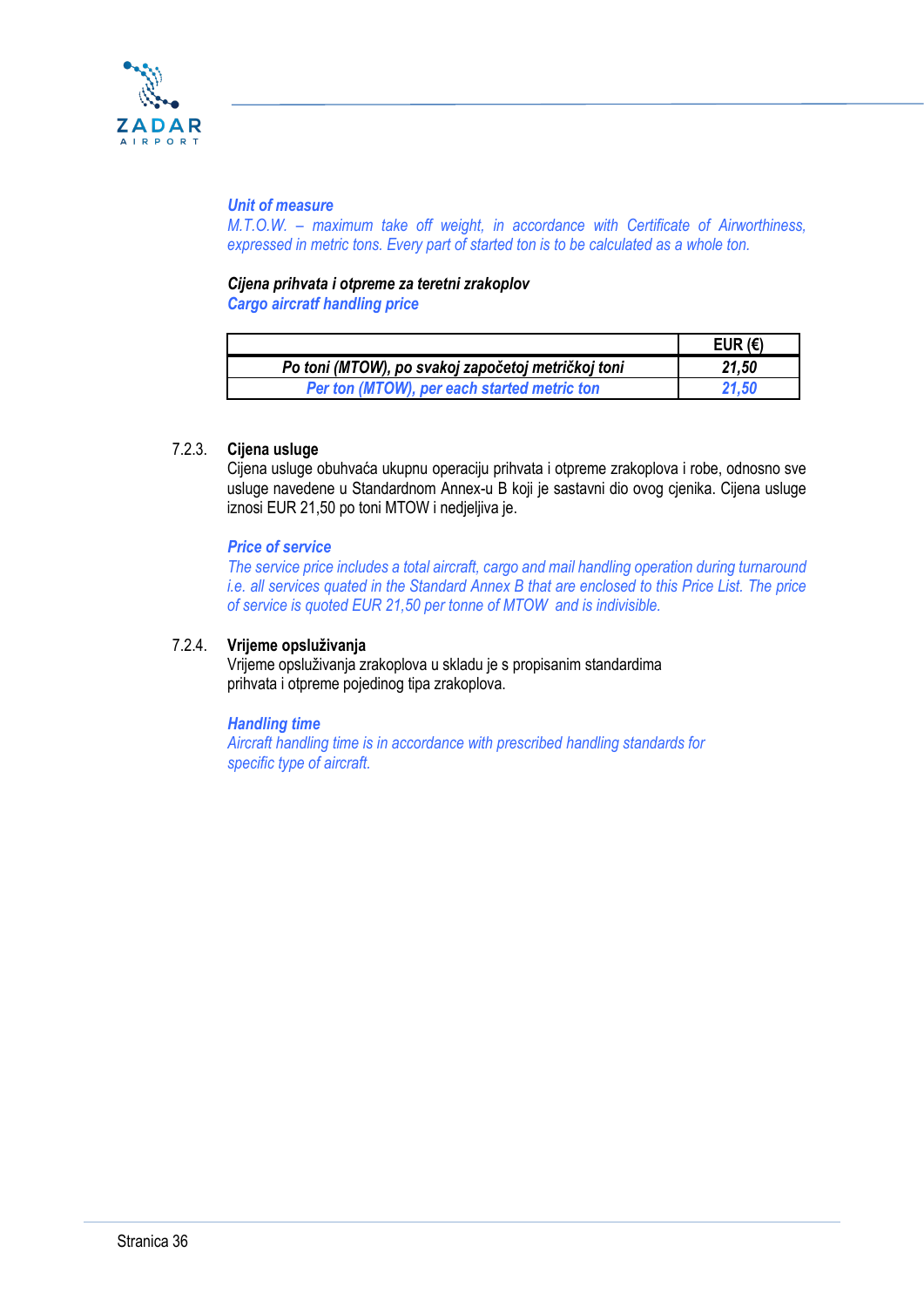*Unit of measure*
*M.T.O.W. – maximum take off weight, in accordance with Certificate of Airworthiness, expressed in metric tons. Every part of started ton is to be calculated as a whole ton.*

***Cijena prihvata i otpreme za teretni zrakoplov***
***Cargo aircratf handling price***

| | EUR (€) |
|---|---|
| ***Po toni (MTOW), po svakoj započetoj metričkoj toni*** | ***21,50*** |
| ***Per ton (MTOW), per each started metric ton*** | ***21,50*** |

7.2.3. **Cijena usluge**

Cijena usluge obuhvaća ukupnu operaciju prihvata i otpreme zrakoplova i robe, odnosno sve usluge navedene u Standardnom Annex-u B koji je sastavni dio ovog cjenika. Cijena usluge iznosi EUR 21,50 po toni MTOW i nedjeljiva je.

***Price of service***

*The service price includes a total aircraft, cargo and mail handling operation during turnaround i.e. all services quated in the Standard Annex B that are enclosed to this Price List. The price of service is quoted EUR 21,50 per tonne of MTOW and is indivisible.*

7.2.4. **Vrijeme opsluživanja**

Vrijeme opsluživanja zrakoplova u skladu je s propisanim standardima prihvata i otpreme pojedinog tipa zrakoplova.

***Handling time***

*Aircraft handling time is in accordance with prescribed handling standards for specific type of aircraft.*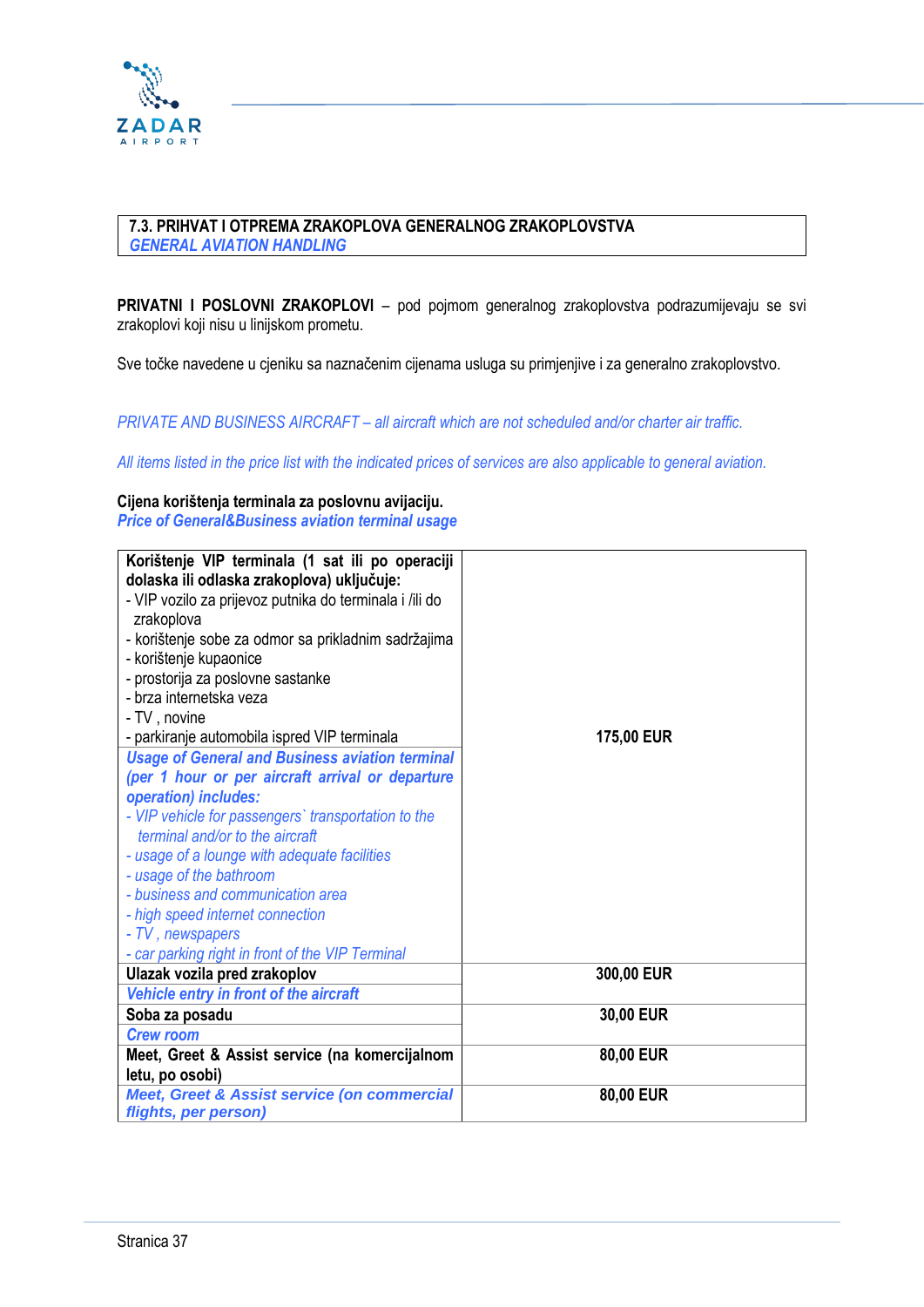## 7.3. PRIHVAT I OTPREMA ZRAKOPLOVA GENERALNOG ZRAKOPLOVSTVA
## *GENERAL AVIATION HANDLING*

**PRIVATNI I POSLOVNI ZRAKOPLOVI** – pod pojmom generalnog zrakoplovstva podrazumijevaju se svi zrakoplovi koji nisu u linijskom prometu.

Sve točke navedene u cjeniku sa naznačenim cijenama usluga su primjenjive i za generalno zrakoplovstvo.

*PRIVATE AND BUSINESS AIRCRAFT – all aircraft which are not scheduled and/or charter air traffic.*

*All items listed in the price list with the indicated prices of services are also applicable to general aviation.*

**Cijena korištenja terminala za poslovnu avijaciju.**
***Price of General&Business aviation terminal usage***

| | |
|---|---|
| **Korištenje VIP terminala (1 sat ili po operaciji dolaska ili odlaska zrakoplova) uključuje:**<br>- VIP vozilo za prijevoz putnika do terminala i /ili do zrakoplova<br>- korištenje sobe za odmor sa prikladnim sadržajima<br>- korištenje kupaonice<br>- prostorija za poslovne sastanke<br>- brza internetska veza<br>- TV , novine<br>- parkiranje automobila ispred VIP terminala<br>***Usage of General and Business aviation terminal (per 1 hour or per aircraft arrival or departure operation) includes:***<br>*- VIP vehicle for passengers` transportation to the terminal and/or to the aircraft*<br>*- usage of a lounge with adequate facilities*<br>*- usage of the bathroom*<br>*- business and communication area*<br>*- high speed internet connection*<br>*- TV , newspapers*<br>*- car parking right in front of the VIP Terminal* | **175,00 EUR** |
| **Ulazak vozila pred zrakoplov**<br>***Vehicle entry in front of the aircraft*** | **300,00 EUR** |
| **Soba za posadu**<br>***Crew room*** | **30,00 EUR** |
| **Meet, Greet & Assist service (na komercijalnom letu, po osobi)** | **80,00 EUR** |
| ***Meet, Greet & Assist service (on commercial flights, per person)*** | **80,00 EUR** |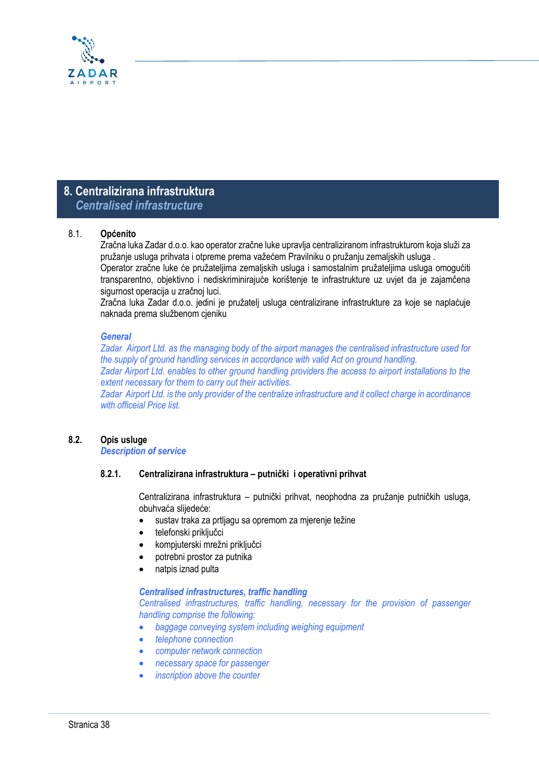# 8. Centralizirana infrastruktura
## *Centralised infrastructure*

8.1. **Općenito**

Zračna luka Zadar d.o.o. kao operator zračne luke upravlja centraliziranom infrastrukturom koja služi za pružanje usluga prihvata i otpreme prema važećem Pravilniku o pružanju zemaljskih usluga .
Operator zračne luke će pružateljima zemaljskih usluga i samostalnim pružateljima usluga omogućiti transparentno, objektivno i nediskriminirajuće korištenje te infrastrukture uz uvjet da je zajamčena sigurnost operacija u zračnoj luci.
Zračna luka Zadar d.o.o. jedini je pružatelj usluga centralizirane infrastrukture za koje se naplaćuje naknada prema službenom cjeniku

***General***

*Zadar Airport Ltd. as the managing body of the airport manages the centralised infrastructure used for the supply of ground handling services in accordance with valid Act on ground handling.*
*Zadar Airport Ltd. enables to other ground handling providers the access to airport installations to the extent necessary for them to carry out their activities.*
*Zadar Airport Ltd. is the only provider of the centralize infrastructure and it collect charge in accordinance with officeial Price list.*

**8.2. Opis usluge**
***Description of service***

**8.2.1. Centralizirana infrastruktura – putnički i operativni prihvat**

Centralizirana infrastruktura – putnički prihvat, neophodna za pružanje putničkih usluga, obuhvaća slijedeće:

- sustav traka za prtljagu sa opremom za mjerenje težine
- telefonski priključci
- kompjuterski mrežni priključci
- potrebni prostor za putnika
- natpis iznad pulta

***Centralised infrastructures, traffic handling***
*Centralised infrastructures, traffic handling, necessary for the provision of passenger handling comprise the following:*

- *baggage conveying system including weighing equipment*
- *telephone connection*
- *computer network connection*
- *necessary space for passenger*
- *inscription above the counter*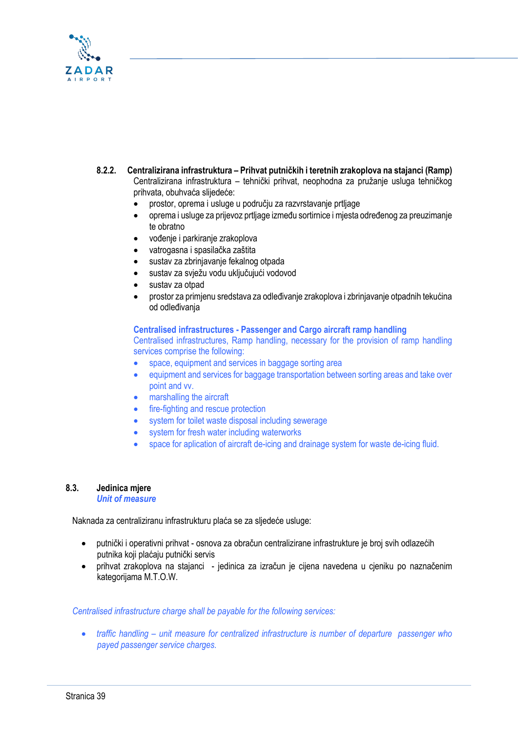#### 8.2.2. Centralizirana infrastruktura – Prihvat putničkih i teretnih zrakoplova na stajanci (Ramp)

Centralizirana infrastruktura – tehnički prihvat, neophodna za pružanje usluga tehničkog prihvata, obuhvaća slijedeće:

- prostor, oprema i usluge u području za razvrstavanje prtljage
- oprema i usluge za prijevoz prtljage između sortirnice i mjesta određenog za preuzimanje te obratno
- vođenje i parkiranje zrakoplova
- vatrogasna i spasilačka zaštita
- sustav za zbrinjavanje fekalnog otpada
- sustav za svježu vodu uključujući vodovod
- sustav za otpad
- prostor za primjenu sredstava za odleđivanje zrakoplova i zbrinjavanje otpadnih tekućina od odleđivanja

**Centralised infrastructures - Passenger and Cargo aircraft ramp handling**

Centralised infrastructures, Ramp handling, necessary for the provision of ramp handling services comprise the following:

- space, equipment and services in baggage sorting area
- equipment and services for baggage transportation between sorting areas and take over point and vv.
- marshalling the aircraft
- fire-fighting and rescue protection
- system for toilet waste disposal including sewerage
- system for fresh water including waterworks
- space for aplication of aircraft de-icing and drainage system for waste de-icing fluid.

### 8.3. Jedinica mjere

***Unit of measure***

Naknada za centraliziranu infrastrukturu plaća se za sljedeće usluge:

- putnički i operativni prihvat - osnova za obračun centralizirane infrastrukture je broj svih odlazećih putnika koji plaćaju putnički servis
- prihvat zrakoplova na stajanci - jedinica za izračun je cijena navedena u cjeniku po naznačenim kategorijama M.T.O.W.

*Centralised infrastructure charge shall be payable for the following services:*

- *traffic handling – unit measure for centralized infrastructure is number of departure passenger who payed passenger service charges.*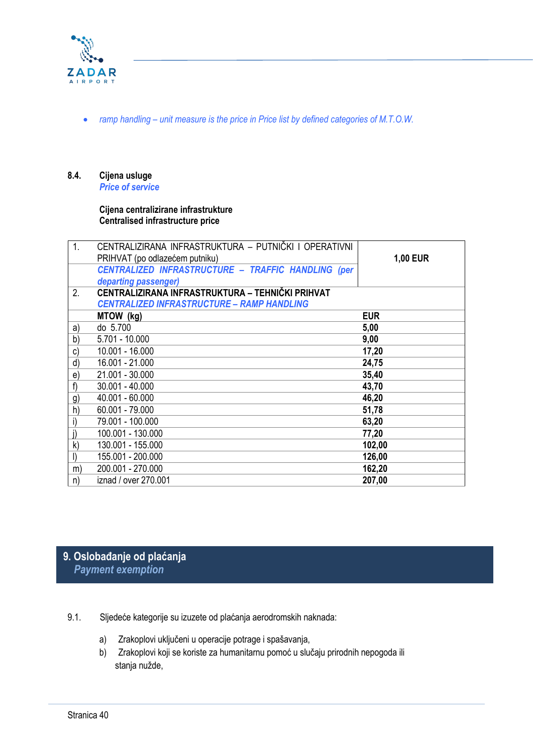- *ramp handling – unit measure is the price in Price list by defined categories of M.T.O.W.*

### 8.4. Cijena usluge
*Price of service*

**Cijena centralizirane infrastrukture**
**Centralised infrastructure price**

| | | |
|---|---|---|
| 1. | CENTRALIZIRANA INFRASTRUKTURA – PUTNIČKI I OPERATIVNI PRIHVAT (po odlazećem putniku)<br>*CENTRALIZED INFRASTRUCTURE – TRAFFIC HANDLING (per departing passenger)* | **1,00 EUR** |
| 2. | **CENTRALIZIRANA INFRASTRUKTURA – TEHNIČKI PRIHVAT**<br>***CENTRALIZED INFRASTRUCTURE – RAMP HANDLING*** | |
| | **MTOW (kg)** | **EUR** |
| a) | do 5.700 | **5,00** |
| b) | 5.701 - 10.000 | **9,00** |
| c) | 10.001 - 16.000 | **17,20** |
| d) | 16.001 - 21.000 | **24,75** |
| e) | 21.001 - 30.000 | **35,40** |
| f) | 30.001 - 40.000 | **43,70** |
| g) | 40.001 - 60.000 | **46,20** |
| h) | 60.001 - 79.000 | **51,78** |
| i) | 79.001 - 100.000 | **63,20** |
| j) | 100.001 - 130.000 | **77,20** |
| k) | 130.001 - 155.000 | **102,00** |
| l) | 155.001 - 200.000 | **126,00** |
| m) | 200.001 - 270.000 | **162,20** |
| n) | iznad / over 270.001 | **207,00** |

## 9. Oslobađanje od plaćanja
*Payment exemption*

9.1. Sljedeće kategorije su izuzete od plaćanja aerodromskih naknada:

a) Zrakoplovi uključeni u operacije potrage i spašavanja,
b) Zrakoplovi koji se koriste za humanitarnu pomoć u slučaju prirodnih nepogoda ili stanja nužde,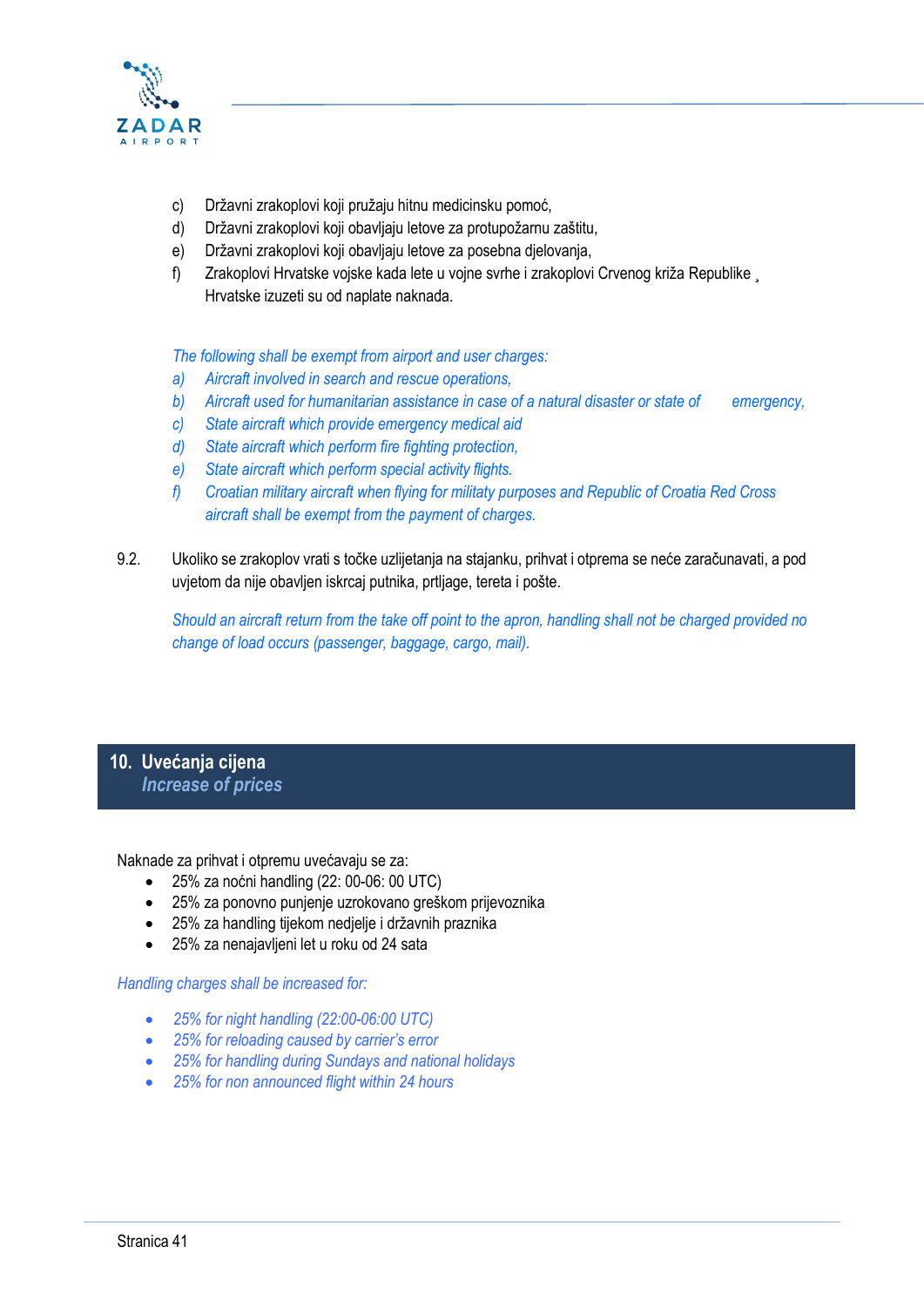c) Državni zrakoplovi koji pružaju hitnu medicinsku pomoć,
d) Državni zrakoplovi koji obavljaju letove za protupožarnu zaštitu,
e) Državni zrakoplovi koji obavljaju letove za posebna djelovanja,
f) Zrakoplovi Hrvatske vojske kada lete u vojne svrhe i zrakoplovi Crvenog križa Republike ¸ Hrvatske izuzeti su od naplate naknada.

*The following shall be exempt from airport and user charges:*

*a) Aircraft involved in search and rescue operations,*
*b) Aircraft used for humanitarian assistance in case of a natural disaster or state of emergency,*
*c) State aircraft which provide emergency medical aid*
*d) State aircraft which perform fire fighting protection,*
*e) State aircraft which perform special activity flights.*
*f) Croatian military aircraft when flying for militaty purposes and Republic of Croatia Red Cross aircraft shall be exempt from the payment of charges.*

9.2. Ukoliko se zrakoplov vrati s točke uzlijetanja na stajanku, prihvat i otprema se neće zaračunavati, a pod uvjetom da nije obavljen iskrcaj putnika, prtljage, tereta i pošte.

*Should an aircraft return from the take off point to the apron, handling shall not be charged provided no change of load occurs (passenger, baggage, cargo, mail).*

## 10. Uvećanja cijena
*Increase of prices*

Naknade za prihvat i otpremu uvećavaju se za:

- 25% za noćni handling (22: 00-06: 00 UTC)
- 25% za ponovno punjenje uzrokovano greškom prijevoznika
- 25% za handling tijekom nedjelje i državnih praznika
- 25% za nenajavljeni let u roku od 24 sata

*Handling charges shall be increased for:*

- *25% for night handling (22:00-06:00 UTC)*
- *25% for reloading caused by carrier's error*
- *25% for handling during Sundays and national holidays*
- *25% for non announced flight within 24 hours*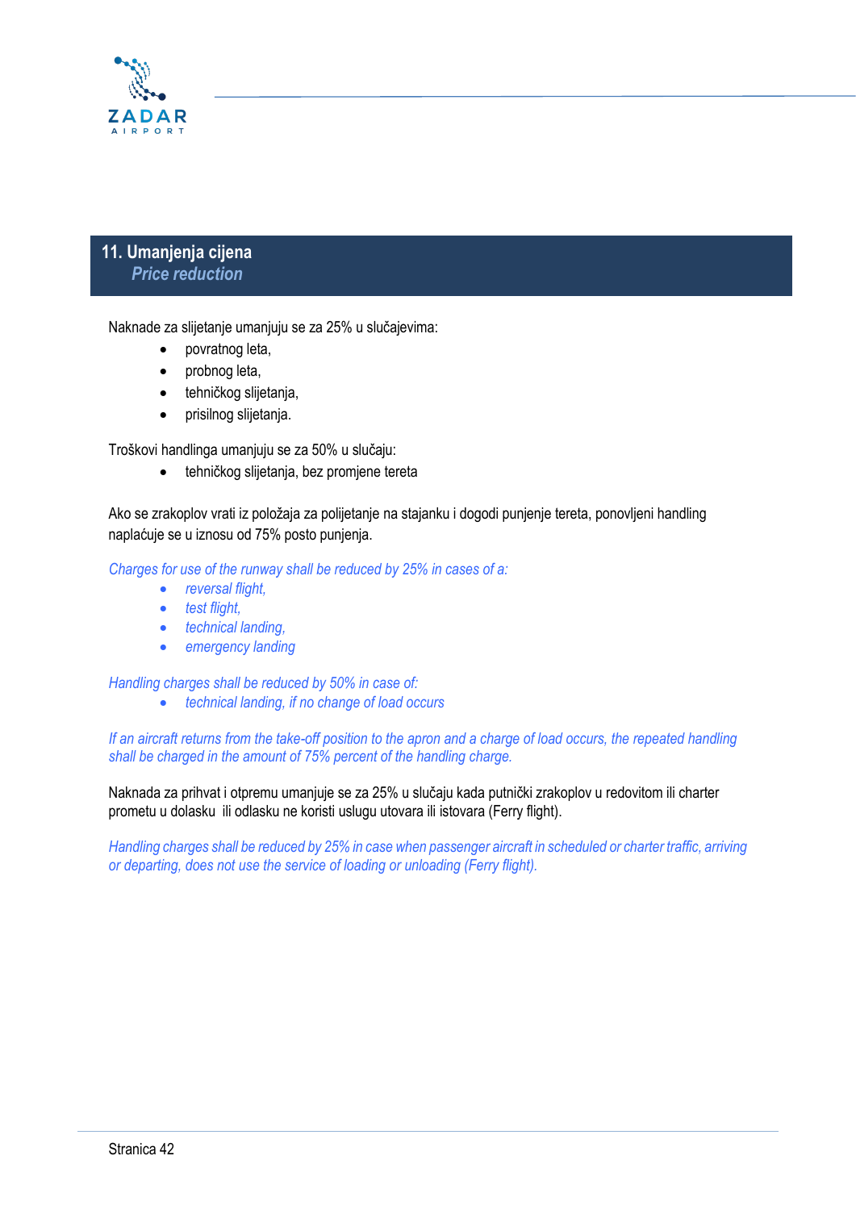## 11. Umanjenja cijena
### *Price reduction*

Naknade za slijetanje umanjuju se za 25% u slučajevima:

- povratnog leta,
- probnog leta,
- tehničkog slijetanja,
- prisilnog slijetanja.

Troškovi handlinga umanjuju se za 50% u slučaju:

- tehničkog slijetanja, bez promjene tereta

Ako se zrakoplov vrati iz položaja za polijetanje na stajanku i dogodi punjenje tereta, ponovljeni handling naplaćuje se u iznosu od 75% posto punjenja.

*Charges for use of the runway shall be reduced by 25% in cases of a:*

- *reversal flight,*
- *test flight,*
- *technical landing,*
- *emergency landing*

*Handling charges shall be reduced by 50% in case of:*

- *technical landing, if no change of load occurs*

*If an aircraft returns from the take-off position to the apron and a charge of load occurs, the repeated handling shall be charged in the amount of 75% percent of the handling charge.*

Naknada za prihvat i otpremu umanjuje se za 25% u slučaju kada putnički zrakoplov u redovitom ili charter prometu u dolasku ili odlasku ne koristi uslugu utovara ili istovara (Ferry flight).

*Handling charges shall be reduced by 25% in case when passenger aircraft in scheduled or charter traffic, arriving or departing, does not use the service of loading or unloading (Ferry flight).*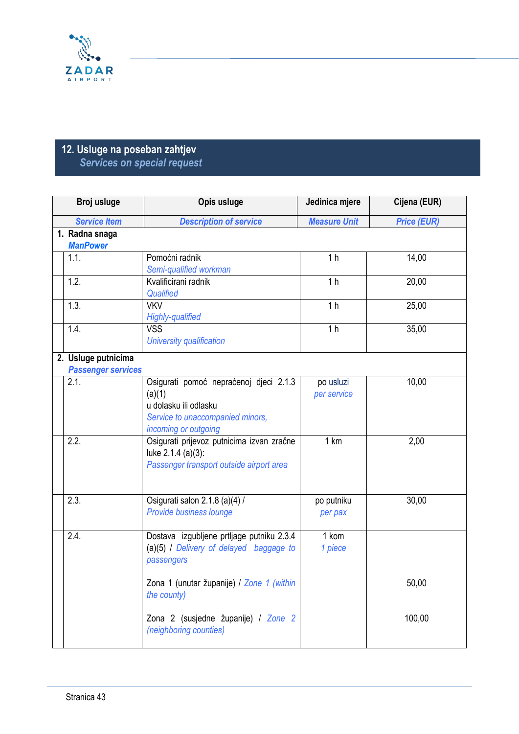## 12. Usluge na poseban zahtjev
### *Services on special request*

| Broj usluge | Opis usluge | Jedinica mjere | Cijena (EUR) |
|---|---|---|---|
| *Service Item* | *Description of service* | *Measure Unit* | *Price (EUR)* |
| **1. Radna snaga** *ManPower* | | | |
| 1.1. | Pomoćni radnik *Semi-qualified workman* | 1 h | 14,00 |
| 1.2. | Kvalificirani radnik *Qualified* | 1 h | 20,00 |
| 1.3. | VKV *Highly-qualified* | 1 h | 25,00 |
| 1.4. | VSS *University qualification* | 1 h | 35,00 |
| **2. Usluge putnicima** *Passenger services* | | | |
| 2.1. | Osigurati pomoć nepraćenoj djeci 2.1.3 (a)(1) u dolasku ili odlasku *Service to unaccompanied minors, incoming or outgoing* | po usluzi *per service* | 10,00 |
| 2.2. | Osigurati prijevoz putnicima izvan zračne luke 2.1.4 (a)(3): *Passenger transport outside airport area* | 1 km | 2,00 |
| 2.3. | Osigurati salon 2.1.8 (a)(4) / *Provide business lounge* | po putniku *per pax* | 30,00 |
| 2.4. | Dostava izgubljene prtljage putniku 2.3.4 (a)(5) / *Delivery of delayed baggage to passengers* | 1 kom *1 piece* | |
| | Zona 1 (unutar županije) / *Zone 1 (within the county)* | | 50,00 |
| | Zona 2 (susjedne županije) / *Zone 2 (neighboring counties)* | | 100,00 |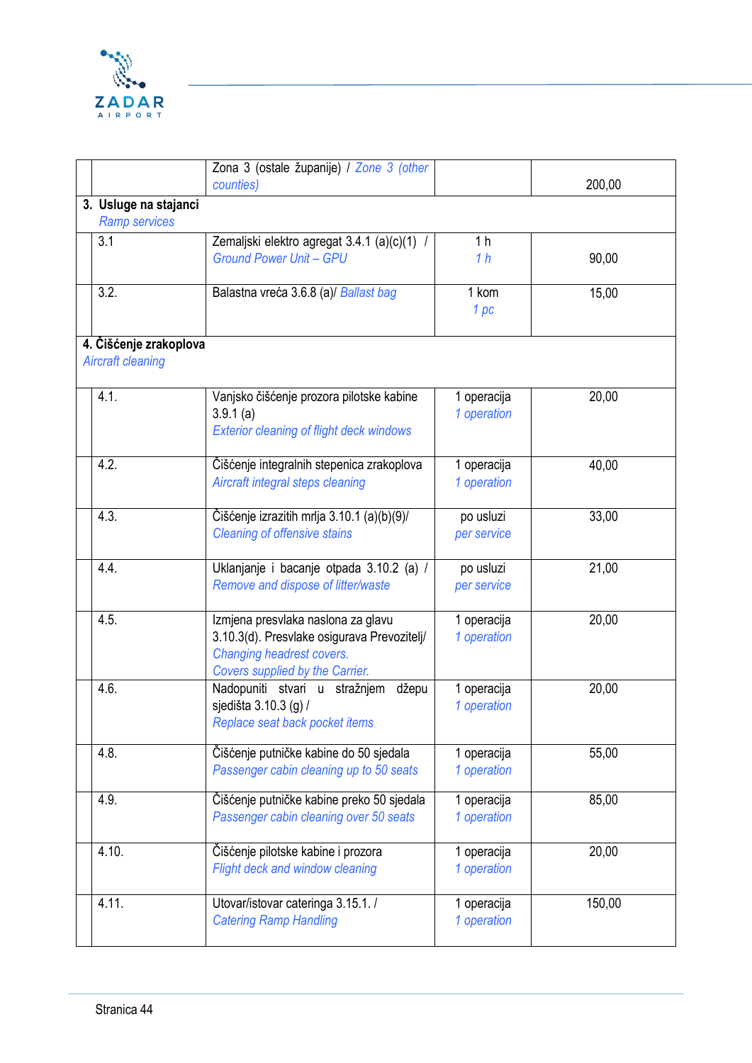| | | | | |
|---|---|---|---|---|
| | | Zona 3 (ostale županije) / *Zone 3 (other counties)* | | 200,00 |
| **3. Usluge na stajanci** *Ramp services* | | | | |
| | 3.1 | Zemaljski elektro agregat 3.4.1 (a)(c)(1) / *Ground Power Unit – GPU* | 1 h *1 h* | 90,00 |
| | 3.2. | Balastna vreća 3.6.8 (a)/ *Ballast bag* | 1 kom *1 pc* | 15,00 |
| **4. Čišćenje zrakoplova** *Aircraft cleaning* | | | | |
| | 4.1. | Vanjsko čišćenje prozora pilotske kabine 3.9.1 (a) *Exterior cleaning of flight deck windows* | 1 operacija *1 operation* | 20,00 |
| | 4.2. | Čišćenje integralnih stepenica zrakoplova *Aircraft integral steps cleaning* | 1 operacija *1 operation* | 40,00 |
| | 4.3. | Čišćenje izrazitih mrlja 3.10.1 (a)(b)(9)/ *Cleaning of offensive stains* | po usluzi *per service* | 33,00 |
| | 4.4. | Uklanjanje i bacanje otpada 3.10.2 (a) / *Remove and dispose of litter/waste* | po usluzi *per service* | 21,00 |
| | 4.5. | Izmjena presvlaka naslona za glavu 3.10.3(d). Presvlake osigurava Prevozitelj/ *Changing headrest covers. Covers supplied by the Carrier.* | 1 operacija *1 operation* | 20,00 |
| | 4.6. | Nadopuniti stvari u stražnjem džepu sjedišta 3.10.3 (g) / *Replace seat back pocket items* | 1 operacija *1 operation* | 20,00 |
| | 4.8. | Čišćenje putničke kabine do 50 sjedala *Passenger cabin cleaning up to 50 seats* | 1 operacija *1 operation* | 55,00 |
| | 4.9. | Čišćenje putničke kabine preko 50 sjedala *Passenger cabin cleaning over 50 seats* | 1 operacija *1 operation* | 85,00 |
| | 4.10. | Čišćenje pilotske kabine i prozora *Flight deck and window cleaning* | 1 operacija *1 operation* | 20,00 |
| | 4.11. | Utovar/istovar cateringa 3.15.1. / *Catering Ramp Handling* | 1 operacija *1 operation* | 150,00 |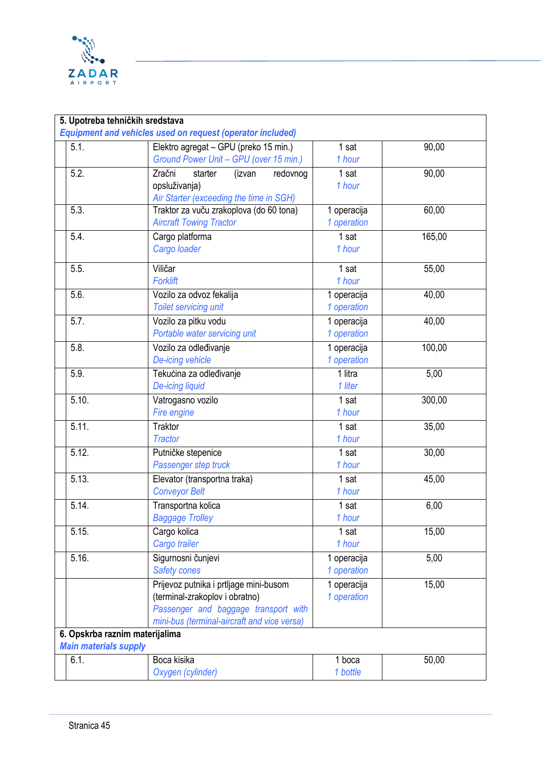| | | | |
|---|---|---|---|
| **5. Upotreba tehničkih sredstava** <br> ***Equipment and vehicles used on request (operator included)*** | | | |
| 5.1. | Elektro agregat – GPU (preko 15 min.) <br> *Ground Power Unit – GPU (over 15 min.)* | 1 sat <br> *1 hour* | 90,00 |
| 5.2. | Zračni starter (izvan redovnog opsluživanja) <br> *Air Starter (exceeding the time in SGH)* | 1 sat <br> *1 hour* | 90,00 |
| 5.3. | Traktor za vuču zrakoplova (do 60 tona) <br> *Aircraft Towing Tractor* | 1 operacija <br> *1 operation* | 60,00 |
| 5.4. | Cargo platforma <br> *Cargo loader* | 1 sat <br> *1 hour* | 165,00 |
| 5.5. | Viličar <br> *Forklift* | 1 sat <br> *1 hour* | 55,00 |
| 5.6. | Vozilo za odvoz fekalija <br> *Toilet servicing unit* | 1 operacija <br> *1 operation* | 40,00 |
| 5.7. | Vozilo za pitku vodu <br> *Portable water servicing unit* | 1 operacija <br> *1 operation* | 40,00 |
| 5.8. | Vozilo za odleđivanje <br> *De-icing vehicle* | 1 operacija <br> *1 operation* | 100,00 |
| 5.9. | Tekućina za odleđivanje <br> *De-icing liquid* | 1 litra <br> *1 liter* | 5,00 |
| 5.10. | Vatrogasno vozilo <br> *Fire engine* | 1 sat <br> *1 hour* | 300,00 |
| 5.11. | Traktor <br> *Tractor* | 1 sat <br> *1 hour* | 35,00 |
| 5.12. | Putničke stepenice <br> *Passenger step truck* | 1 sat <br> *1 hour* | 30,00 |
| 5.13. | Elevator (transportna traka) <br> *Conveyor Belt* | 1 sat <br> *1 hour* | 45,00 |
| 5.14. | Transportna kolica <br> *Baggage Trolley* | 1 sat <br> *1 hour* | 6,00 |
| 5.15. | Cargo kolica <br> *Cargo trailer* | 1 sat <br> *1 hour* | 15,00 |
| 5.16. | Sigurnosni čunjevi <br> *Safety cones* | 1 operacija <br> *1 operation* | 5,00 |
| | Prijevoz putnika i prtljage mini-busom (terminal-zrakoplov i obratno) <br> *Passenger and baggage transport with mini-bus (terminal-aircraft and vice versa)* | 1 operacija <br> *1 operation* | 15,00 |
| **6. Opskrba raznim materijalima** <br> ***Main materials supply*** | | | |
| 6.1. | Boca kisika <br> *Oxygen (cylinder)* | 1 boca <br> *1 bottle* | 50,00 |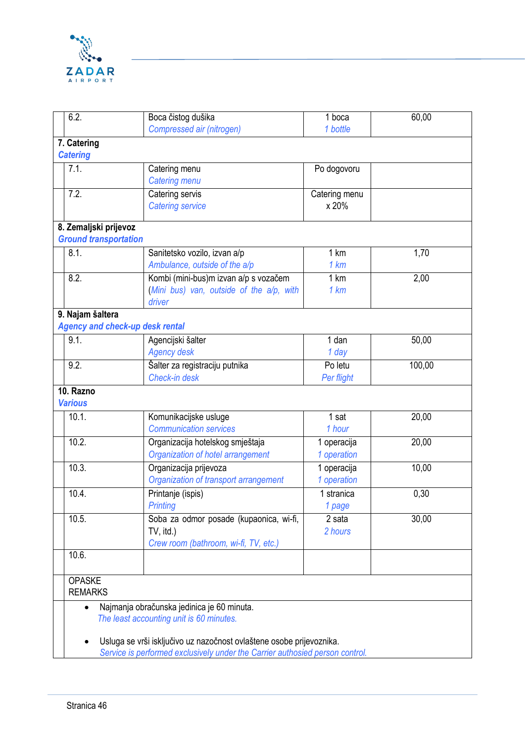| | | | |
|---|---|---|---|
| 6.2. | Boca čistog dušika<br>*Compressed air (nitrogen)* | 1 boca<br>*1 bottle* | 60,00 |
| **7. Catering**<br>***Catering*** | | | |
| 7.1. | Catering menu<br>*Catering menu* | Po dogovoru | |
| 7.2. | Catering servis<br>*Catering service* | Catering menu x 20% | |
| **8. Zemaljski prijevoz**<br>***Ground transportation*** | | | |
| 8.1. | Sanitetsko vozilo, izvan a/p<br>*Ambulance, outside of the a/p* | 1 km<br>*1 km* | 1,70 |
| 8.2. | Kombi (mini-bus)m izvan a/p s vozačem<br>(*Mini bus) van, outside of the a/p, with driver* | 1 km<br>*1 km* | 2,00 |
| **9. Najam šaltera**<br>***Agency and check-up desk rental*** | | | |
| 9.1. | Agencijski šalter<br>*Agency desk* | 1 dan<br>*1 day* | 50,00 |
| 9.2. | Šalter za registraciju putnika<br>*Check-in desk* | Po letu<br>*Per flight* | 100,00 |
| **10. Razno**<br>***Various*** | | | |
| 10.1. | Komunikacijske usluge<br>*Communication services* | 1 sat<br>*1 hour* | 20,00 |
| 10.2. | Organizacija hotelskog smještaja<br>*Organization of hotel arrangement* | 1 operacija<br>*1 operation* | 20,00 |
| 10.3. | Organizacija prijevoza<br>*Organization of transport arrangement* | 1 operacija<br>*1 operation* | 10,00 |
| 10.4. | Printanje (ispis)<br>*Printing* | 1 stranica<br>*1 page* | 0,30 |
| 10.5. | Soba za odmor posade (kupaonica, wi-fi, TV, itd.)<br>*Crew room (bathroom, wi-fi, TV, etc.)* | 2 sata<br>*2 hours* | 30,00 |
| 10.6. | | | |
| OPASKE<br>REMARKS | | | |

- Najmanja obračunska jedinica je 60 minuta.
  *The least accounting unit is 60 minutes.*

- Usluga se vrši isključivo uz nazočnost ovlaštene osobe prijevoznika.
  *Service is performed exclusively under the Carrier authosied person control.*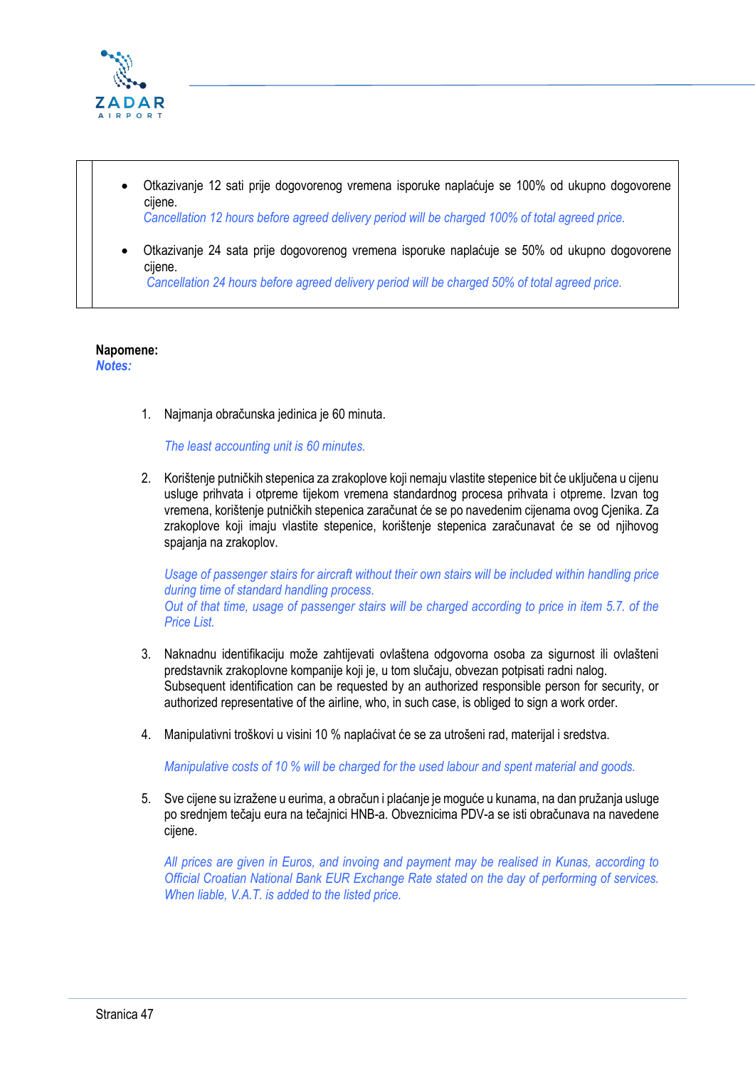- Otkazivanje 12 sati prije dogovorenog vremena isporuke naplaćuje se 100% od ukupno dogovorene cijene.
  *Cancellation 12 hours before agreed delivery period will be charged 100% of total agreed price.*

- Otkazivanje 24 sata prije dogovorenog vremena isporuke naplaćuje se 50% od ukupno dogovorene cijene.
  *Cancellation 24 hours before agreed delivery period will be charged 50% of total agreed price.*

**Napomene:**
***Notes:***

1. Najmanja obračunska jedinica je 60 minuta.

   *The least accounting unit is 60 minutes.*

2. Korištenje putničkih stepenica za zrakoplove koji nemaju vlastite stepenice bit će uključena u cijenu usluge prihvata i otpreme tijekom vremena standardnog procesa prihvata i otpreme. Izvan tog vremena, korištenje putničkih stepenica zaračunat će se po navedenim cijenama ovog Cjenika. Za zrakoplove koji imaju vlastite stepenice, korištenje stepenica zaračunavat će se od njihovog spajanja na zrakoplov.

   *Usage of passenger stairs for aircraft without their own stairs will be included within handling price during time of standard handling process.*
   *Out of that time, usage of passenger stairs will be charged according to price in item 5.7. of the Price List.*

3. Naknadnu identifikaciju može zahtijevati ovlaštena odgovorna osoba za sigurnost ili ovlašteni predstavnik zrakoplovne kompanije koji je, u tom slučaju, obvezan potpisati radni nalog.
   Subsequent identification can be requested by an authorized responsible person for security, or authorized representative of the airline, who, in such case, is obliged to sign a work order.

4. Manipulativni troškovi u visini 10 % naplaćivat će se za utrošeni rad, materijal i sredstva.

   *Manipulative costs of 10 % will be charged for the used labour and spent material and goods.*

5. Sve cijene su izražene u eurima, a obračun i plaćanje je moguće u kunama, na dan pružanja usluge po srednjem tečaju eura na tečajnici HNB-a. Obveznicima PDV-a se isti obračunava na navedene cijene.

   *All prices are given in Euros, and invoing and payment may be realised in Kunas, according to Official Croatian National Bank EUR Exchange Rate stated on the day of performing of services. When liable, V.A.T. is added to the listed price.*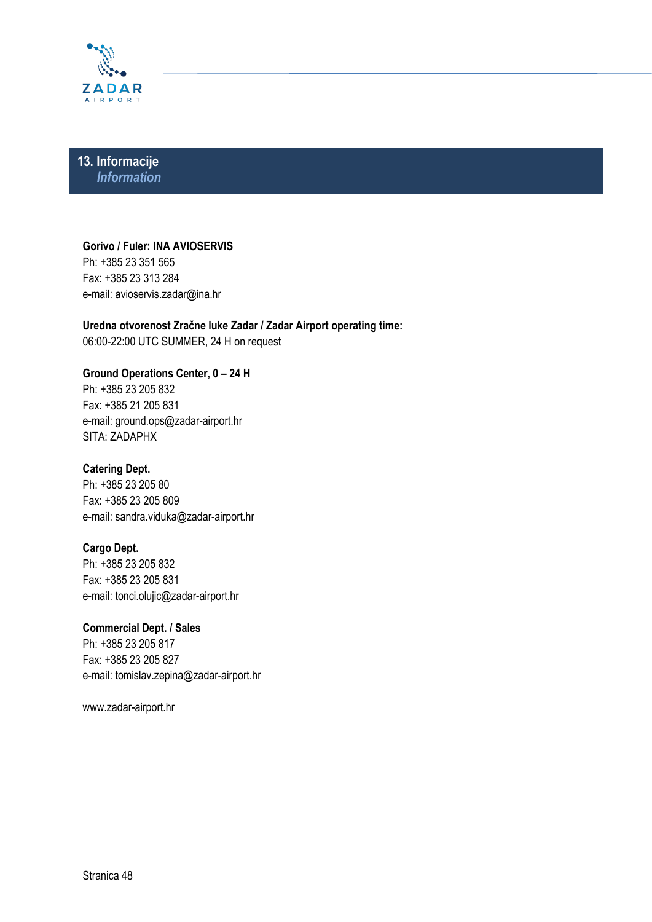## 13. Informacije
### *Information*

**Gorivo / Fuler: INA AVIOSERVIS**
Ph: +385 23 351 565
Fax: +385 23 313 284
e-mail: avioservis.zadar@ina.hr

**Uredna otvorenost Zračne luke Zadar / Zadar Airport operating time:**
06:00-22:00 UTC SUMMER, 24 H on request

**Ground Operations Center, 0 – 24 H**
Ph: +385 23 205 832
Fax: +385 21 205 831
e-mail: ground.ops@zadar-airport.hr
SITA: ZADAPHX

**Catering Dept.**
Ph: +385 23 205 80
Fax: +385 23 205 809
e-mail: sandra.viduka@zadar-airport.hr

**Cargo Dept.**
Ph: +385 23 205 832
Fax: +385 23 205 831
e-mail: tonci.olujic@zadar-airport.hr

**Commercial Dept. / Sales**
Ph: +385 23 205 817
Fax: +385 23 205 827
e-mail: tomislav.zepina@zadar-airport.hr

www.zadar-airport.hr